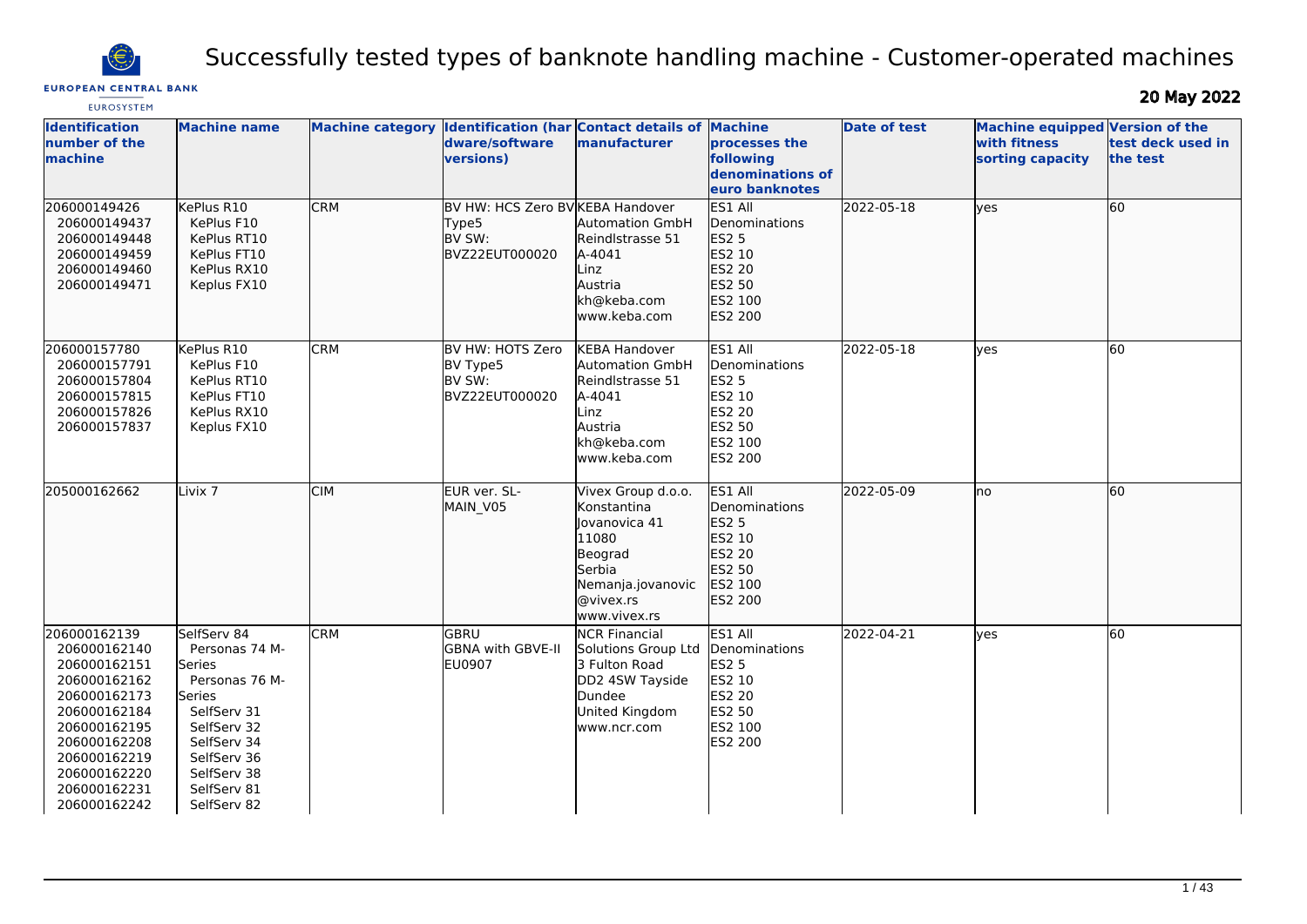# Successfully tested types of banknote handling machine - Customer-operated machines

EUROPEAN CENTRAL BANK
EUROSYSTEM

**20 May 2022**

| Identification number of the machine | Machine name | Machine category | Identification (hardware/software versions) | Contact details of manufacturer | Machine processes the following denominations of euro banknotes | Date of test | Machine equipped with fitness sorting capacity | Version of the test deck used in the test |
|---|---|---|---|---|---|---|---|---|
| 206000149426<br>206000149437<br>206000149448<br>206000149459<br>206000149460<br>206000149471 | KePlus R10<br>KePlus F10<br>KePlus RT10<br>KePlus FT10<br>KePlus RX10<br>Keplus FX10 | CRM | BV HW: HCS Zero BV Type5<br>BV SW: BVZ22EUT000020 | KEBA Handover Automation GmbH<br>Reindlstrasse 51<br>A-4041<br>Linz<br>Austria<br>kh@keba.com<br>www.keba.com | ES1 All Denominations<br>ES2 5<br>ES2 10<br>ES2 20<br>ES2 50<br>ES2 100<br>ES2 200 | 2022-05-18 | yes | 60 |
| 206000157780<br>206000157791<br>206000157804<br>206000157815<br>206000157826<br>206000157837 | KePlus R10<br>KePlus F10<br>KePlus RT10<br>KePlus FT10<br>KePlus RX10<br>Keplus FX10 | CRM | BV HW: HOTS Zero BV Type5<br>BV SW: BVZ22EUT000020 | KEBA Handover Automation GmbH<br>Reindlstrasse 51<br>A-4041<br>Linz<br>Austria<br>kh@keba.com<br>www.keba.com | ES1 All Denominations<br>ES2 5<br>ES2 10<br>ES2 20<br>ES2 50<br>ES2 100<br>ES2 200 | 2022-05-18 | yes | 60 |
| 205000162662 | Livix 7 | CIM | EUR ver. SL-MAIN_V05 | Vivex Group d.o.o.<br>Konstantina Jovanovica 41<br>11080<br>Beograd<br>Serbia<br>Nemanja.jovanovic@vivex.rs<br>www.vivex.rs | ES1 All Denominations<br>ES2 5<br>ES2 10<br>ES2 20<br>ES2 50<br>ES2 100<br>ES2 200 | 2022-05-09 | no | 60 |
| 206000162139<br>206000162140<br>206000162151<br>206000162162<br>206000162173<br>206000162184<br>206000162195<br>206000162208<br>206000162219<br>206000162220<br>206000162231<br>206000162242 | SelfServ 84<br>Personas 74 M-Series<br>Personas 76 M-Series<br>SelfServ 31<br>SelfServ 32<br>SelfServ 34<br>SelfServ 36<br>SelfServ 38<br>SelfServ 81<br>SelfServ 82 | CRM | GBRU<br>GBNA with GBVE-II EU0907 | NCR Financial Solutions Group Ltd<br>3 Fulton Road<br>DD2 4SW Tayside<br>Dundee<br>United Kingdom<br>www.ncr.com | ES1 All Denominations<br>ES2 5<br>ES2 10<br>ES2 20<br>ES2 50<br>ES2 100<br>ES2 200 | 2022-04-21 | yes | 60 |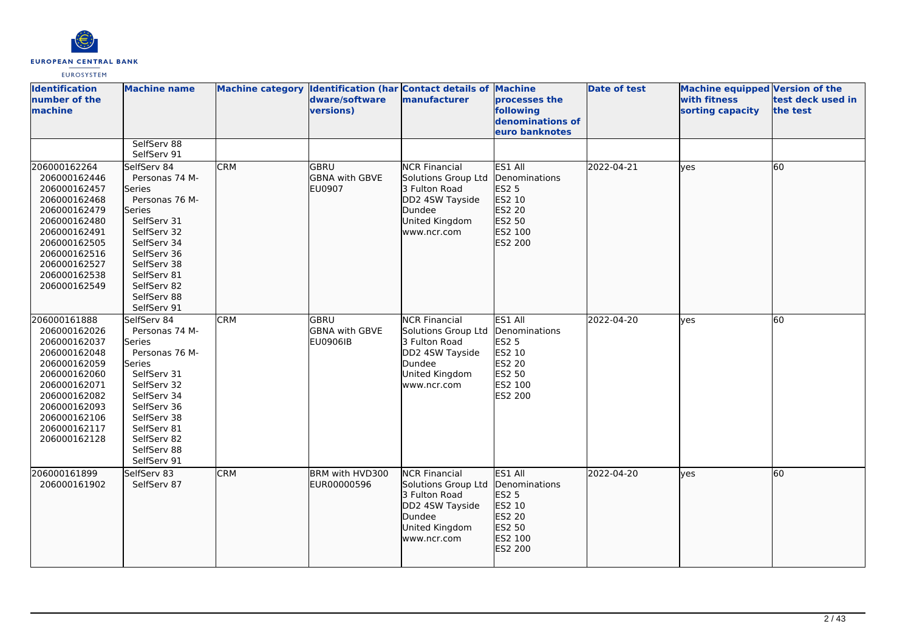| Identification number of the machine | Machine name | Machine category | Identification (hardware/software versions) | Contact details of manufacturer | Machine processes the following denominations of euro banknotes | Date of test | Machine equipped with fitness sorting capacity | Version of the test deck used in the test |
|---|---|---|---|---|---|---|---|---|
| | SelfServ 88<br>SelfServ 91 | | | | | | | |
| 206000162264<br>206000162446<br>206000162457<br>206000162468<br>206000162479<br>206000162480<br>206000162491<br>206000162505<br>206000162516<br>206000162527<br>206000162538<br>206000162549 | SelfServ 84<br>Personas 74 M-Series<br>Personas 76 M-Series<br>SelfServ 31<br>SelfServ 32<br>SelfServ 34<br>SelfServ 36<br>SelfServ 38<br>SelfServ 81<br>SelfServ 82<br>SelfServ 88<br>SelfServ 91 | CRM | GBRU<br>GBNA with GBVE EU0907 | NCR Financial Solutions Group Ltd 3 Fulton Road DD2 4SW Tayside Dundee United Kingdom www.ncr.com | ES1 All Denominations<br>ES2 5<br>ES2 10<br>ES2 20<br>ES2 50<br>ES2 100<br>ES2 200 | 2022-04-21 | yes | 60 |
| 206000161888<br>206000162026<br>206000162037<br>206000162048<br>206000162059<br>206000162060<br>206000162071<br>206000162082<br>206000162093<br>206000162106<br>206000162117<br>206000162128 | SelfServ 84<br>Personas 74 M-Series<br>Personas 76 M-Series<br>SelfServ 31<br>SelfServ 32<br>SelfServ 34<br>SelfServ 36<br>SelfServ 38<br>SelfServ 81<br>SelfServ 82<br>SelfServ 88<br>SelfServ 91 | CRM | GBRU<br>GBNA with GBVE EU0906IB | NCR Financial Solutions Group Ltd 3 Fulton Road DD2 4SW Tayside Dundee United Kingdom www.ncr.com | ES1 All Denominations<br>ES2 5<br>ES2 10<br>ES2 20<br>ES2 50<br>ES2 100<br>ES2 200 | 2022-04-20 | yes | 60 |
| 206000161899<br>206000161902 | SelfServ 83<br>SelfServ 87 | CRM | BRM with HVD300 EUR00000596 | NCR Financial Solutions Group Ltd 3 Fulton Road DD2 4SW Tayside Dundee United Kingdom www.ncr.com | ES1 All Denominations<br>ES2 5<br>ES2 10<br>ES2 20<br>ES2 50<br>ES2 100<br>ES2 200 | 2022-04-20 | yes | 60 |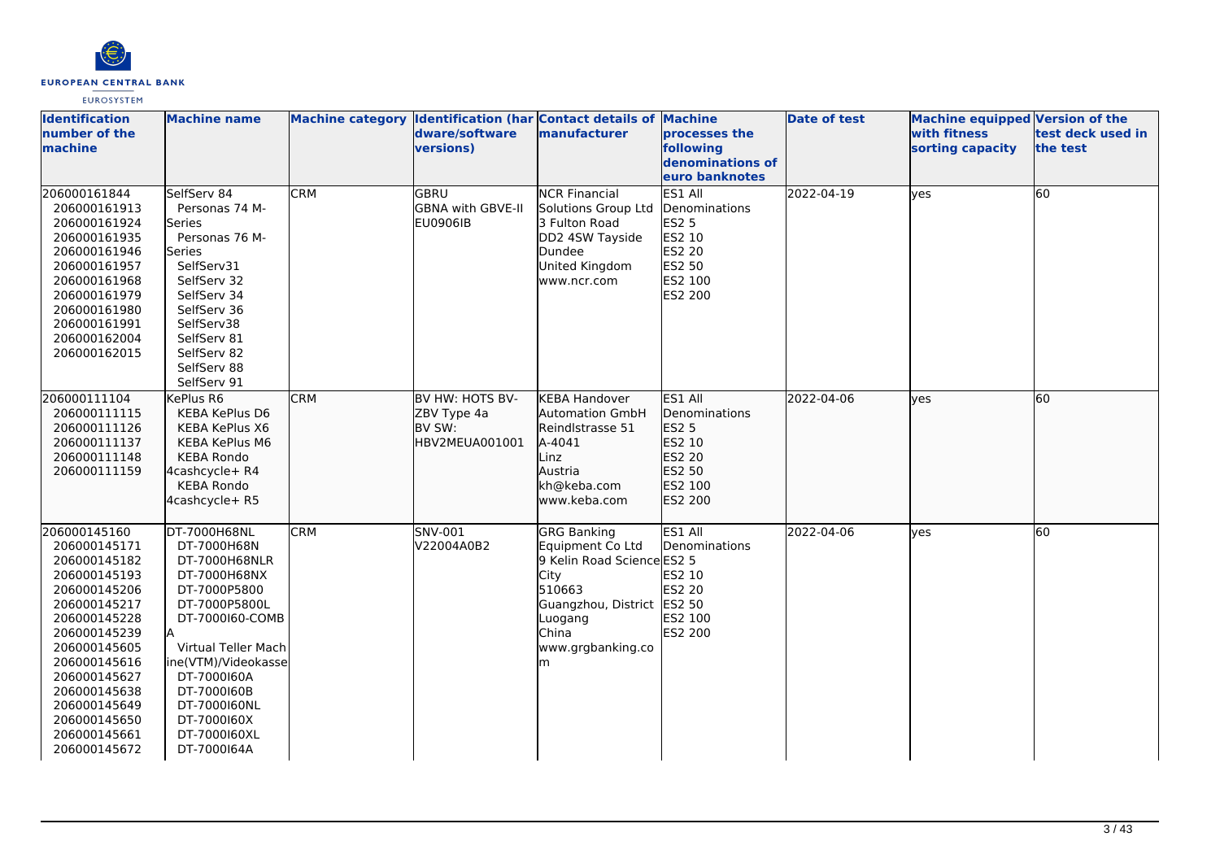| Identification number of the machine | Machine name | Machine category | Identification (hardware/software versions) | Contact details of manufacturer | Machine processes the following denominations of euro banknotes | Date of test | Machine equipped with fitness sorting capacity | Version of the test deck used in the test |
|---|---|---|---|---|---|---|---|---|
| 206000161844<br>206000161913<br>206000161924<br>206000161935<br>206000161946<br>206000161957<br>206000161968<br>206000161979<br>206000161980<br>206000161991<br>206000162004<br>206000162015 | SelfServ 84<br>Personas 74 M-Series<br>Personas 76 M-Series<br>SelfServ31<br>SelfServ 32<br>SelfServ 34<br>SelfServ 36<br>SelfServ38<br>SelfServ 81<br>SelfServ 82<br>SelfServ 88<br>SelfServ 91 | CRM | GBRU<br>GBNA with GBVE-II<br>EU0906IB | NCR Financial Solutions Group Ltd<br>3 Fulton Road<br>DD2 4SW Tayside<br>Dundee<br>United Kingdom<br>www.ncr.com | ES1 All Denominations<br>ES2 5<br>ES2 10<br>ES2 20<br>ES2 50<br>ES2 100<br>ES2 200 | 2022-04-19 | yes | 60 |
| 206000111104<br>206000111115<br>206000111126<br>206000111137<br>206000111148<br>206000111159 | KePlus R6<br>KEBA KePlus D6<br>KEBA KePlus X6<br>KEBA KePlus M6<br>KEBA Rondo 4cashcycle+ R4<br>KEBA Rondo 4cashcycle+ R5 | CRM | BV HW: HOTS BV-ZBV Type 4a<br>BV SW: HBV2MEUA001001 | KEBA Handover Automation GmbH<br>Reindlstrasse 51<br>A-4041<br>Linz<br>Austria<br>kh@keba.com<br>www.keba.com | ES1 All Denominations<br>ES2 5<br>ES2 10<br>ES2 20<br>ES2 50<br>ES2 100<br>ES2 200 | 2022-04-06 | yes | 60 |
| 206000145160<br>206000145171<br>206000145182<br>206000145193<br>206000145206<br>206000145217<br>206000145228<br>206000145239<br>206000145605<br>206000145616<br>206000145627<br>206000145638<br>206000145649<br>206000145650<br>206000145661<br>206000145672 | DT-7000H68NL<br>DT-7000H68N<br>DT-7000H68NLR<br>DT-7000H68NX<br>DT-7000P5800<br>DT-7000P5800L<br>DT-7000I60-COMBA<br>Virtual Teller Machine(VTM)/Videokasse<br>DT-7000I60A<br>DT-7000I60B<br>DT-7000I60NL<br>DT-7000I60X<br>DT-7000I60XL<br>DT-7000I64A | CRM | SNV-001<br>V22004A0B2 | GRG Banking Equipment Co Ltd<br>9 Kelin Road Science City<br>510663<br>Guangzhou, District Luogang<br>China<br>www.grgbanking.com | ES1 All Denominations<br>ES2 5<br>ES2 10<br>ES2 20<br>ES2 50<br>ES2 100<br>ES2 200 | 2022-04-06 | yes | 60 |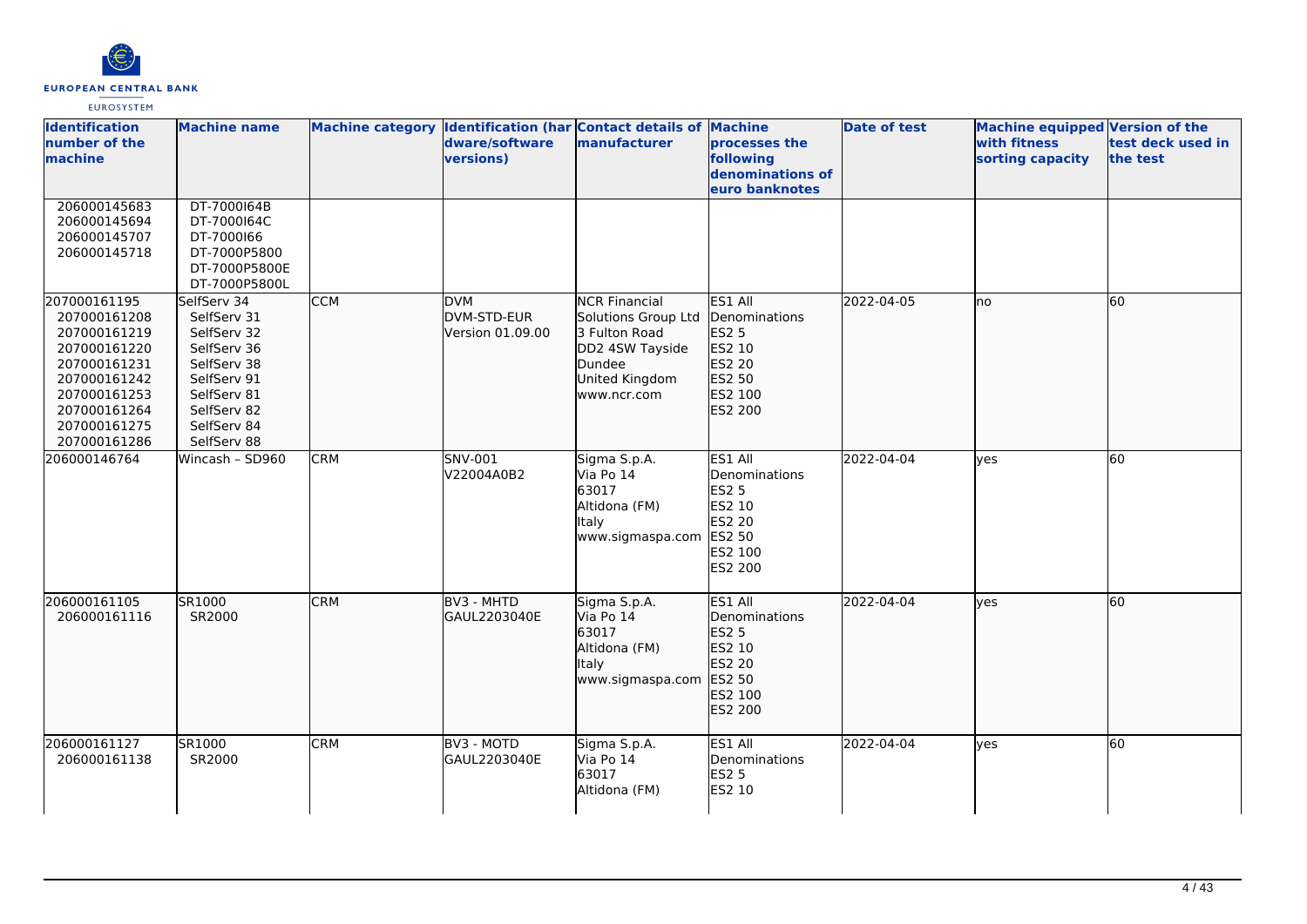| Identification number of the machine | Machine name | Machine category | Identification (hardware/software versions) | Contact details of manufacturer | Machine processes the following denominations of euro banknotes | Date of test | Machine equipped with fitness sorting capacity | Version of the test deck used in the test |
|---|---|---|---|---|---|---|---|---|
| 206000145683<br>206000145694<br>206000145707<br>206000145718 | DT-7000I64B<br>DT-7000I64C<br>DT-7000I66<br>DT-7000P5800<br>DT-7000P5800E<br>DT-7000P5800L | | | | | | | |
| 207000161195<br>207000161208<br>207000161219<br>207000161220<br>207000161231<br>207000161242<br>207000161253<br>207000161264<br>207000161275<br>207000161286 | SelfServ 34<br>SelfServ 31<br>SelfServ 32<br>SelfServ 36<br>SelfServ 38<br>SelfServ 91<br>SelfServ 81<br>SelfServ 82<br>SelfServ 84<br>SelfServ 88 | CCM | DVM<br>DVM-STD-EUR<br>Version 01.09.00 | NCR Financial Solutions Group Ltd<br>3 Fulton Road<br>DD2 4SW Tayside<br>Dundee<br>United Kingdom<br>www.ncr.com | ES1 All Denominations<br>ES2 5<br>ES2 10<br>ES2 20<br>ES2 50<br>ES2 100<br>ES2 200 | 2022-04-05 | no | 60 |
| 206000146764 | Wincash – SD960 | CRM | SNV-001<br>V22004A0B2 | Sigma S.p.A.<br>Via Po 14<br>63017<br>Altidona (FM)<br>Italy<br>www.sigmaspa.com | ES1 All Denominations<br>ES2 5<br>ES2 10<br>ES2 20<br>ES2 50<br>ES2 100<br>ES2 200 | 2022-04-04 | yes | 60 |
| 206000161105<br>206000161116 | SR1000<br>SR2000 | CRM | BV3 - MHTD<br>GAUL2203040E | Sigma S.p.A.<br>Via Po 14<br>63017<br>Altidona (FM)<br>Italy<br>www.sigmaspa.com | ES1 All Denominations<br>ES2 5<br>ES2 10<br>ES2 20<br>ES2 50<br>ES2 100<br>ES2 200 | 2022-04-04 | yes | 60 |
| 206000161127<br>206000161138 | SR1000<br>SR2000 | CRM | BV3 - MOTD<br>GAUL2203040E | Sigma S.p.A.<br>Via Po 14<br>63017<br>Altidona (FM) | ES1 All Denominations<br>ES2 5<br>ES2 10 | 2022-04-04 | yes | 60 |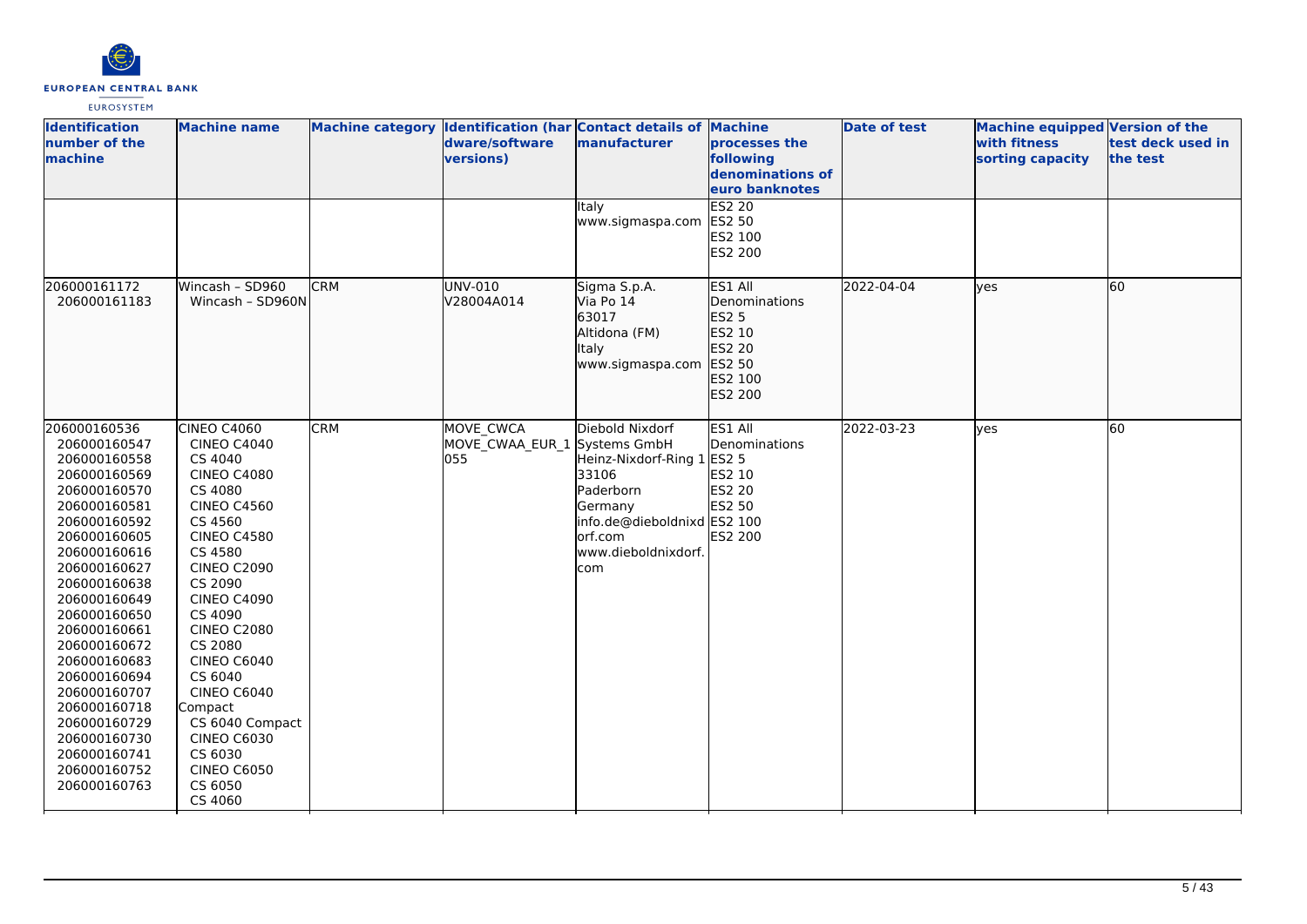| Identification number of the machine | Machine name | Machine category | Identification (hardware/software versions) | Contact details of manufacturer | Machine processes the following denominations of euro banknotes | Date of test | Machine equipped with fitness sorting capacity | Version of the test deck used in the test |
|---|---|---|---|---|---|---|---|---|
| | | | | Italy<br>www.sigmaspa.com | ES2 20<br>ES2 50<br>ES2 100<br>ES2 200 | | | |
| 206000161172<br>206000161183 | Wincash – SD960<br>Wincash – SD960N | CRM | UNV-010<br>V28004A014 | Sigma S.p.A.<br>Via Po 14<br>63017<br>Altidona (FM)<br>Italy<br>www.sigmaspa.com | ES1 All Denominations<br>ES2 5<br>ES2 10<br>ES2 20<br>ES2 50<br>ES2 100<br>ES2 200 | 2022-04-04 | yes | 60 |
| 206000160536<br>206000160547<br>206000160558<br>206000160569<br>206000160570<br>206000160581<br>206000160592<br>206000160605<br>206000160616<br>206000160627<br>206000160638<br>206000160649<br>206000160650<br>206000160661<br>206000160672<br>206000160683<br>206000160694<br>206000160707<br>206000160718<br>206000160729<br>206000160730<br>206000160741<br>206000160752<br>206000160763 | CINEO C4060<br>CINEO C4040<br>CS 4040<br>CINEO C4080<br>CS 4080<br>CINEO C4560<br>CS 4560<br>CINEO C4580<br>CS 4580<br>CINEO C2090<br>CS 2090<br>CINEO C4090<br>CS 4090<br>CINEO C2080<br>CS 2080<br>CINEO C6040<br>CS 6040<br>CINEO C6040 Compact<br>CS 6040 Compact<br>CINEO C6030<br>CS 6030<br>CINEO C6050<br>CS 6050<br>CS 4060 | CRM | MOVE_CWCA<br>MOVE_CWAA_EUR_1055 | Diebold Nixdorf Systems GmbH<br>Heinz-Nixdorf-Ring 1<br>33106<br>Paderborn<br>Germany<br>info.de@dieboldnixdorf.com<br>www.dieboldnixdorf.com | ES1 All Denominations<br>ES2 5<br>ES2 10<br>ES2 20<br>ES2 50<br>ES2 100<br>ES2 200 | 2022-03-23 | yes | 60 |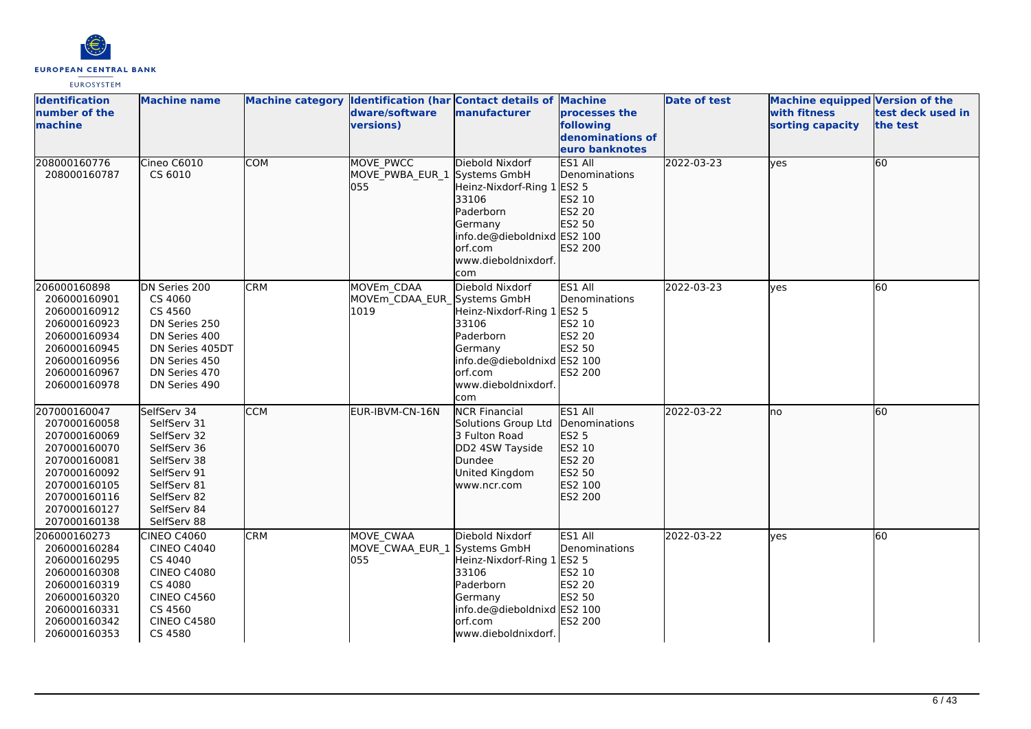| Identification number of the machine | Machine name | Machine category | Identification (hardware/software versions) | Contact details of manufacturer | Machine processes the following denominations of euro banknotes | Date of test | Machine equipped with fitness sorting capacity | Version of the test deck used in the test |
|---|---|---|---|---|---|---|---|---|
| 208000160776<br>208000160787 | Cineo C6010<br>CS 6010 | COM | MOVE_PWCC<br>MOVE_PWBA_EUR_1055 | Diebold Nixdorf Systems GmbH<br>Heinz-Nixdorf-Ring 1<br>33106<br>Paderborn<br>Germany<br>info.de@dieboldnixdorf.com<br>www.dieboldnixdorf.com | ES1 All Denominations<br>ES2 5<br>ES2 10<br>ES2 20<br>ES2 50<br>ES2 100<br>ES2 200 | 2022-03-23 | yes | 60 |
| 206000160898<br>206000160901<br>206000160912<br>206000160923<br>206000160934<br>206000160945<br>206000160956<br>206000160967<br>206000160978 | DN Series 200<br>CS 4060<br>CS 4560<br>DN Series 250<br>DN Series 400<br>DN Series 405DT<br>DN Series 450<br>DN Series 470<br>DN Series 490 | CRM | MOVEm_CDAA<br>MOVEm_CDAA_EUR_1019 | Diebold Nixdorf Systems GmbH<br>Heinz-Nixdorf-Ring 1<br>33106<br>Paderborn<br>Germany<br>info.de@dieboldnixdorf.com<br>www.dieboldnixdorf.com | ES1 All Denominations<br>ES2 5<br>ES2 10<br>ES2 20<br>ES2 50<br>ES2 100<br>ES2 200 | 2022-03-23 | yes | 60 |
| 207000160047<br>207000160058<br>207000160069<br>207000160070<br>207000160081<br>207000160092<br>207000160105<br>207000160116<br>207000160127<br>207000160138 | SelfServ 34<br>SelfServ 31<br>SelfServ 32<br>SelfServ 36<br>SelfServ 38<br>SelfServ 91<br>SelfServ 81<br>SelfServ 82<br>SelfServ 84<br>SelfServ 88 | CCM | EUR-IBVM-CN-16N | NCR Financial Solutions Group Ltd<br>3 Fulton Road<br>DD2 4SW Tayside<br>Dundee<br>United Kingdom<br>www.ncr.com | ES1 All Denominations<br>ES2 5<br>ES2 10<br>ES2 20<br>ES2 50<br>ES2 100<br>ES2 200 | 2022-03-22 | no | 60 |
| 206000160273<br>206000160284<br>206000160295<br>206000160308<br>206000160319<br>206000160320<br>206000160331<br>206000160342<br>206000160353 | CINEO C4060<br>CINEO C4040<br>CS 4040<br>CINEO C4080<br>CS 4080<br>CINEO C4560<br>CS 4560<br>CINEO C4580<br>CS 4580 | CRM | MOVE_CWAA<br>MOVE_CWAA_EUR_1055 | Diebold Nixdorf Systems GmbH<br>Heinz-Nixdorf-Ring 1<br>33106<br>Paderborn<br>Germany<br>info.de@dieboldnixdorf.com<br>www.dieboldnixdorf. | ES1 All Denominations<br>ES2 5<br>ES2 10<br>ES2 20<br>ES2 50<br>ES2 100<br>ES2 200 | 2022-03-22 | yes | 60 |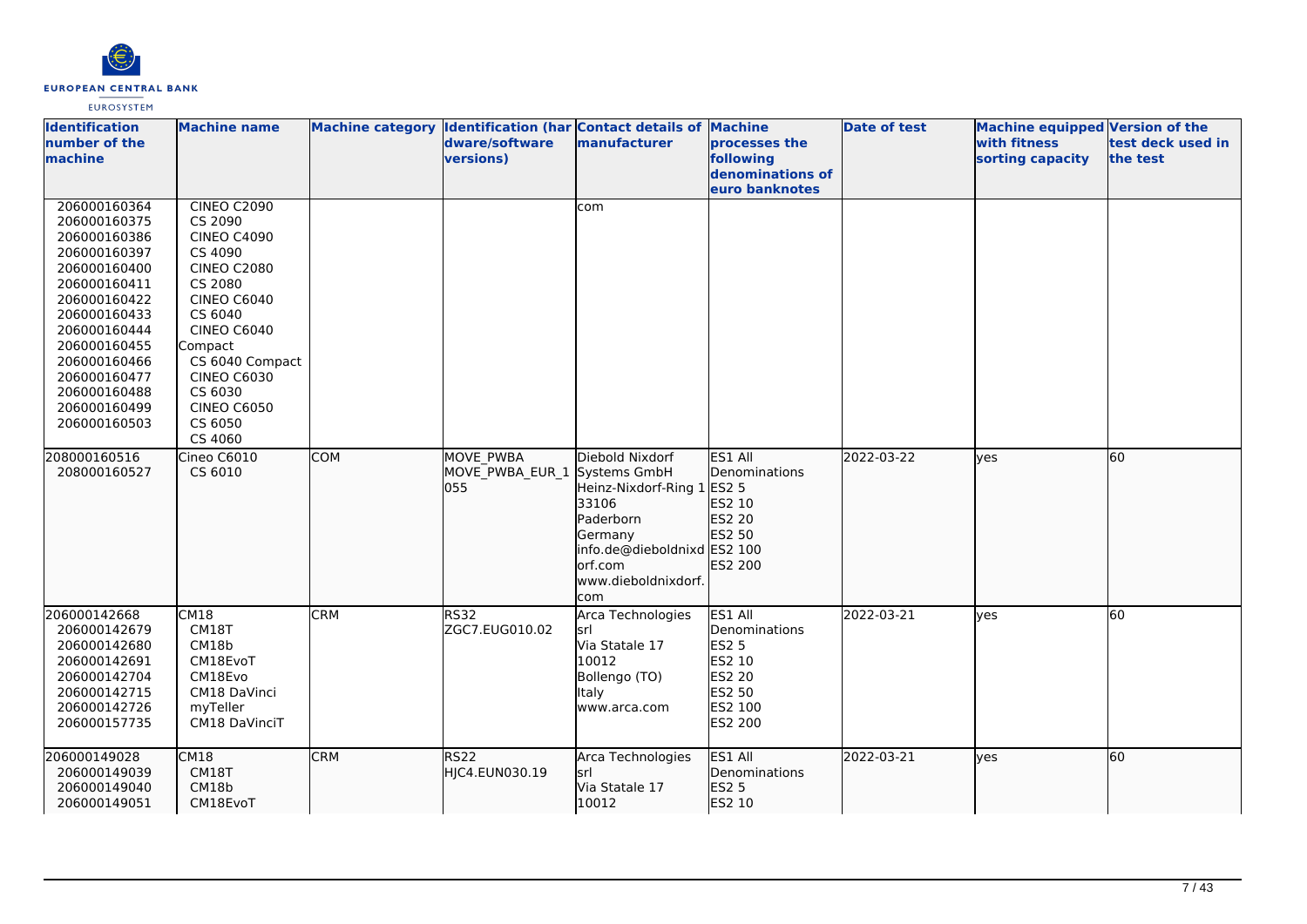| Identification number of the machine | Machine name | Machine category | Identification (hardware/software versions) | Contact details of manufacturer | Machine processes the following denominations of euro banknotes | Date of test | Machine equipped with fitness sorting capacity | Version of the test deck used in the test |
|---|---|---|---|---|---|---|---|---|
| 206000160364<br>206000160375<br>206000160386<br>206000160397<br>206000160400<br>206000160411<br>206000160422<br>206000160433<br>206000160444<br>206000160455<br>206000160466<br>206000160477<br>206000160488<br>206000160499<br>206000160503 | CINEO C2090<br>CS 2090<br>CINEO C4090<br>CS 4090<br>CINEO C2080<br>CS 2080<br>CINEO C6040<br>CS 6040<br>CINEO C6040 Compact<br>CS 6040 Compact<br>CINEO C6030<br>CS 6030<br>CINEO C6050<br>CS 6050<br>CS 4060 | | | com | | | | |
| 208000160516<br>208000160527 | Cineo C6010<br>CS 6010 | COM | MOVE_PWBA<br>MOVE_PWBA_EUR_1055 | Diebold Nixdorf Systems GmbH<br>Heinz-Nixdorf-Ring 1<br>33106<br>Paderborn<br>Germany<br>info.de@dieboldnixdorf.com<br>www.dieboldnixdorf.com | ES1 All Denominations<br>ES2 5<br>ES2 10<br>ES2 20<br>ES2 50<br>ES2 100<br>ES2 200 | 2022-03-22 | yes | 60 |
| 206000142668<br>206000142679<br>206000142680<br>206000142691<br>206000142704<br>206000142715<br>206000142726<br>206000157735 | CM18<br>CM18T<br>CM18b<br>CM18EvoT<br>CM18Evo<br>CM18 DaVinci<br>myTeller<br>CM18 DaVinciT | CRM | RS32<br>ZGC7.EUG010.02 | Arca Technologies srl<br>Via Statale 17<br>10012<br>Bollengo (TO)<br>Italy<br>www.arca.com | ES1 All Denominations<br>ES2 5<br>ES2 10<br>ES2 20<br>ES2 50<br>ES2 100<br>ES2 200 | 2022-03-21 | yes | 60 |
| 206000149028<br>206000149039<br>206000149040<br>206000149051 | CM18<br>CM18T<br>CM18b<br>CM18EvoT | CRM | RS22<br>HJC4.EUN030.19 | Arca Technologies srl<br>Via Statale 17<br>10012 | ES1 All Denominations<br>ES2 5<br>ES2 10 | 2022-03-21 | yes | 60 |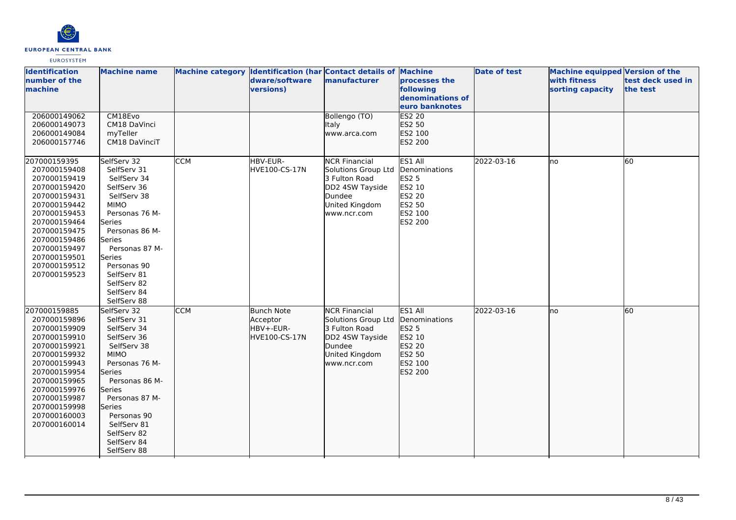| Identification number of the machine | Machine name | Machine category | Identification (hardware/software versions) | Contact details of manufacturer | Machine processes the following denominations of euro banknotes | Date of test | Machine equipped with fitness sorting capacity | Version of the test deck used in the test |
|---|---|---|---|---|---|---|---|---|
| 206000149062<br>206000149073<br>206000149084<br>206000157746 | CM18Evo<br>CM18 DaVinci<br>myTeller<br>CM18 DaVinciT | | | Bollengo (TO)<br>Italy<br>www.arca.com | ES2 20<br>ES2 50<br>ES2 100<br>ES2 200 | | | |
| 207000159395<br>207000159408<br>207000159419<br>207000159420<br>207000159431<br>207000159442<br>207000159453<br>207000159464<br>207000159475<br>207000159486<br>207000159497<br>207000159501<br>207000159512<br>207000159523 | SelfServ 32<br>SelfServ 31<br>SelfServ 34<br>SelfServ 36<br>SelfServ 38<br>MIMO<br>Personas 76 M-Series<br>Personas 86 M-Series<br>Personas 87 M-Series<br>Personas 90<br>SelfServ 81<br>SelfServ 82<br>SelfServ 84<br>SelfServ 88 | CCM | HBV-EUR-HVE100-CS-17N | NCR Financial Solutions Group Ltd<br>3 Fulton Road<br>DD2 4SW Tayside<br>Dundee<br>United Kingdom<br>www.ncr.com | ES1 All Denominations<br>ES2 5<br>ES2 10<br>ES2 20<br>ES2 50<br>ES2 100<br>ES2 200 | 2022-03-16 | no | 60 |
| 207000159885<br>207000159896<br>207000159909<br>207000159910<br>207000159921<br>207000159932<br>207000159943<br>207000159954<br>207000159965<br>207000159976<br>207000159987<br>207000159998<br>207000160003<br>207000160014 | SelfServ 32<br>SelfServ 31<br>SelfServ 34<br>SelfServ 36<br>SelfServ 38<br>MIMO<br>Personas 76 M-Series<br>Personas 86 M-Series<br>Personas 87 M-Series<br>Personas 90<br>SelfServ 81<br>SelfServ 82<br>SelfServ 84<br>SelfServ 88 | CCM | Bunch Note Acceptor<br>HBV+-EUR-HVE100-CS-17N | NCR Financial Solutions Group Ltd<br>3 Fulton Road<br>DD2 4SW Tayside<br>Dundee<br>United Kingdom<br>www.ncr.com | ES1 All Denominations<br>ES2 5<br>ES2 10<br>ES2 20<br>ES2 50<br>ES2 100<br>ES2 200 | 2022-03-16 | no | 60 |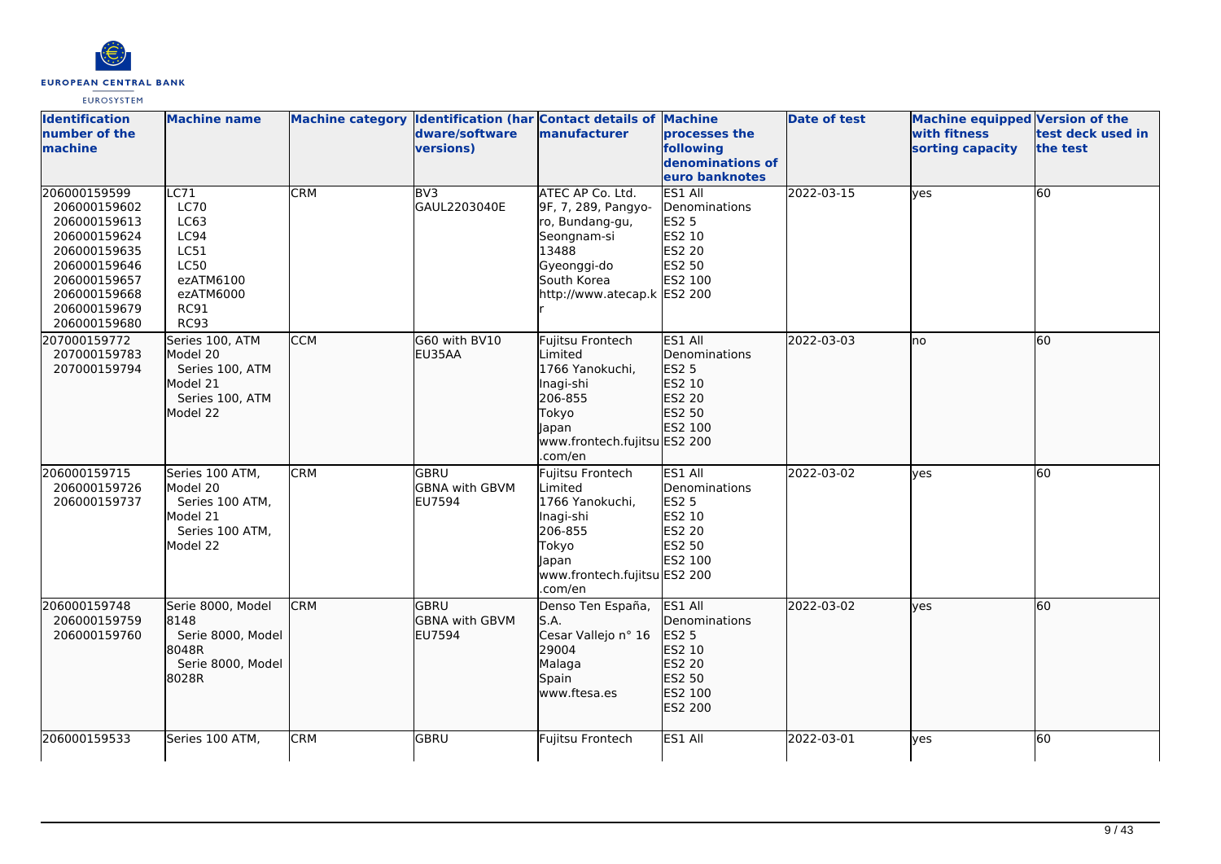| Identification number of the machine | Machine name | Machine category | Identification (hardware/software versions) | Contact details of manufacturer | Machine processes the following denominations of euro banknotes | Date of test | Machine equipped with fitness sorting capacity | Version of the test deck used in the test |
|---|---|---|---|---|---|---|---|---|
| 206000159599<br>206000159602<br>206000159613<br>206000159624<br>206000159635<br>206000159646<br>206000159657<br>206000159668<br>206000159679<br>206000159680 | LC71<br>LC70<br>LC63<br>LC94<br>LC51<br>LC50<br>ezATM6100<br>ezATM6000<br>RC91<br>RC93 | CRM | BV3<br>GAUL2203040E | ATEC AP Co. Ltd.<br>9F, 7, 289, Pangyo-ro, Bundang-gu, Seongnam-si<br>13488<br>Gyeonggi-do<br>South Korea<br>http://www.atecap.kr | ES1 All Denominations<br>ES2 5<br>ES2 10<br>ES2 20<br>ES2 50<br>ES2 100<br>ES2 200 | 2022-03-15 | yes | 60 |
| 207000159772<br>207000159783<br>207000159794 | Series 100, ATM Model 20<br>Series 100, ATM Model 21<br>Series 100, ATM Model 22 | CCM | G60 with BV10<br>EU35AA | Fujitsu Frontech Limited<br>1766 Yanokuchi, Inagi-shi<br>206-855<br>Tokyo<br>Japan<br>www.frontech.fujitsu.com/en | ES1 All Denominations<br>ES2 5<br>ES2 10<br>ES2 20<br>ES2 50<br>ES2 100<br>ES2 200 | 2022-03-03 | no | 60 |
| 206000159715<br>206000159726<br>206000159737 | Series 100 ATM, Model 20<br>Series 100 ATM, Model 21<br>Series 100 ATM, Model 22 | CRM | GBRU<br>GBNA with GBVM<br>EU7594 | Fujitsu Frontech Limited<br>1766 Yanokuchi, Inagi-shi<br>206-855<br>Tokyo<br>Japan<br>www.frontech.fujitsu.com/en | ES1 All Denominations<br>ES2 5<br>ES2 10<br>ES2 20<br>ES2 50<br>ES2 100<br>ES2 200 | 2022-03-02 | yes | 60 |
| 206000159748<br>206000159759<br>206000159760 | Serie 8000, Model 8148<br>Serie 8000, Model 8048R<br>Serie 8000, Model 8028R | CRM | GBRU<br>GBNA with GBVM<br>EU7594 | Denso Ten España, S.A.<br>Cesar Vallejo n° 16<br>29004<br>Malaga<br>Spain<br>www.ftesa.es | ES1 All Denominations<br>ES2 5<br>ES2 10<br>ES2 20<br>ES2 50<br>ES2 100<br>ES2 200 | 2022-03-02 | yes | 60 |
| 206000159533 | Series 100 ATM, | CRM | GBRU | Fujitsu Frontech | ES1 All | 2022-03-01 | yes | 60 |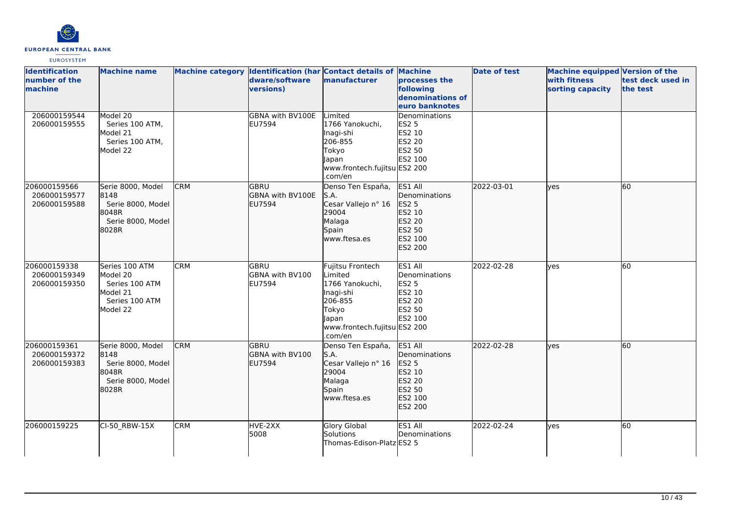| Identification number of the machine | Machine name | Machine category | Identification (hardware/software versions) | Contact details of manufacturer | Machine processes the following denominations of euro banknotes | Date of test | Machine equipped with fitness sorting capacity | Version of the test deck used in the test |
|---|---|---|---|---|---|---|---|---|
| 206000159544<br>206000159555 | Model 20<br>Series 100 ATM,<br>Model 21<br>Series 100 ATM,<br>Model 22 | | GBNA with BV100E<br>EU7594 | Limited<br>1766 Yanokuchi,<br>Inagi-shi<br>206-855<br>Tokyo<br>Japan<br>www.frontech.fujitsu.com/en | Denominations<br>ES2 5<br>ES2 10<br>ES2 20<br>ES2 50<br>ES2 100<br>ES2 200 | | | |
| 206000159566<br>206000159577<br>206000159588 | Serie 8000, Model 8148<br>Serie 8000, Model 8048R<br>Serie 8000, Model 8028R | CRM | GBRU<br>GBNA with BV100E<br>EU7594 | Denso Ten España, S.A.<br>Cesar Vallejo n° 16<br>29004<br>Malaga<br>Spain<br>www.ftesa.es | ES1 All Denominations<br>ES2 5<br>ES2 10<br>ES2 20<br>ES2 50<br>ES2 100<br>ES2 200 | 2022-03-01 | yes | 60 |
| 206000159338<br>206000159349<br>206000159350 | Series 100 ATM<br>Model 20<br>Series 100 ATM<br>Model 21<br>Series 100 ATM<br>Model 22 | CRM | GBRU<br>GBNA with BV100<br>EU7594 | Fujitsu Frontech Limited<br>1766 Yanokuchi,<br>Inagi-shi<br>206-855<br>Tokyo<br>Japan<br>www.frontech.fujitsu.com/en | ES1 All Denominations<br>ES2 5<br>ES2 10<br>ES2 20<br>ES2 50<br>ES2 100<br>ES2 200 | 2022-02-28 | yes | 60 |
| 206000159361<br>206000159372<br>206000159383 | Serie 8000, Model 8148<br>Serie 8000, Model 8048R<br>Serie 8000, Model 8028R | CRM | GBRU<br>GBNA with BV100<br>EU7594 | Denso Ten España, S.A.<br>Cesar Vallejo n° 16<br>29004<br>Malaga<br>Spain<br>www.ftesa.es | ES1 All Denominations<br>ES2 5<br>ES2 10<br>ES2 20<br>ES2 50<br>ES2 100<br>ES2 200 | 2022-02-28 | yes | 60 |
| 206000159225 | CI-50_RBW-15X | CRM | HVE-2XX<br>5008 | Glory Global Solutions<br>Thomas-Edison-Platz | ES1 All Denominations<br>ES2 5 | 2022-02-24 | yes | 60 |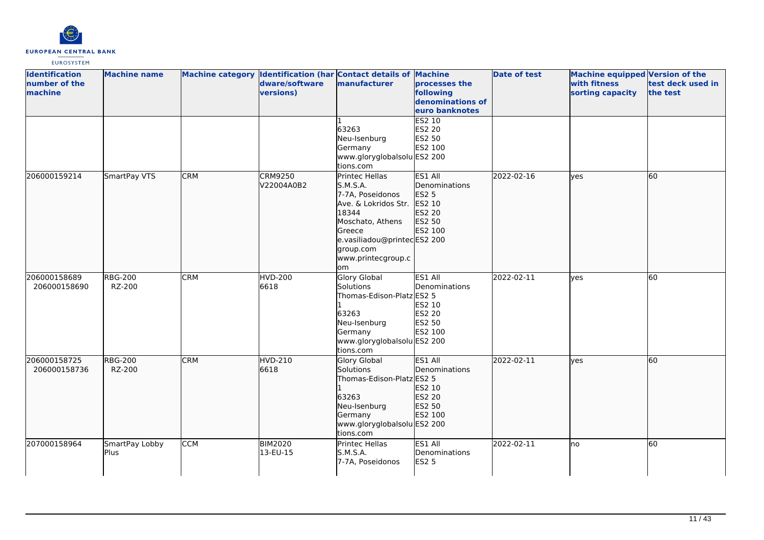| Identification number of the machine | Machine name | Machine category | Identification (hardware/software versions) | Contact details of manufacturer | Machine processes the following denominations of euro banknotes | Date of test | Machine equipped with fitness sorting capacity | Version of the test deck used in the test |
|---|---|---|---|---|---|---|---|---|
| | | | | 1<br>63263<br>Neu-Isenburg<br>Germany<br>www.gloryglobalsolutions.com | ES2 10<br>ES2 20<br>ES2 50<br>ES2 100<br>ES2 200 | | | |
| 206000159214 | SmartPay VTS | CRM | CRM9250<br>V22004A0B2 | Printec Hellas S.M.S.A.<br>7-7A, Poseidonos Ave. & Lokridos Str.<br>18344<br>Moschato, Athens<br>Greece<br>e.vasiliadou@printecgroup.com<br>www.printecgroup.com | ES1 All Denominations<br>ES2 5<br>ES2 10<br>ES2 20<br>ES2 50<br>ES2 100<br>ES2 200 | 2022-02-16 | yes | 60 |
| 206000158689<br>206000158690 | RBG-200<br>RZ-200 | CRM | HVD-200<br>6618 | Glory Global Solutions<br>Thomas-Edison-Platz 1<br>63263<br>Neu-Isenburg<br>Germany<br>www.gloryglobalsolutions.com | ES1 All Denominations<br>ES2 5<br>ES2 10<br>ES2 20<br>ES2 50<br>ES2 100<br>ES2 200 | 2022-02-11 | yes | 60 |
| 206000158725<br>206000158736 | RBG-200<br>RZ-200 | CRM | HVD-210<br>6618 | Glory Global Solutions<br>Thomas-Edison-Platz 1<br>63263<br>Neu-Isenburg<br>Germany<br>www.gloryglobalsolutions.com | ES1 All Denominations<br>ES2 5<br>ES2 10<br>ES2 20<br>ES2 50<br>ES2 100<br>ES2 200 | 2022-02-11 | yes | 60 |
| 207000158964 | SmartPay Lobby Plus | CCM | BIM2020<br>13-EU-15 | Printec Hellas S.M.S.A.<br>7-7A, Poseidonos | ES1 All Denominations<br>ES2 5 | 2022-02-11 | no | 60 |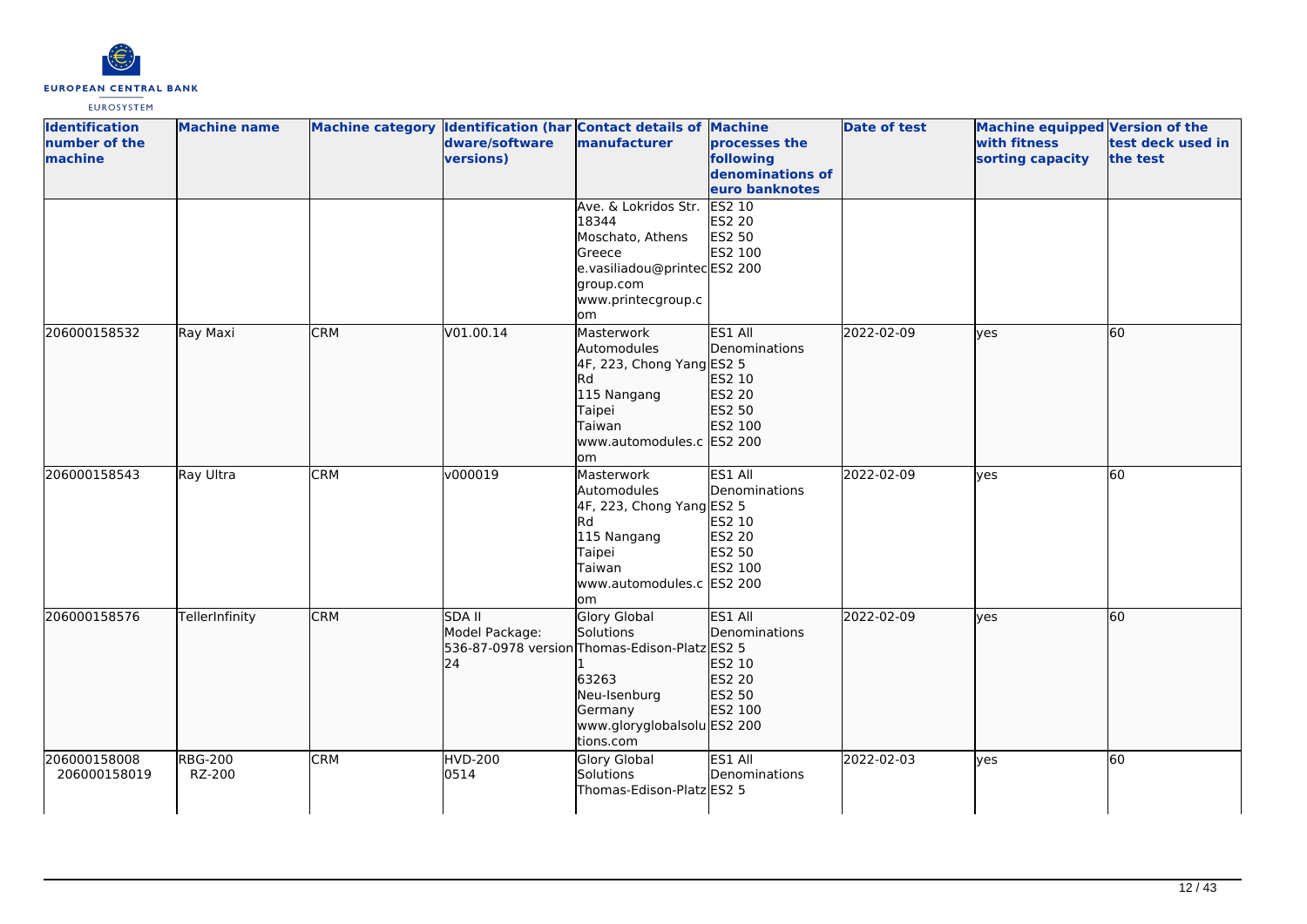| Identification number of the machine | Machine name | Machine category | Identification (hardware/software versions) | Contact details of manufacturer | Machine processes the following denominations of euro banknotes | Date of test | Machine equipped with fitness sorting capacity | Version of the test deck used in the test |
|---|---|---|---|---|---|---|---|---|
| | | | | Ave. & Lokridos Str. 18344 Moschato, Athens Greece e.vasiliadou@printecgroup.com www.printecgroup.com | ES2 10 ES2 20 ES2 50 ES2 100 ES2 200 | | | |
| 206000158532 | Ray Maxi | CRM | V01.00.14 | Masterwork Automodules 4F, 223, Chong Yang Rd 115 Nangang Taipei Taiwan www.automodules.com | ES1 All Denominations ES2 5 ES2 10 ES2 20 ES2 50 ES2 100 ES2 200 | 2022-02-09 | yes | 60 |
| 206000158543 | Ray Ultra | CRM | v000019 | Masterwork Automodules 4F, 223, Chong Yang Rd 115 Nangang Taipei Taiwan www.automodules.com | ES1 All Denominations ES2 5 ES2 10 ES2 20 ES2 50 ES2 100 ES2 200 | 2022-02-09 | yes | 60 |
| 206000158576 | TellerInfinity | CRM | SDA II Model Package: 536-87-0978 version 24 | Glory Global Solutions Thomas-Edison-Platz 1 63263 Neu-Isenburg Germany www.gloryglobalsolutions.com | ES1 All Denominations ES2 5 ES2 10 ES2 20 ES2 50 ES2 100 ES2 200 | 2022-02-09 | yes | 60 |
| 206000158008 206000158019 | RBG-200 RZ-200 | CRM | HVD-200 0514 | Glory Global Solutions Thomas-Edison-Platz | ES1 All Denominations ES2 5 | 2022-02-03 | yes | 60 |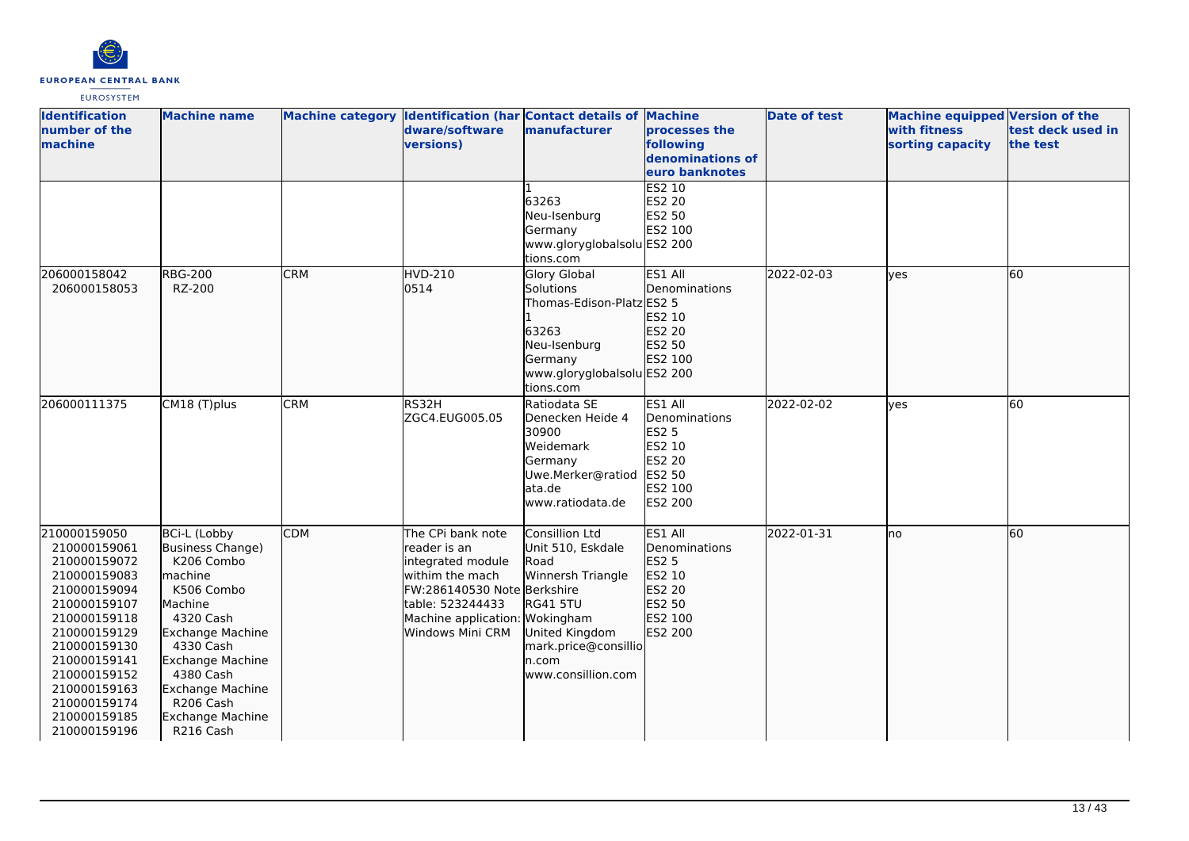| Identification number of the machine | Machine name | Machine category | Identification (hardware/software versions) | Contact details of manufacturer | Machine processes the following denominations of euro banknotes | Date of test | Machine equipped with fitness sorting capacity | Version of the test deck used in the test |
|---|---|---|---|---|---|---|---|---|
| | | | | 1<br>63263<br>Neu-Isenburg<br>Germany<br>www.gloryglobalsolutions.com | ES2 10<br>ES2 20<br>ES2 50<br>ES2 100<br>ES2 200 | | | |
| 206000158042<br>206000158053 | RBG-200<br>RZ-200 | CRM | HVD-210<br>0514 | Glory Global Solutions<br>Thomas-Edison-Platz 1<br>63263<br>Neu-Isenburg<br>Germany<br>www.gloryglobalsolutions.com | ES1 All Denominations<br>ES2 5<br>ES2 10<br>ES2 20<br>ES2 50<br>ES2 100<br>ES2 200 | 2022-02-03 | yes | 60 |
| 206000111375 | CM18 (T)plus | CRM | RS32H<br>ZGC4.EUG005.05 | Ratiodata SE<br>Denecken Heide 4<br>30900<br>Weidemark<br>Germany<br>Uwe.Merker@ratiodata.de<br>www.ratiodata.de | ES1 All Denominations<br>ES2 5<br>ES2 10<br>ES2 20<br>ES2 50<br>ES2 100<br>ES2 200 | 2022-02-02 | yes | 60 |
| 210000159050<br>210000159061<br>210000159072<br>210000159083<br>210000159094<br>210000159107<br>210000159118<br>210000159129<br>210000159130<br>210000159141<br>210000159152<br>210000159163<br>210000159174<br>210000159185<br>210000159196 | BCi-L (Lobby Business Change)<br>K206 Combo machine<br>K506 Combo Machine<br>4320 Cash Exchange Machine<br>4330 Cash Exchange Machine<br>4380 Cash Exchange Machine<br>R206 Cash Exchange Machine<br>R216 Cash | CDM | The CPi bank note reader is an integrated module withim the mach<br>FW:286140530 Note table: 523244433<br>Machine application: Windows Mini CRM | Consillion Ltd<br>Unit 510, Eskdale Road<br>Winnersh Triangle<br>Berkshire<br>RG41 5TU<br>Wokingham<br>United Kingdom<br>mark.price@consillion.com<br>www.consillion.com | ES1 All Denominations<br>ES2 5<br>ES2 10<br>ES2 20<br>ES2 50<br>ES2 100<br>ES2 200 | 2022-01-31 | no | 60 |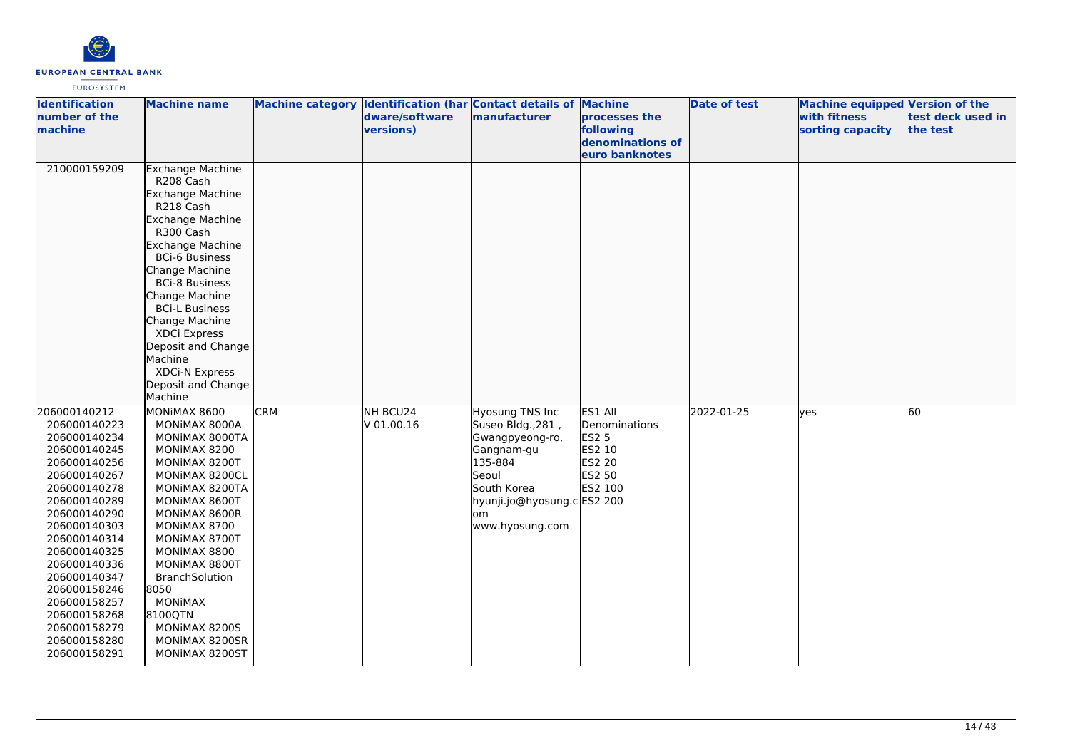| Identification number of the machine | Machine name | Machine category | Identification (hardware/software versions) | Contact details of manufacturer | Machine processes the following denominations of euro banknotes | Date of test | Machine equipped with fitness sorting capacity | Version of the test deck used in the test |
|---|---|---|---|---|---|---|---|---|
| 210000159209 | Exchange Machine<br>R208 Cash<br>Exchange Machine<br>R218 Cash<br>Exchange Machine<br>R300 Cash<br>Exchange Machine<br>BCi-6 Business<br>Change Machine<br>BCi-8 Business<br>Change Machine<br>BCi-L Business<br>Change Machine<br>XDCi Express<br>Deposit and Change<br>Machine<br>XDCi-N Express<br>Deposit and Change<br>Machine | | | | | | | |
| 206000140212<br>206000140223<br>206000140234<br>206000140245<br>206000140256<br>206000140267<br>206000140278<br>206000140289<br>206000140290<br>206000140303<br>206000140314<br>206000140325<br>206000140336<br>206000140347<br>206000158246<br>206000158257<br>206000158268<br>206000158279<br>206000158280<br>206000158291 | MONiMAX 8600<br>MONiMAX 8000A<br>MONiMAX 8000TA<br>MONiMAX 8200<br>MONiMAX 8200T<br>MONiMAX 8200CL<br>MONiMAX 8200TA<br>MONiMAX 8600T<br>MONiMAX 8600R<br>MONiMAX 8700<br>MONiMAX 8700T<br>MONiMAX 8800<br>MONiMAX 8800T<br>BranchSolution<br>8050<br>MONiMAX<br>8100QTN<br>MONiMAX 8200S<br>MONiMAX 8200SR<br>MONiMAX 8200ST | CRM | NH BCU24<br>V 01.00.16 | Hyosung TNS Inc<br>Suseo Bldg.,281 ,<br>Gwangpyeong-ro,<br>Gangnam-gu<br>135-884<br>Seoul<br>South Korea<br>hyunji.jo@hyosung.com<br>www.hyosung.com | ES1 All<br>Denominations<br>ES2 5<br>ES2 10<br>ES2 20<br>ES2 50<br>ES2 100<br>ES2 200 | 2022-01-25 | yes | 60 |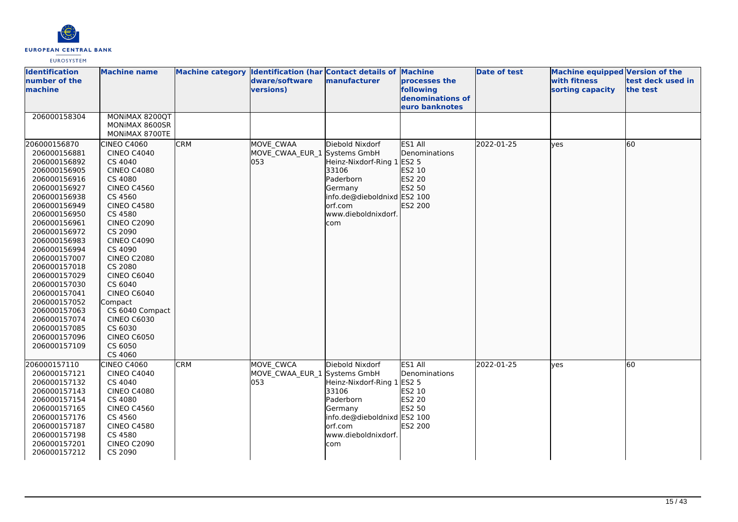| Identification number of the machine | Machine name | Machine category | Identification (hardware/software versions) | Contact details of manufacturer | Machine processes the following denominations of euro banknotes | Date of test | Machine equipped with fitness sorting capacity | Version of the test deck used in the test |
|---|---|---|---|---|---|---|---|---|
| 206000158304 | MONiMAX 8200QT<br>MONiMAX 8600SR<br>MONiMAX 8700TE | | | | | | | |
| 206000156870<br>206000156881<br>206000156892<br>206000156905<br>206000156916<br>206000156927<br>206000156938<br>206000156949<br>206000156950<br>206000156961<br>206000156972<br>206000156983<br>206000156994<br>206000157007<br>206000157018<br>206000157029<br>206000157030<br>206000157041<br>206000157052<br>206000157063<br>206000157074<br>206000157085<br>206000157096<br>206000157109 | CINEO C4060<br>CINEO C4040<br>CS 4040<br>CINEO C4080<br>CS 4080<br>CINEO C4560<br>CS 4560<br>CINEO C4580<br>CS 4580<br>CINEO C2090<br>CS 2090<br>CINEO C4090<br>CS 4090<br>CINEO C2080<br>CS 2080<br>CINEO C6040<br>CS 6040<br>CINEO C6040 Compact<br>CS 6040 Compact<br>CINEO C6030<br>CS 6030<br>CINEO C6050<br>CS 6050<br>CS 4060 | CRM | MOVE_CWAA<br>MOVE_CWAA_EUR_1 053 | Diebold Nixdorf Systems GmbH<br>Heinz-Nixdorf-Ring 1<br>33106<br>Paderborn<br>Germany<br>info.de@dieboldnixdorf.com<br>www.dieboldnixdorf.com | ES1 All Denominations<br>ES2 5<br>ES2 10<br>ES2 20<br>ES2 50<br>ES2 100<br>ES2 200 | 2022-01-25 | yes | 60 |
| 206000157110<br>206000157121<br>206000157132<br>206000157143<br>206000157154<br>206000157165<br>206000157176<br>206000157187<br>206000157198<br>206000157201<br>206000157212 | CINEO C4060<br>CINEO C4040<br>CS 4040<br>CINEO C4080<br>CS 4080<br>CINEO C4560<br>CS 4560<br>CINEO C4580<br>CS 4580<br>CINEO C2090<br>CS 2090 | CRM | MOVE_CWCA<br>MOVE_CWAA_EUR_1 053 | Diebold Nixdorf Systems GmbH<br>Heinz-Nixdorf-Ring 1<br>33106<br>Paderborn<br>Germany<br>info.de@dieboldnixdorf.com<br>www.dieboldnixdorf.com | ES1 All Denominations<br>ES2 5<br>ES2 10<br>ES2 20<br>ES2 50<br>ES2 100<br>ES2 200 | 2022-01-25 | yes | 60 |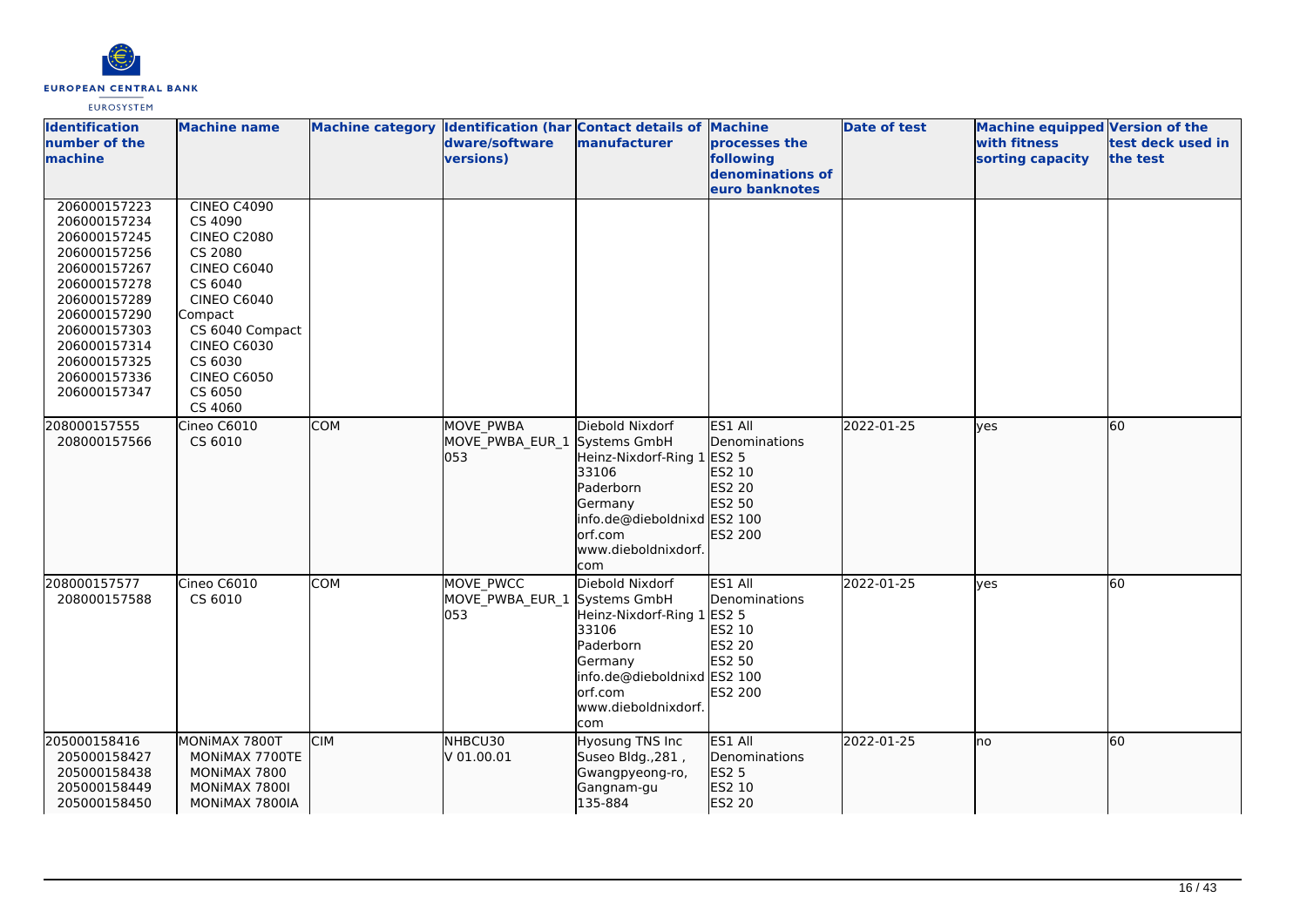| Identification number of the machine | Machine name | Machine category | Identification (hardware/software versions) | Contact details of manufacturer | Machine processes the following denominations of euro banknotes | Date of test | Machine equipped with fitness sorting capacity | Version of the test deck used in the test |
|---|---|---|---|---|---|---|---|---|
| 206000157223<br>206000157234<br>206000157245<br>206000157256<br>206000157267<br>206000157278<br>206000157289<br>206000157290<br>206000157303<br>206000157314<br>206000157325<br>206000157336<br>206000157347 | CINEO C4090<br>CS 4090<br>CINEO C2080<br>CS 2080<br>CINEO C6040<br>CS 6040<br>CINEO C6040 Compact<br>CS 6040 Compact<br>CINEO C6030<br>CS 6030<br>CINEO C6050<br>CS 6050<br>CS 4060 | | | | | | | |
| 208000157555<br>208000157566 | Cineo C6010<br>CS 6010 | COM | MOVE_PWBA<br>MOVE_PWBA_EUR_1053 | Diebold Nixdorf Systems GmbH<br>Heinz-Nixdorf-Ring 1<br>33106<br>Paderborn<br>Germany<br>info.de@dieboldnixdorf.com<br>www.dieboldnixdorf.com | ES1 All Denominations<br>ES2 5<br>ES2 10<br>ES2 20<br>ES2 50<br>ES2 100<br>ES2 200 | 2022-01-25 | yes | 60 |
| 208000157577<br>208000157588 | Cineo C6010<br>CS 6010 | COM | MOVE_PWCC<br>MOVE_PWBA_EUR_1053 | Diebold Nixdorf Systems GmbH<br>Heinz-Nixdorf-Ring 1<br>33106<br>Paderborn<br>Germany<br>info.de@dieboldnixdorf.com<br>www.dieboldnixdorf.com | ES1 All Denominations<br>ES2 5<br>ES2 10<br>ES2 20<br>ES2 50<br>ES2 100<br>ES2 200 | 2022-01-25 | yes | 60 |
| 205000158416<br>205000158427<br>205000158438<br>205000158449<br>205000158450 | MONiMAX 7800T<br>MONiMAX 7700TE<br>MONiMAX 7800<br>MONiMAX 7800I<br>MONiMAX 7800IA | CIM | NHBCU30<br>V 01.00.01 | Hyosung TNS Inc<br>Suseo Bldg.,281 , Gwangpyeong-ro, Gangnam-gu<br>135-884 | ES1 All Denominations<br>ES2 5<br>ES2 10<br>ES2 20 | 2022-01-25 | no | 60 |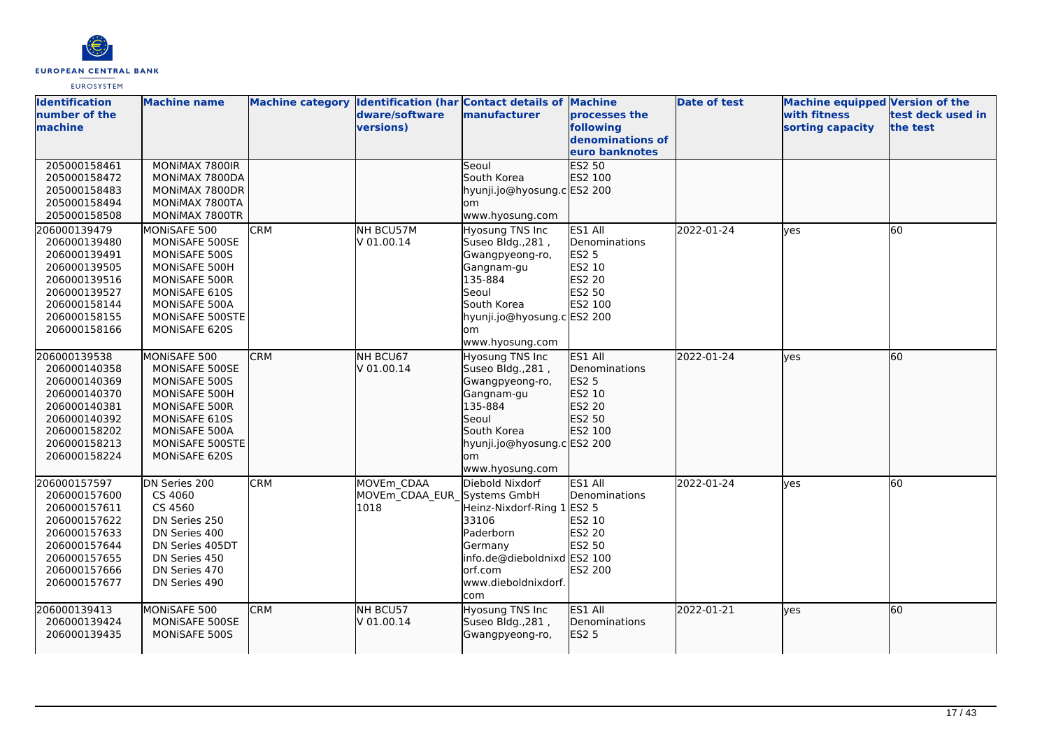| Identification number of the machine | Machine name | Machine category | Identification (hardware/software versions) | Contact details of manufacturer | Machine processes the following denominations of euro banknotes | Date of test | Machine equipped with fitness sorting capacity | Version of the test deck used in the test |
|---|---|---|---|---|---|---|---|---|
| 205000158461<br>205000158472<br>205000158483<br>205000158494<br>205000158508 | MONiMAX 7800IR<br>MONiMAX 7800DA<br>MONiMAX 7800DR<br>MONiMAX 7800TA<br>MONiMAX 7800TR | | | Seoul<br>South Korea<br>hyunji.jo@hyosung.com<br>www.hyosung.com | ES2 50<br>ES2 100<br>ES2 200 | | | |
| 206000139479<br>206000139480<br>206000139491<br>206000139505<br>206000139516<br>206000139527<br>206000158144<br>206000158155<br>206000158166 | MONiSAFE 500<br>MONiSAFE 500SE<br>MONiSAFE 500S<br>MONiSAFE 500H<br>MONiSAFE 500R<br>MONiSAFE 610S<br>MONiSAFE 500A<br>MONiSAFE 500STE<br>MONiSAFE 620S | CRM | NH BCU57M<br>V 01.00.14 | Hyosung TNS Inc<br>Suseo Bldg.,281 ,<br>Gwangpyeong-ro,<br>Gangnam-gu<br>135-884<br>Seoul<br>South Korea<br>hyunji.jo@hyosung.com<br>www.hyosung.com | ES1 All Denominations<br>ES2 5<br>ES2 10<br>ES2 20<br>ES2 50<br>ES2 100<br>ES2 200 | 2022-01-24 | yes | 60 |
| 206000139538<br>206000140358<br>206000140369<br>206000140370<br>206000140381<br>206000140392<br>206000158202<br>206000158213<br>206000158224 | MONiSAFE 500<br>MONiSAFE 500SE<br>MONiSAFE 500S<br>MONiSAFE 500H<br>MONiSAFE 500R<br>MONiSAFE 610S<br>MONiSAFE 500A<br>MONiSAFE 500STE<br>MONiSAFE 620S | CRM | NH BCU67<br>V 01.00.14 | Hyosung TNS Inc<br>Suseo Bldg.,281 ,<br>Gwangpyeong-ro,<br>Gangnam-gu<br>135-884<br>Seoul<br>South Korea<br>hyunji.jo@hyosung.com<br>www.hyosung.com | ES1 All Denominations<br>ES2 5<br>ES2 10<br>ES2 20<br>ES2 50<br>ES2 100<br>ES2 200 | 2022-01-24 | yes | 60 |
| 206000157597<br>206000157600<br>206000157611<br>206000157622<br>206000157633<br>206000157644<br>206000157655<br>206000157666<br>206000157677 | DN Series 200<br>CS 4060<br>CS 4560<br>DN Series 250<br>DN Series 400<br>DN Series 405DT<br>DN Series 450<br>DN Series 470<br>DN Series 490 | CRM | MOVEm_CDAA<br>MOVEm_CDAA_EUR_1018 | Diebold Nixdorf Systems GmbH<br>Heinz-Nixdorf-Ring 1<br>33106<br>Paderborn<br>Germany<br>info.de@dieboldnixdorf.com<br>www.dieboldnixdorf.com | ES1 All Denominations<br>ES2 5<br>ES2 10<br>ES2 20<br>ES2 50<br>ES2 100<br>ES2 200 | 2022-01-24 | yes | 60 |
| 206000139413<br>206000139424<br>206000139435 | MONiSAFE 500<br>MONiSAFE 500SE<br>MONiSAFE 500S | CRM | NH BCU57<br>V 01.00.14 | Hyosung TNS Inc<br>Suseo Bldg.,281 ,<br>Gwangpyeong-ro, | ES1 All Denominations<br>ES2 5 | 2022-01-21 | yes | 60 |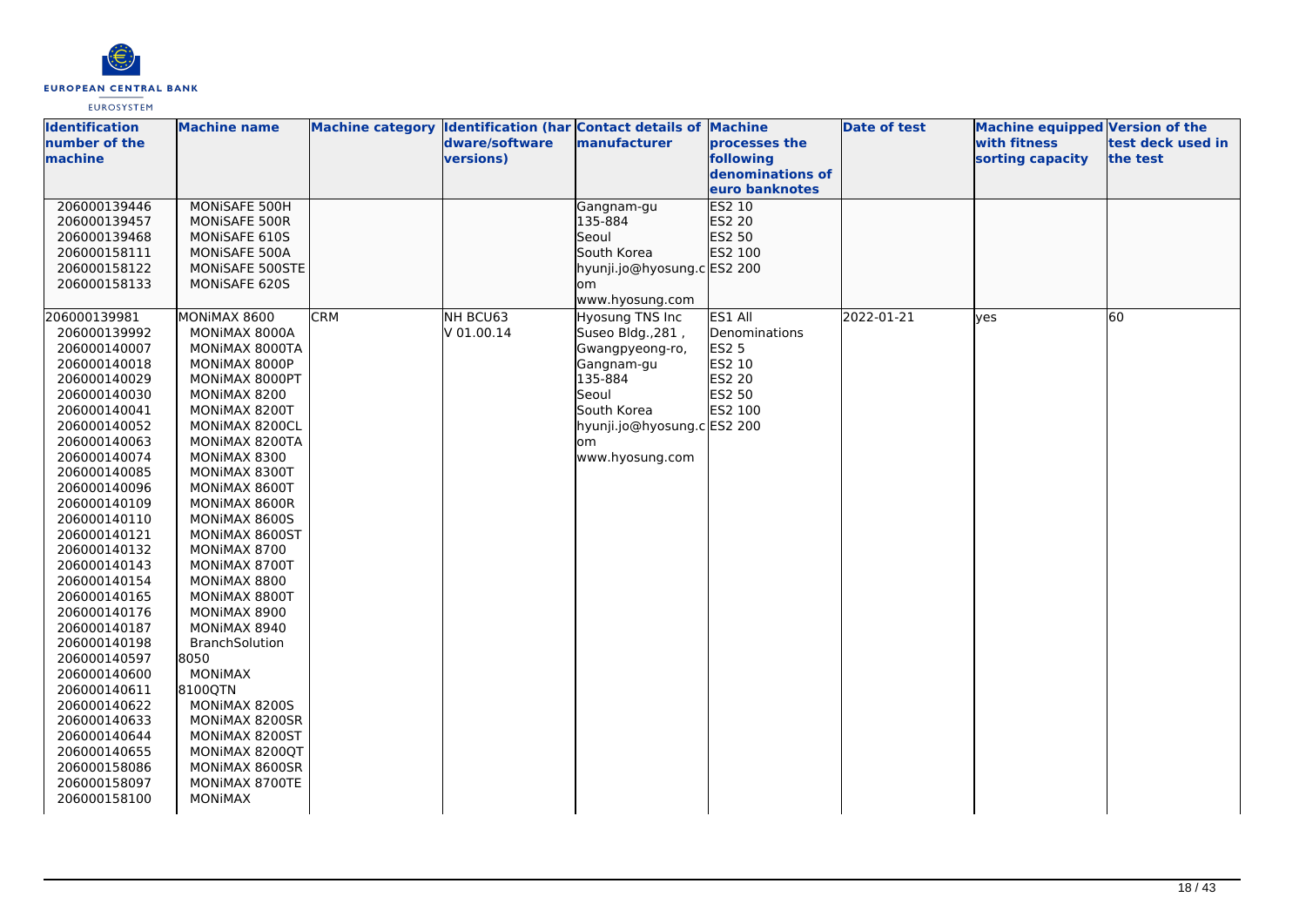| Identification number of the machine | Machine name | Machine category | Identification (hardware/software versions) | Contact details of manufacturer | Machine processes the following denominations of euro banknotes | Date of test | Machine equipped with fitness sorting capacity | Version of the test deck used in the test |
|---|---|---|---|---|---|---|---|---|
| 206000139446<br>206000139457<br>206000139468<br>206000158111<br>206000158122<br>206000158133 | MONiSAFE 500H<br>MONiSAFE 500R<br>MONiSAFE 610S<br>MONiSAFE 500A<br>MONiSAFE 500STE<br>MONiSAFE 620S | | | Gangnam-gu<br>135-884<br>Seoul<br>South Korea<br>hyunji.jo@hyosung.com<br>www.hyosung.com | ES2 10<br>ES2 20<br>ES2 50<br>ES2 100<br>ES2 200 | | | |
| 206000139981<br>206000139992<br>206000140007<br>206000140018<br>206000140029<br>206000140030<br>206000140041<br>206000140052<br>206000140063<br>206000140074<br>206000140085<br>206000140096<br>206000140109<br>206000140110<br>206000140121<br>206000140132<br>206000140143<br>206000140154<br>206000140165<br>206000140176<br>206000140187<br>206000140198<br>206000140597<br>206000140600<br>206000140611<br>206000140622<br>206000140633<br>206000140644<br>206000140655<br>206000158086<br>206000158097<br>206000158100 | MONiMAX 8600<br>MONiMAX 8000A<br>MONiMAX 8000TA<br>MONiMAX 8000P<br>MONiMAX 8000PT<br>MONiMAX 8200<br>MONiMAX 8200T<br>MONiMAX 8200CL<br>MONiMAX 8200TA<br>MONiMAX 8300<br>MONiMAX 8300T<br>MONiMAX 8600T<br>MONiMAX 8600R<br>MONiMAX 8600S<br>MONiMAX 8600ST<br>MONiMAX 8700<br>MONiMAX 8700T<br>MONiMAX 8800<br>MONiMAX 8800T<br>MONiMAX 8900<br>MONiMAX 8940<br>BranchSolution 8050<br>MONiMAX 8100QTN<br>MONiMAX 8200S<br>MONiMAX 8200SR<br>MONiMAX 8200ST<br>MONiMAX 8200QT<br>MONiMAX 8600SR<br>MONiMAX 8700TE<br>MONiMAX | CRM | NH BCU63<br>V 01.00.14 | Hyosung TNS Inc<br>Suseo Bldg.,281 ,<br>Gwangpyeong-ro,<br>Gangnam-gu<br>135-884<br>Seoul<br>South Korea<br>hyunji.jo@hyosung.com<br>www.hyosung.com | ES1 All Denominations<br>ES2 5<br>ES2 10<br>ES2 20<br>ES2 50<br>ES2 100<br>ES2 200 | 2022-01-21 | yes | 60 |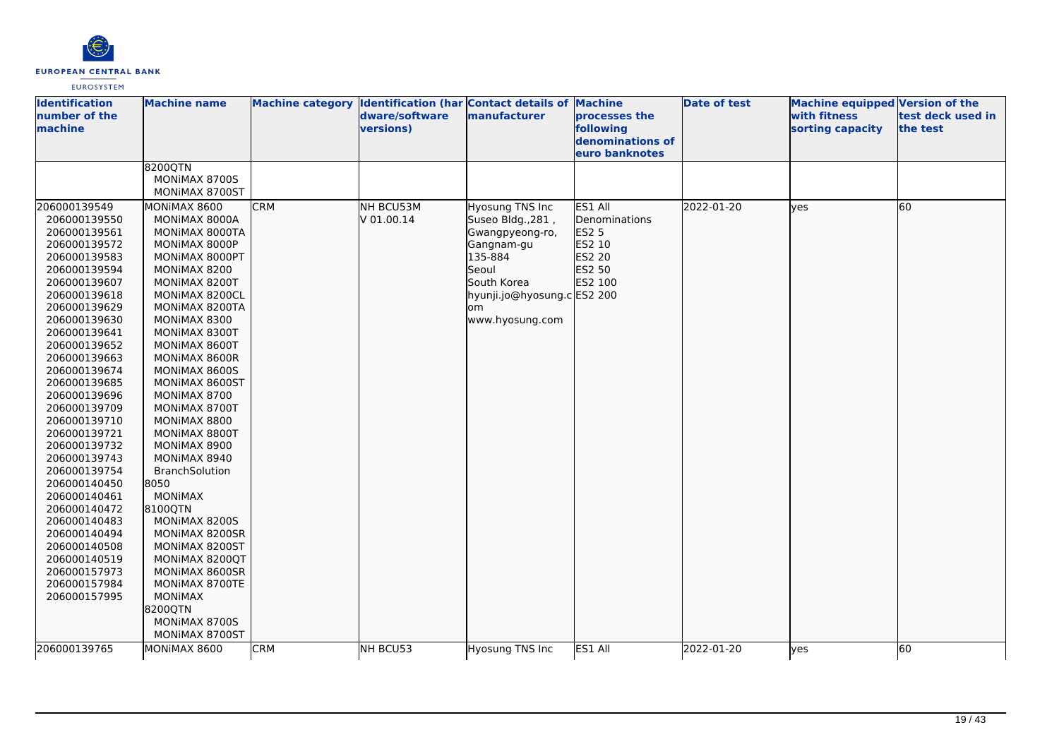| Identification number of the machine | Machine name | Machine category | Identification (hardware/software versions) | Contact details of manufacturer | Machine processes the following denominations of euro banknotes | Date of test | Machine equipped with fitness sorting capacity | Version of the test deck used in the test |
|---|---|---|---|---|---|---|---|---|
| | 8200QTN<br>MONiMAX 8700S<br>MONiMAX 8700ST | | | | | | | |
| 206000139549<br>206000139550<br>206000139561<br>206000139572<br>206000139583<br>206000139594<br>206000139607<br>206000139618<br>206000139629<br>206000139630<br>206000139641<br>206000139652<br>206000139663<br>206000139674<br>206000139685<br>206000139696<br>206000139709<br>206000139710<br>206000139721<br>206000139732<br>206000139743<br>206000139754<br>206000140450<br>206000140461<br>206000140472<br>206000140483<br>206000140494<br>206000140508<br>206000140519<br>206000157973<br>206000157984<br>206000157995 | MONiMAX 8600<br>MONiMAX 8000A<br>MONiMAX 8000TA<br>MONiMAX 8000P<br>MONiMAX 8000PT<br>MONiMAX 8200<br>MONiMAX 8200T<br>MONiMAX 8200CL<br>MONiMAX 8200TA<br>MONiMAX 8300<br>MONiMAX 8300T<br>MONiMAX 8600T<br>MONiMAX 8600R<br>MONiMAX 8600S<br>MONiMAX 8600ST<br>MONiMAX 8700<br>MONiMAX 8700T<br>MONiMAX 8800<br>MONiMAX 8800T<br>MONiMAX 8900<br>MONiMAX 8940<br>BranchSolution 8050<br>MONiMAX 8100QTN<br>MONiMAX 8200S<br>MONiMAX 8200SR<br>MONiMAX 8200ST<br>MONiMAX 8200QT<br>MONiMAX 8600SR<br>MONiMAX 8700TE<br>MONiMAX 8200QTN<br>MONiMAX 8700S<br>MONiMAX 8700ST | CRM | NH BCU53M<br>V 01.00.14 | Hyosung TNS Inc<br>Suseo Bldg.,281 ,<br>Gwangpyeong-ro,<br>Gangnam-gu<br>135-884<br>Seoul<br>South Korea<br>hyunji.jo@hyosung.com<br>www.hyosung.com | ES1 All Denominations<br>ES2 5<br>ES2 10<br>ES2 20<br>ES2 50<br>ES2 100<br>ES2 200 | 2022-01-20 | yes | 60 |
| 206000139765 | MONiMAX 8600 | CRM | NH BCU53 | Hyosung TNS Inc | ES1 All | 2022-01-20 | yes | 60 |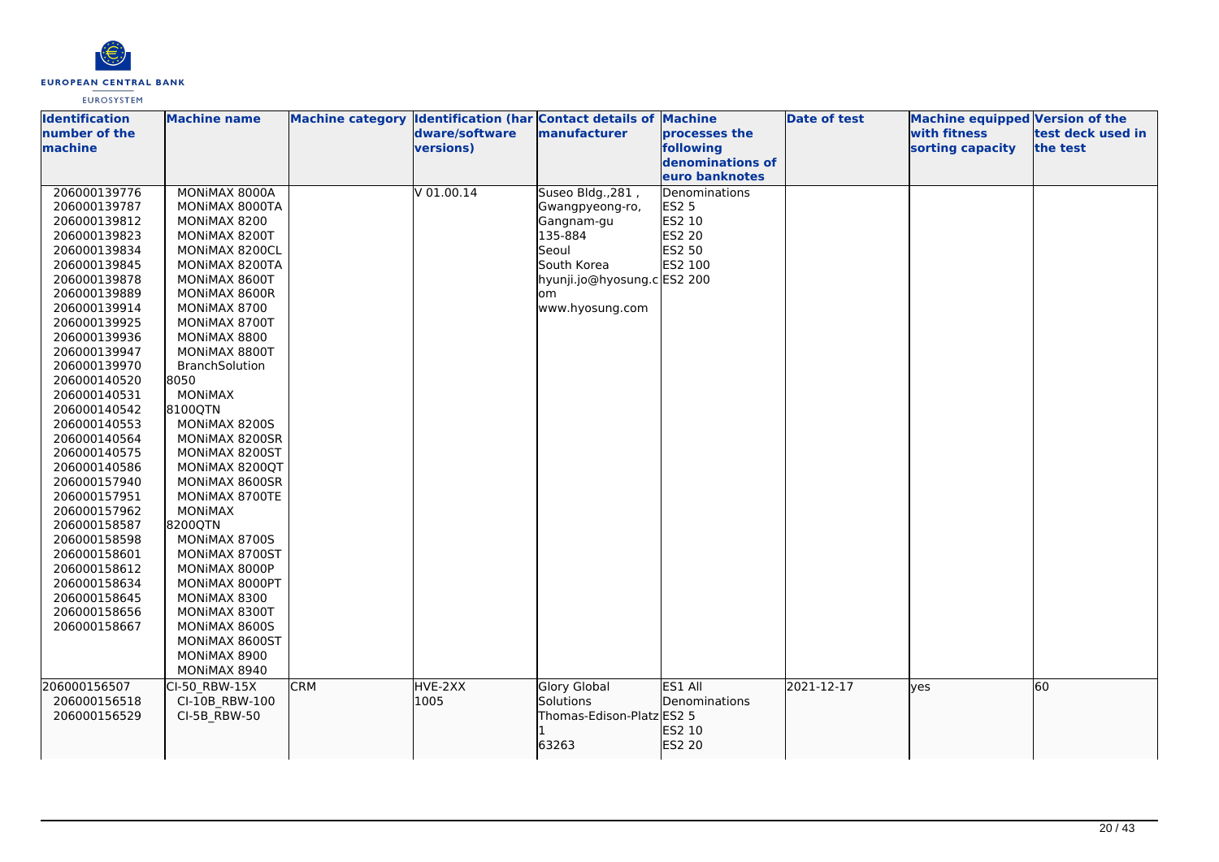| Identification number of the machine | Machine name | Machine category | Identification (hardware/software versions) | Contact details of manufacturer | Machine processes the following denominations of euro banknotes | Date of test | Machine equipped with fitness sorting capacity | Version of the test deck used in the test |
|---|---|---|---|---|---|---|---|---|
| 206000139776<br>206000139787<br>206000139812<br>206000139823<br>206000139834<br>206000139845<br>206000139878<br>206000139889<br>206000139914<br>206000139925<br>206000139936<br>206000139947<br>206000139970<br>206000140520<br>206000140531<br>206000140542<br>206000140553<br>206000140564<br>206000140575<br>206000140586<br>206000157940<br>206000157951<br>206000157962<br>206000158587<br>206000158598<br>206000158601<br>206000158612<br>206000158634<br>206000158645<br>206000158656<br>206000158667 | MONiMAX 8000A<br>MONiMAX 8000TA<br>MONiMAX 8200<br>MONiMAX 8200T<br>MONiMAX 8200CL<br>MONiMAX 8200TA<br>MONiMAX 8600T<br>MONiMAX 8600R<br>MONiMAX 8700<br>MONiMAX 8700T<br>MONiMAX 8800<br>MONiMAX 8800T<br>BranchSolution 8050<br>MONiMAX 8100QTN<br>MONiMAX 8200S<br>MONiMAX 8200SR<br>MONiMAX 8200ST<br>MONiMAX 8200QT<br>MONiMAX 8600SR<br>MONiMAX 8700TE<br>MONiMAX 8200QTN<br>MONiMAX 8700S<br>MONiMAX 8700ST<br>MONiMAX 8000P<br>MONiMAX 8000PT<br>MONiMAX 8300<br>MONiMAX 8300T<br>MONiMAX 8600S<br>MONiMAX 8600ST<br>MONiMAX 8900<br>MONiMAX 8940 | | V 01.00.14 | Suseo Bldg.,281 , Gwangpyeong-ro, Gangnam-gu<br>135-884<br>Seoul<br>South Korea<br>hyunji.jo@hyosung.com<br>www.hyosung.com | Denominations<br>ES2 5<br>ES2 10<br>ES2 20<br>ES2 50<br>ES2 100<br>ES2 200 | | | |
| 206000156507<br>206000156518<br>206000156529 | CI-50_RBW-15X<br>CI-10B_RBW-100<br>CI-5B_RBW-50 | CRM | HVE-2XX<br>1005 | Glory Global Solutions<br>Thomas-Edison-Platz 1<br>63263 | ES1 All Denominations<br>ES2 5<br>ES2 10<br>ES2 20 | 2021-12-17 | yes | 60 |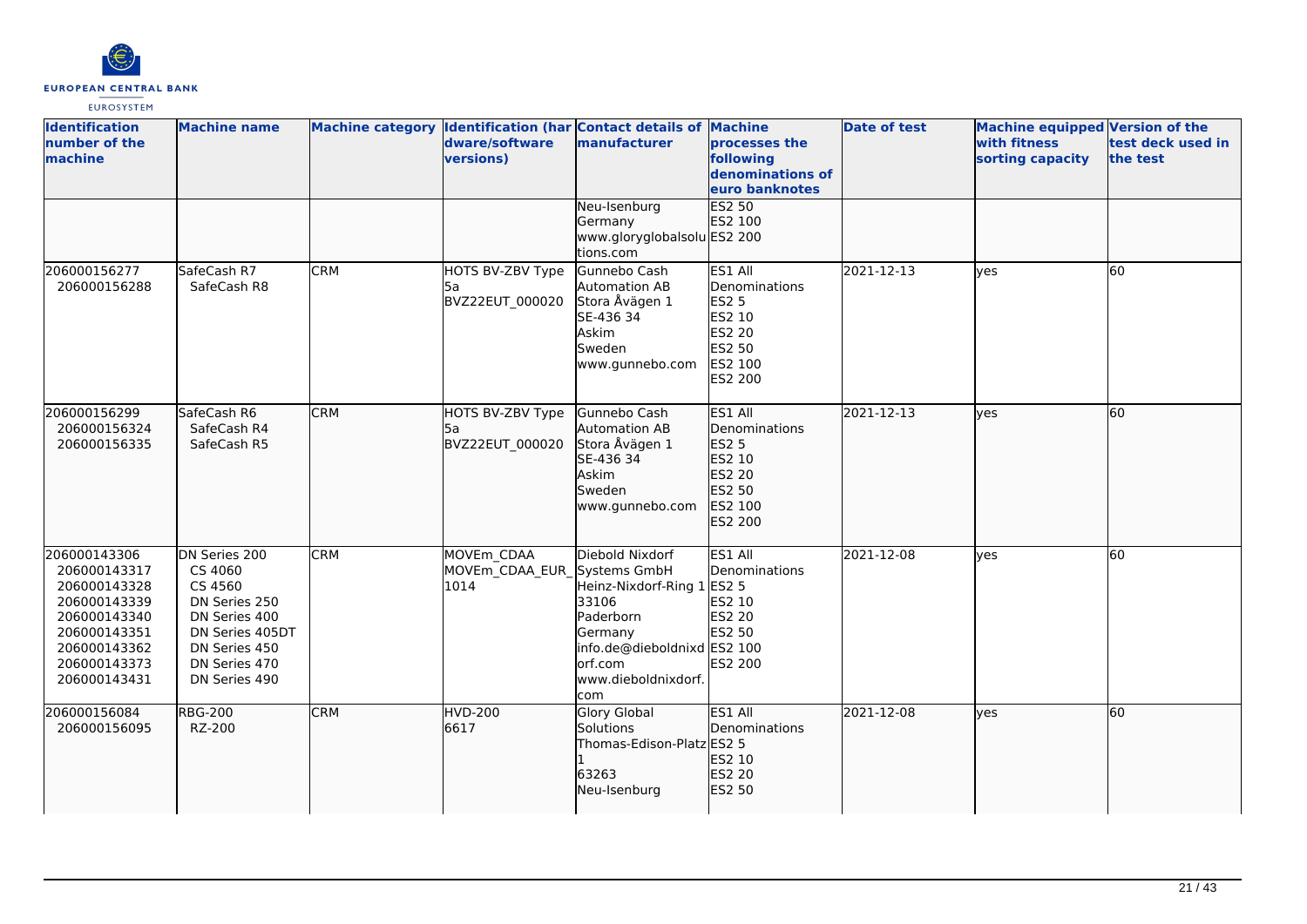| Identification number of the machine | Machine name | Machine category | Identification (hardware/software versions) | Contact details of manufacturer | Machine processes the following denominations of euro banknotes | Date of test | Machine equipped with fitness sorting capacity | Version of the test deck used in the test |
|---|---|---|---|---|---|---|---|---|
| | | | | Neu-Isenburg<br>Germany<br>www.gloryglobalsolutions.com | ES2 50<br>ES2 100<br>ES2 200 | | | |
| 206000156277<br>206000156288 | SafeCash R7<br>SafeCash R8 | CRM | HOTS BV-ZBV Type 5a<br>BVZ22EUT_000020 | Gunnebo Cash Automation AB<br>Stora Åvägen 1<br>SE-436 34<br>Askim<br>Sweden<br>www.gunnebo.com | ES1 All Denominations<br>ES2 5<br>ES2 10<br>ES2 20<br>ES2 50<br>ES2 100<br>ES2 200 | 2021-12-13 | yes | 60 |
| 206000156299<br>206000156324<br>206000156335 | SafeCash R6<br>SafeCash R4<br>SafeCash R5 | CRM | HOTS BV-ZBV Type 5a<br>BVZ22EUT_000020 | Gunnebo Cash Automation AB<br>Stora Åvägen 1<br>SE-436 34<br>Askim<br>Sweden<br>www.gunnebo.com | ES1 All Denominations<br>ES2 5<br>ES2 10<br>ES2 20<br>ES2 50<br>ES2 100<br>ES2 200 | 2021-12-13 | yes | 60 |
| 206000143306<br>206000143317<br>206000143328<br>206000143339<br>206000143340<br>206000143351<br>206000143362<br>206000143373<br>206000143431 | DN Series 200<br>CS 4060<br>CS 4560<br>DN Series 250<br>DN Series 400<br>DN Series 405DT<br>DN Series 450<br>DN Series 470<br>DN Series 490 | CRM | MOVEm_CDAA<br>MOVEm_CDAA_EUR_1014 | Diebold Nixdorf Systems GmbH<br>Heinz-Nixdorf-Ring 1<br>33106<br>Paderborn<br>Germany<br>info.de@dieboldnixdorf.com<br>www.dieboldnixdorf.com | ES1 All Denominations<br>ES2 5<br>ES2 10<br>ES2 20<br>ES2 50<br>ES2 100<br>ES2 200 | 2021-12-08 | yes | 60 |
| 206000156084<br>206000156095 | RBG-200<br>RZ-200 | CRM | HVD-200<br>6617 | Glory Global Solutions<br>Thomas-Edison-Platz 1<br>63263<br>Neu-Isenburg | ES1 All Denominations<br>ES2 5<br>ES2 10<br>ES2 20<br>ES2 50 | 2021-12-08 | yes | 60 |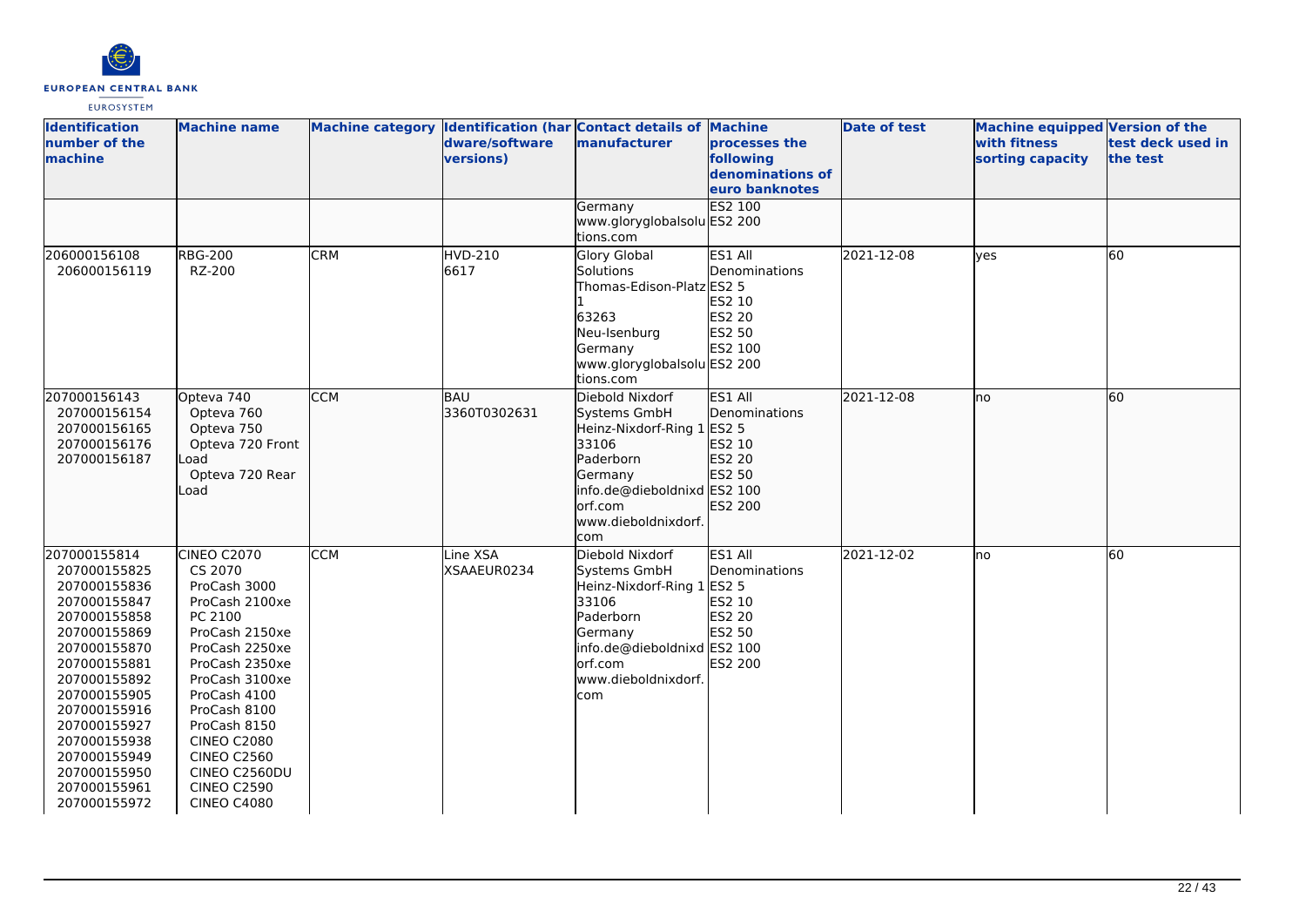| Identification number of the machine | Machine name | Machine category | Identification (hardware/software versions) | Contact details of manufacturer | Machine processes the following denominations of euro banknotes | Date of test | Machine equipped with fitness sorting capacity | Version of the test deck used in the test |
|---|---|---|---|---|---|---|---|---|
| | | | | Germany<br>www.gloryglobalsolutions.com | ES2 100<br>ES2 200 | | | |
| 206000156108<br>206000156119 | RBG-200<br>RZ-200 | CRM | HVD-210<br>6617 | Glory Global Solutions<br>Thomas-Edison-Platz 1<br>63263<br>Neu-Isenburg<br>Germany<br>www.gloryglobalsolutions.com | ES1 All Denominations<br>ES2 5<br>ES2 10<br>ES2 20<br>ES2 50<br>ES2 100<br>ES2 200 | 2021-12-08 | yes | 60 |
| 207000156143<br>207000156154<br>207000156165<br>207000156176<br>207000156187 | Opteva 740<br>Opteva 760<br>Opteva 750<br>Opteva 720 Front Load<br>Opteva 720 Rear Load | CCM | BAU<br>3360T0302631 | Diebold Nixdorf Systems GmbH<br>Heinz-Nixdorf-Ring 1<br>33106<br>Paderborn<br>Germany<br>info.de@dieboldnixdorf.com<br>www.dieboldnixdorf.com | ES1 All Denominations<br>ES2 5<br>ES2 10<br>ES2 20<br>ES2 50<br>ES2 100<br>ES2 200 | 2021-12-08 | no | 60 |
| 207000155814<br>207000155825<br>207000155836<br>207000155847<br>207000155858<br>207000155869<br>207000155870<br>207000155881<br>207000155892<br>207000155905<br>207000155916<br>207000155927<br>207000155938<br>207000155949<br>207000155950<br>207000155961<br>207000155972 | CINEO C2070<br>CS 2070<br>ProCash 3000<br>ProCash 2100xe<br>PC 2100<br>ProCash 2150xe<br>ProCash 2250xe<br>ProCash 2350xe<br>ProCash 3100xe<br>ProCash 4100<br>ProCash 8100<br>ProCash 8150<br>CINEO C2080<br>CINEO C2560<br>CINEO C2560DU<br>CINEO C2590<br>CINEO C4080 | CCM | Line XSA<br>XSAAEUR0234 | Diebold Nixdorf Systems GmbH<br>Heinz-Nixdorf-Ring 1<br>33106<br>Paderborn<br>Germany<br>info.de@dieboldnixdorf.com<br>www.dieboldnixdorf.com | ES1 All Denominations<br>ES2 5<br>ES2 10<br>ES2 20<br>ES2 50<br>ES2 100<br>ES2 200 | 2021-12-02 | no | 60 |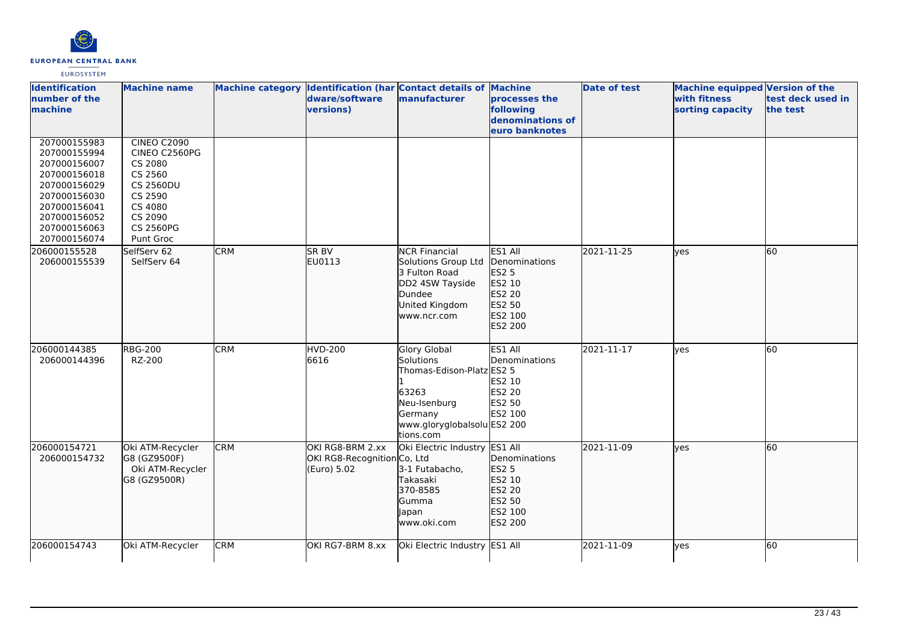| Identification number of the machine | Machine name | Machine category | Identification (hardware/software versions) | Contact details of manufacturer | Machine processes the following denominations of euro banknotes | Date of test | Machine equipped with fitness sorting capacity | Version of the test deck used in the test |
|---|---|---|---|---|---|---|---|---|
| 207000155983<br>207000155994<br>207000156007<br>207000156018<br>207000156029<br>207000156030<br>207000156041<br>207000156052<br>207000156063<br>207000156074 | CINEO C2090<br>CINEO C2560PG<br>CS 2080<br>CS 2560<br>CS 2560DU<br>CS 2590<br>CS 4080<br>CS 2090<br>CS 2560PG<br>Punt Groc | | | | | | | |
| 206000155528<br>206000155539 | SelfServ 62<br>SelfServ 64 | CRM | SR BV<br>EU0113 | NCR Financial Solutions Group Ltd<br>3 Fulton Road<br>DD2 4SW Tayside<br>Dundee<br>United Kingdom<br>www.ncr.com | ES1 All Denominations<br>ES2 5<br>ES2 10<br>ES2 20<br>ES2 50<br>ES2 100<br>ES2 200 | 2021-11-25 | yes | 60 |
| 206000144385<br>206000144396 | RBG-200<br>RZ-200 | CRM | HVD-200<br>6616 | Glory Global Solutions<br>Thomas-Edison-Platz 1<br>63263<br>Neu-Isenburg<br>Germany<br>www.gloryglobalsolutions.com | ES1 All Denominations<br>ES2 5<br>ES2 10<br>ES2 20<br>ES2 50<br>ES2 100<br>ES2 200 | 2021-11-17 | yes | 60 |
| 206000154721<br>206000154732 | Oki ATM-Recycler G8 (GZ9500F)<br>Oki ATM-Recycler G8 (GZ9500R) | CRM | OKI RG8-BRM 2.xx<br>OKI RG8-Recognition (Euro) 5.02 | Oki Electric Industry Co, Ltd<br>3-1 Futabacho, Takasaki<br>370-8585<br>Gumma<br>Japan<br>www.oki.com | ES1 All Denominations<br>ES2 5<br>ES2 10<br>ES2 20<br>ES2 50<br>ES2 100<br>ES2 200 | 2021-11-09 | yes | 60 |
| 206000154743 | Oki ATM-Recycler | CRM | OKI RG7-BRM 8.xx | Oki Electric Industry | ES1 All | 2021-11-09 | yes | 60 |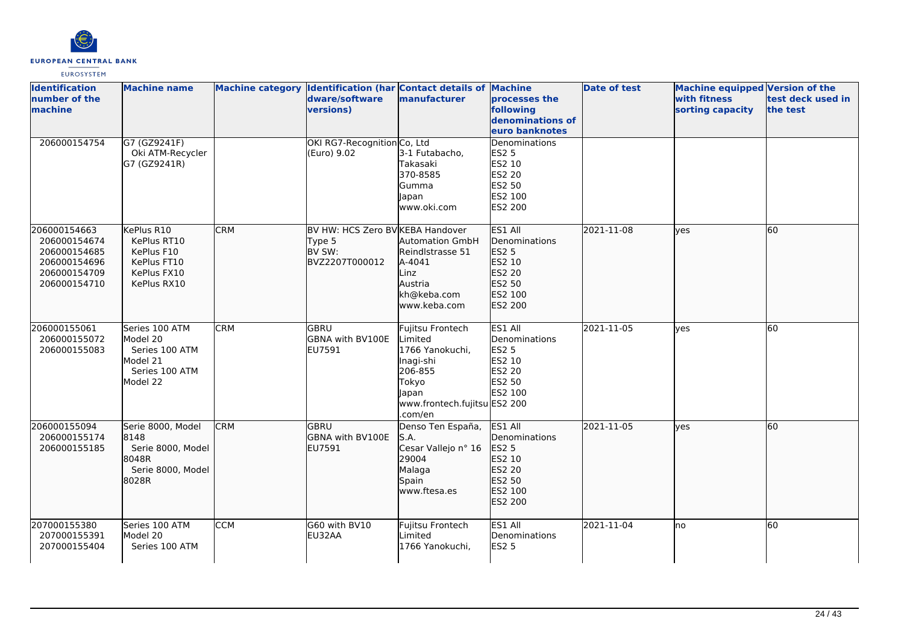| Identification number of the machine | Machine name | Machine category | Identification (hardware/software versions) | Contact details of manufacturer | Machine processes the following denominations of euro banknotes | Date of test | Machine equipped with fitness sorting capacity | Version of the test deck used in the test |
|---|---|---|---|---|---|---|---|---|
| 206000154754 | G7 (GZ9241F)<br>Oki ATM-Recycler G7 (GZ9241R) | | OKI RG7-Recognition (Euro) 9.02 | Co, Ltd<br>3-1 Futabacho,<br>Takasaki<br>370-8585<br>Gumma<br>Japan<br>www.oki.com | Denominations<br>ES2 5<br>ES2 10<br>ES2 20<br>ES2 50<br>ES2 100<br>ES2 200 | | | |
| 206000154663<br>206000154674<br>206000154685<br>206000154696<br>206000154709<br>206000154710 | KePlus R10<br>KePlus RT10<br>KePlus F10<br>KePlus FT10<br>KePlus FX10<br>KePlus RX10 | CRM | BV HW: HCS Zero BV Type 5<br>BV SW: BVZ2207T000012 | KEBA Handover Automation GmbH<br>Reindlstrasse 51<br>A-4041<br>Linz<br>Austria<br>kh@keba.com<br>www.keba.com | ES1 All Denominations<br>ES2 5<br>ES2 10<br>ES2 20<br>ES2 50<br>ES2 100<br>ES2 200 | 2021-11-08 | yes | 60 |
| 206000155061<br>206000155072<br>206000155083 | Series 100 ATM Model 20<br>Series 100 ATM Model 21<br>Series 100 ATM Model 22 | CRM | GBRU<br>GBNA with BV100E EU7591 | Fujitsu Frontech Limited<br>1766 Yanokuchi,<br>Inagi-shi<br>206-855<br>Tokyo<br>Japan<br>www.frontech.fujitsu.com/en | ES1 All Denominations<br>ES2 5<br>ES2 10<br>ES2 20<br>ES2 50<br>ES2 100<br>ES2 200 | 2021-11-05 | yes | 60 |
| 206000155094<br>206000155174<br>206000155185 | Serie 8000, Model 8148<br>Serie 8000, Model 8048R<br>Serie 8000, Model 8028R | CRM | GBRU<br>GBNA with BV100E EU7591 | Denso Ten España, S.A.<br>Cesar Vallejo n° 16<br>29004<br>Malaga<br>Spain<br>www.ftesa.es | ES1 All Denominations<br>ES2 5<br>ES2 10<br>ES2 20<br>ES2 50<br>ES2 100<br>ES2 200 | 2021-11-05 | yes | 60 |
| 207000155380<br>207000155391<br>207000155404 | Series 100 ATM Model 20<br>Series 100 ATM | CCM | G60 with BV10 EU32AA | Fujitsu Frontech Limited<br>1766 Yanokuchi, | ES1 All Denominations<br>ES2 5 | 2021-11-04 | no | 60 |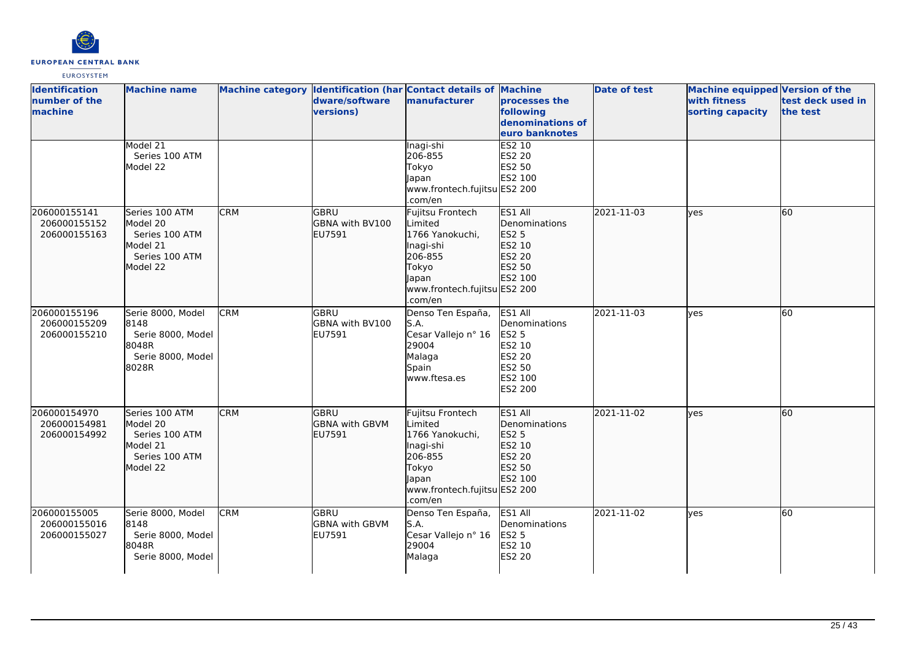| Identification number of the machine | Machine name | Machine category | Identification (hardware/software versions) | Contact details of manufacturer | Machine processes the following denominations of euro banknotes | Date of test | Machine equipped with fitness sorting capacity | Version of the test deck used in the test |
|---|---|---|---|---|---|---|---|---|
| | Model 21<br>Series 100 ATM Model 22 | | | Inagi-shi<br>206-855<br>Tokyo<br>Japan<br>www.frontech.fujitsu.com/en | ES2 10<br>ES2 20<br>ES2 50<br>ES2 100<br>ES2 200 | | | |
| 206000155141<br>206000155152<br>206000155163 | Series 100 ATM Model 20<br>Series 100 ATM Model 21<br>Series 100 ATM Model 22 | CRM | GBRU<br>GBNA with BV100<br>EU7591 | Fujitsu Frontech Limited<br>1766 Yanokuchi, Inagi-shi<br>206-855<br>Tokyo<br>Japan<br>www.frontech.fujitsu.com/en | ES1 All Denominations<br>ES2 5<br>ES2 10<br>ES2 20<br>ES2 50<br>ES2 100<br>ES2 200 | 2021-11-03 | yes | 60 |
| 206000155196<br>206000155209<br>206000155210 | Serie 8000, Model 8148<br>Serie 8000, Model 8048R<br>Serie 8000, Model 8028R | CRM | GBRU<br>GBNA with BV100<br>EU7591 | Denso Ten España, S.A.<br>Cesar Vallejo n° 16<br>29004<br>Malaga<br>Spain<br>www.ftesa.es | ES1 All Denominations<br>ES2 5<br>ES2 10<br>ES2 20<br>ES2 50<br>ES2 100<br>ES2 200 | 2021-11-03 | yes | 60 |
| 206000154970<br>206000154981<br>206000154992 | Series 100 ATM Model 20<br>Series 100 ATM Model 21<br>Series 100 ATM Model 22 | CRM | GBRU<br>GBNA with GBVM<br>EU7591 | Fujitsu Frontech Limited<br>1766 Yanokuchi, Inagi-shi<br>206-855<br>Tokyo<br>Japan<br>www.frontech.fujitsu.com/en | ES1 All Denominations<br>ES2 5<br>ES2 10<br>ES2 20<br>ES2 50<br>ES2 100<br>ES2 200 | 2021-11-02 | yes | 60 |
| 206000155005<br>206000155016<br>206000155027 | Serie 8000, Model 8148<br>Serie 8000, Model 8048R<br>Serie 8000, Model | CRM | GBRU<br>GBNA with GBVM<br>EU7591 | Denso Ten España, S.A.<br>Cesar Vallejo n° 16<br>29004<br>Malaga | ES1 All Denominations<br>ES2 5<br>ES2 10<br>ES2 20 | 2021-11-02 | yes | 60 |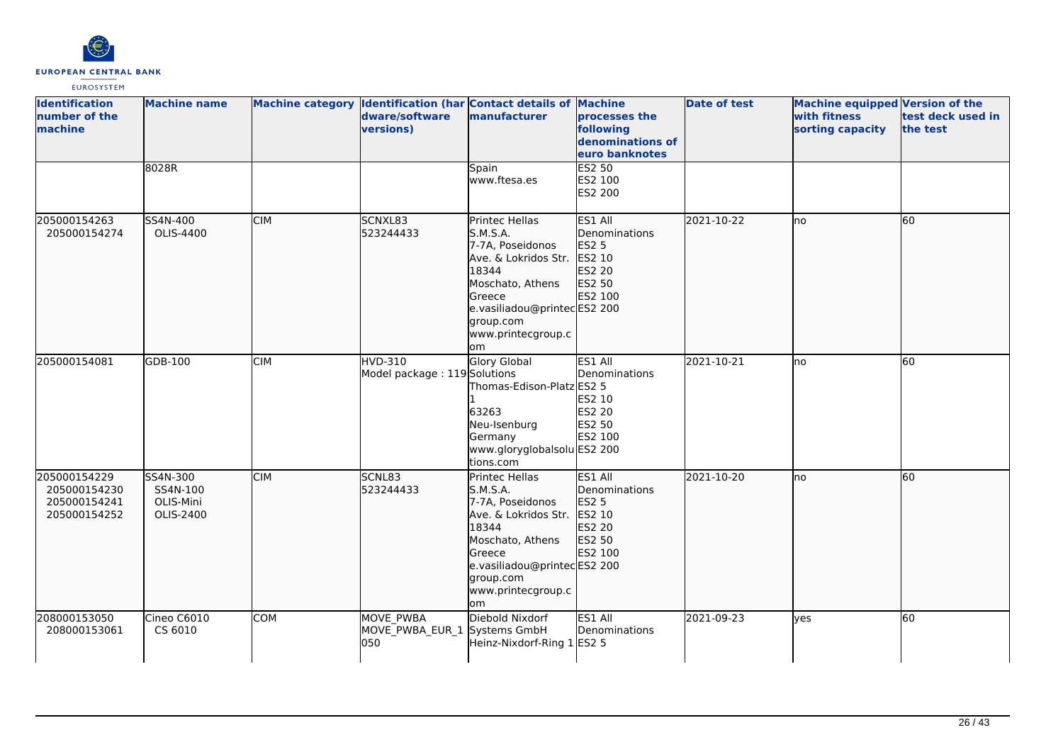| Identification number of the machine | Machine name | Machine category | Identification (hardware/software versions) | Contact details of manufacturer | Machine processes the following denominations of euro banknotes | Date of test | Machine equipped with fitness sorting capacity | Version of the test deck used in the test |
|---|---|---|---|---|---|---|---|---|
| | 8028R | | | Spain<br>www.ftesa.es | ES2 50<br>ES2 100<br>ES2 200 | | | |
| 205000154263<br>205000154274 | SS4N-400<br>OLIS-4400 | CIM | SCNXL83<br>523244433 | Printec Hellas S.M.S.A.<br>7-7A, Poseidonos Ave. & Lokridos Str.<br>18344<br>Moschato, Athens<br>Greece<br>e.vasiliadou@printecgroup.com<br>www.printecgroup.com | ES1 All Denominations<br>ES2 5<br>ES2 10<br>ES2 20<br>ES2 50<br>ES2 100<br>ES2 200 | 2021-10-22 | no | 60 |
| 205000154081 | GDB-100 | CIM | HVD-310<br>Model package : 119 | Glory Global Solutions<br>Thomas-Edison-Platz 1<br>63263<br>Neu-Isenburg<br>Germany<br>www.gloryglobalsolutions.com | ES1 All Denominations<br>ES2 5<br>ES2 10<br>ES2 20<br>ES2 50<br>ES2 100<br>ES2 200 | 2021-10-21 | no | 60 |
| 205000154229<br>205000154230<br>205000154241<br>205000154252 | SS4N-300<br>SS4N-100<br>OLIS-Mini<br>OLIS-2400 | CIM | SCNL83<br>523244433 | Printec Hellas S.M.S.A.<br>7-7A, Poseidonos Ave. & Lokridos Str.<br>18344<br>Moschato, Athens<br>Greece<br>e.vasiliadou@printecgroup.com<br>www.printecgroup.com | ES1 All Denominations<br>ES2 5<br>ES2 10<br>ES2 20<br>ES2 50<br>ES2 100<br>ES2 200 | 2021-10-20 | no | 60 |
| 208000153050<br>208000153061 | Cineo C6010<br>CS 6010 | COM | MOVE_PWBA<br>MOVE_PWBA_EUR_1050 | Diebold Nixdorf Systems GmbH<br>Heinz-Nixdorf-Ring 1 | ES1 All Denominations<br>ES2 5 | 2021-09-23 | yes | 60 |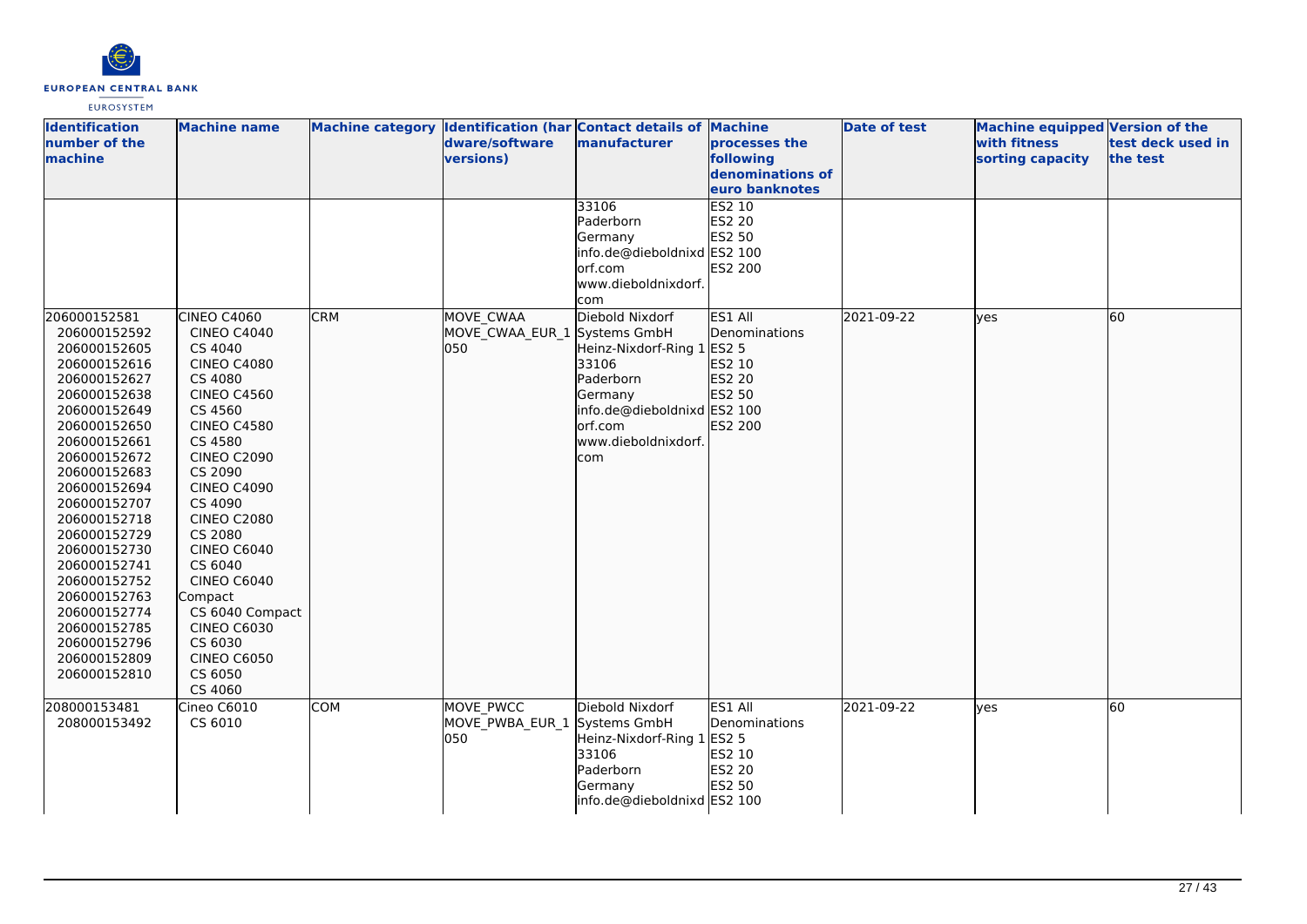| Identification number of the machine | Machine name | Machine category | Identification (hardware/software versions) | Contact details of manufacturer | Machine processes the following denominations of euro banknotes | Date of test | Machine equipped with fitness sorting capacity | Version of the test deck used in the test |
|---|---|---|---|---|---|---|---|---|
| | | | | 33106<br>Paderborn<br>Germany<br>info.de@dieboldnixdorf.com<br>www.dieboldnixdorf.com | ES2 10<br>ES2 20<br>ES2 50<br>ES2 100<br>ES2 200 | | | |
| 206000152581<br>206000152592<br>206000152605<br>206000152616<br>206000152627<br>206000152638<br>206000152649<br>206000152650<br>206000152661<br>206000152672<br>206000152683<br>206000152694<br>206000152707<br>206000152718<br>206000152729<br>206000152730<br>206000152741<br>206000152752<br>206000152763<br>206000152774<br>206000152785<br>206000152796<br>206000152809<br>206000152810 | CINEO C4060<br>CINEO C4040<br>CS 4040<br>CINEO C4080<br>CS 4080<br>CINEO C4560<br>CS 4560<br>CINEO C4580<br>CS 4580<br>CINEO C2090<br>CS 2090<br>CINEO C4090<br>CS 4090<br>CINEO C2080<br>CS 2080<br>CINEO C6040<br>CS 6040<br>CINEO C6040 Compact<br>CS 6040 Compact<br>CINEO C6030<br>CS 6030<br>CINEO C6050<br>CS 6050<br>CS 4060 | CRM | MOVE_CWAA<br>MOVE_CWAA_EUR_1050 | Diebold Nixdorf Systems GmbH<br>Heinz-Nixdorf-Ring 1<br>33106<br>Paderborn<br>Germany<br>info.de@dieboldnixdorf.com<br>www.dieboldnixdorf.com | ES1 All Denominations<br>ES2 5<br>ES2 10<br>ES2 20<br>ES2 50<br>ES2 100<br>ES2 200 | 2021-09-22 | yes | 60 |
| 208000153481<br>208000153492 | Cineo C6010<br>CS 6010 | COM | MOVE_PWCC<br>MOVE_PWBA_EUR_1050 | Diebold Nixdorf Systems GmbH<br>Heinz-Nixdorf-Ring 1<br>33106<br>Paderborn<br>Germany<br>info.de@dieboldnixd | ES1 All Denominations<br>ES2 5<br>ES2 10<br>ES2 20<br>ES2 50<br>ES2 100 | 2021-09-22 | yes | 60 |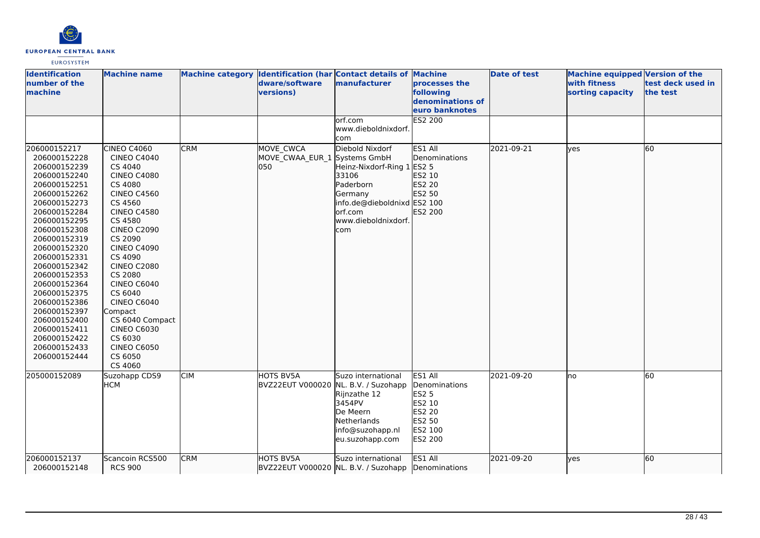| Identification number of the machine | Machine name | Machine category | Identification (hardware/software versions) | Contact details of manufacturer | Machine processes the following denominations of euro banknotes | Date of test | Machine equipped with fitness sorting capacity | Version of the test deck used in the test |
|---|---|---|---|---|---|---|---|---|
| | | | | orf.com www.dieboldnixdorf.com | ES2 200 | | | |
| 206000152217 206000152228 206000152239 206000152240 206000152251 206000152262 206000152273 206000152284 206000152295 206000152308 206000152319 206000152320 206000152331 206000152342 206000152353 206000152364 206000152375 206000152386 206000152397 206000152400 206000152411 206000152422 206000152433 206000152444 | CINEO C4060 CINEO C4040 CS 4040 CINEO C4080 CS 4080 CINEO C4560 CS 4560 CINEO C4580 CS 4580 CINEO C2090 CS 2090 CINEO C4090 CS 4090 CINEO C2080 CS 2080 CINEO C6040 CS 6040 CINEO C6040 Compact CS 6040 Compact CINEO C6030 CS 6030 CINEO C6050 CS 6050 CS 4060 | CRM | MOVE_CWCA MOVE_CWAA_EUR_1 050 | Diebold Nixdorf Systems GmbH Heinz-Nixdorf-Ring 1 33106 Paderborn Germany info.de@dieboldnixdorf.com www.dieboldnixdorf.com | ES1 All Denominations ES2 5 ES2 10 ES2 20 ES2 50 ES2 100 ES2 200 | 2021-09-21 | yes | 60 |
| 205000152089 | Suzohapp CDS9 HCM | CIM | HOTS BV5A BVZ22EUT V000020 | Suzo international NL. B.V. / Suzohapp Rijnzathe 12 3454PV De Meern Netherlands info@suzohapp.nl eu.suzohapp.com | ES1 All Denominations ES2 5 ES2 10 ES2 20 ES2 50 ES2 100 ES2 200 | 2021-09-20 | no | 60 |
| 206000152137 206000152148 | Scancoin RCS500 RCS 900 | CRM | HOTS BV5A BVZ22EUT V000020 | Suzo international NL. B.V. / Suzohapp | ES1 All Denominations | 2021-09-20 | yes | 60 |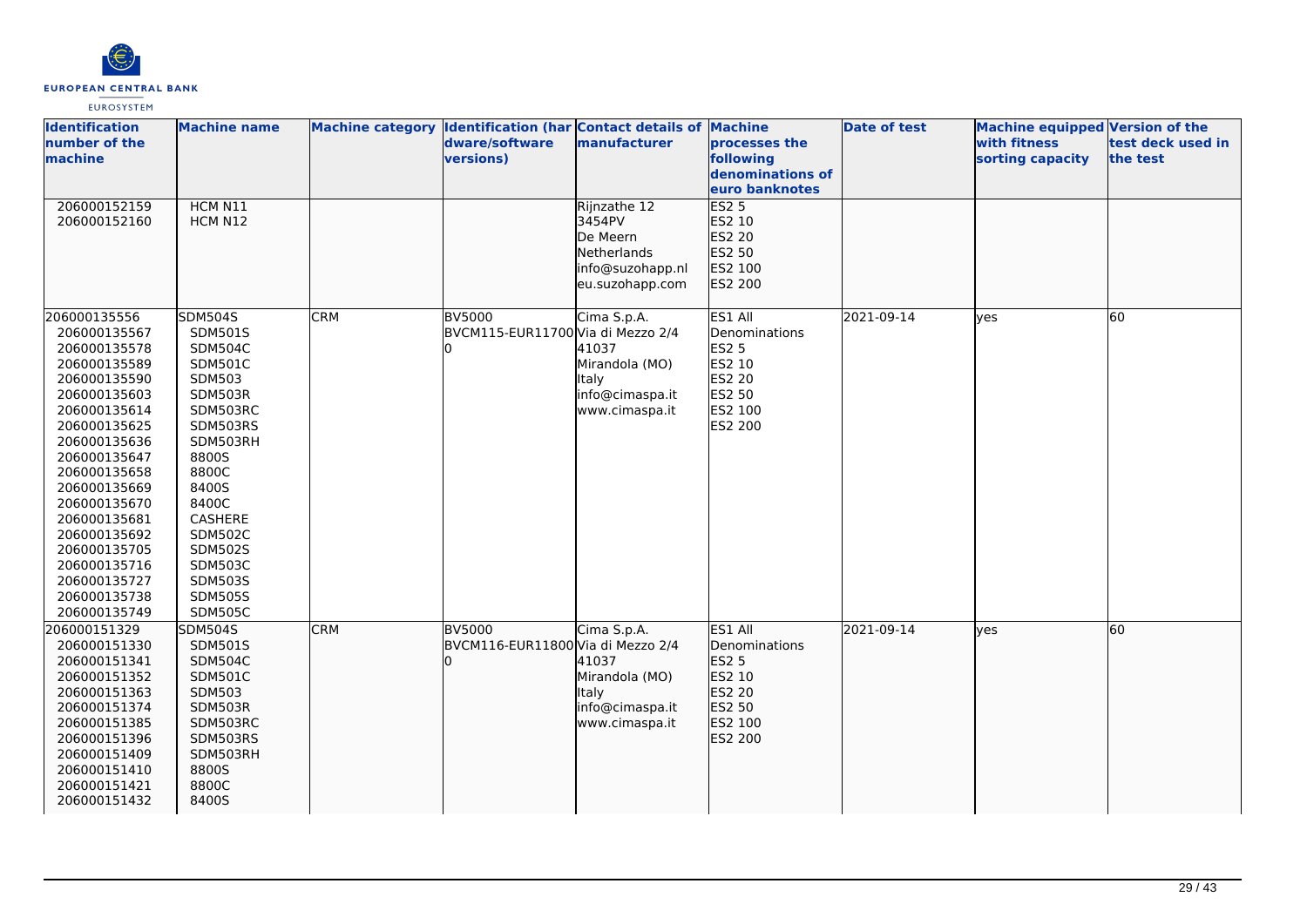| Identification number of the machine | Machine name | Machine category | Identification (hardware/software versions) | Contact details of manufacturer | Machine processes the following denominations of euro banknotes | Date of test | Machine equipped with fitness sorting capacity | Version of the test deck used in the test |
|---|---|---|---|---|---|---|---|---|
| 206000152159<br>206000152160 | HCM N11<br>HCM N12 | | | Rijnzathe 12<br>3454PV<br>De Meern<br>Netherlands<br>info@suzohapp.nl<br>eu.suzohapp.com | ES2 5<br>ES2 10<br>ES2 20<br>ES2 50<br>ES2 100<br>ES2 200 | | | |
| 206000135556<br>206000135567<br>206000135578<br>206000135589<br>206000135590<br>206000135603<br>206000135614<br>206000135625<br>206000135636<br>206000135647<br>206000135658<br>206000135669<br>206000135670<br>206000135681<br>206000135692<br>206000135705<br>206000135716<br>206000135727<br>206000135738<br>206000135749 | SDM504S<br>SDM501S<br>SDM504C<br>SDM501C<br>SDM503<br>SDM503R<br>SDM503RC<br>SDM503RS<br>SDM503RH<br>8800S<br>8800C<br>8400S<br>8400C<br>CASHERE<br>SDM502C<br>SDM502S<br>SDM503C<br>SDM503S<br>SDM505S<br>SDM505C | CRM | BV5000<br>BVCM115-EUR117000 | Cima S.p.A.<br>Via di Mezzo 2/4<br>41037<br>Mirandola (MO)<br>Italy<br>info@cimaspa.it<br>www.cimaspa.it | ES1 All Denominations<br>ES2 5<br>ES2 10<br>ES2 20<br>ES2 50<br>ES2 100<br>ES2 200 | 2021-09-14 | yes | 60 |
| 206000151329<br>206000151330<br>206000151341<br>206000151352<br>206000151363<br>206000151374<br>206000151385<br>206000151396<br>206000151409<br>206000151410<br>206000151421<br>206000151432 | SDM504S<br>SDM501S<br>SDM504C<br>SDM501C<br>SDM503<br>SDM503R<br>SDM503RC<br>SDM503RS<br>SDM503RH<br>8800S<br>8800C<br>8400S | CRM | BV5000<br>BVCM116-EUR118000 | Cima S.p.A.<br>Via di Mezzo 2/4<br>41037<br>Mirandola (MO)<br>Italy<br>info@cimaspa.it<br>www.cimaspa.it | ES1 All Denominations<br>ES2 5<br>ES2 10<br>ES2 20<br>ES2 50<br>ES2 100<br>ES2 200 | 2021-09-14 | yes | 60 |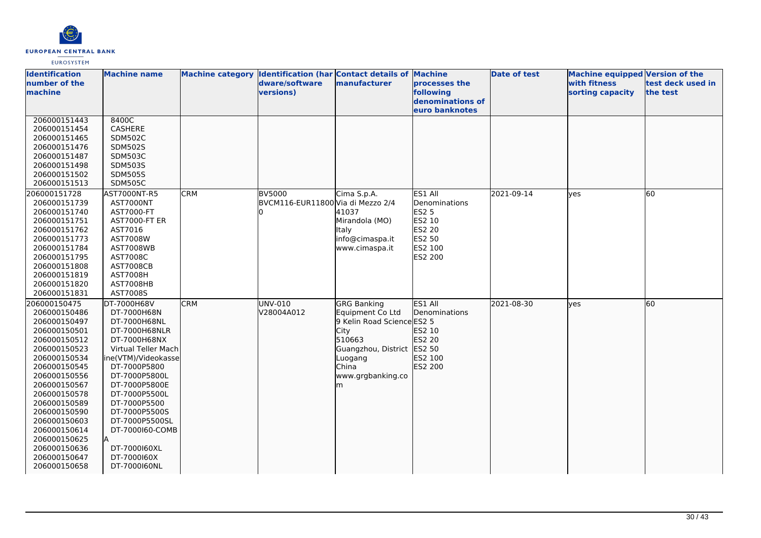| Identification number of the machine | Machine name | Machine category | Identification (hardware/software versions) | Contact details of manufacturer | Machine processes the following denominations of euro banknotes | Date of test | Machine equipped with fitness sorting capacity | Version of the test deck used in the test |
|---|---|---|---|---|---|---|---|---|
| 206000151443<br>206000151454<br>206000151465<br>206000151476<br>206000151487<br>206000151498<br>206000151502<br>206000151513 | 8400C<br>CASHERE<br>SDM502C<br>SDM502S<br>SDM503C<br>SDM503S<br>SDM505S<br>SDM505C | | | | | | | |
| 206000151728<br>206000151739<br>206000151740<br>206000151751<br>206000151762<br>206000151773<br>206000151784<br>206000151795<br>206000151808<br>206000151819<br>206000151820<br>206000151831 | AST7000NT-R5<br>AST7000NT<br>AST7000-FT<br>AST7000-FT ER<br>AST7016<br>AST7008W<br>AST7008WB<br>AST7008C<br>AST7008CB<br>AST7008H<br>AST7008HB<br>AST7008S | CRM | BV5000<br>BVCM116-EUR11800 | Cima S.p.A.<br>Via di Mezzo 2/4<br>41037<br>Mirandola (MO)<br>Italy<br>info@cimaspa.it<br>www.cimaspa.it | ES1 All Denominations<br>ES2 5<br>ES2 10<br>ES2 20<br>ES2 50<br>ES2 100<br>ES2 200 | 2021-09-14 | yes | 60 |
| 206000150475<br>206000150486<br>206000150497<br>206000150501<br>206000150512<br>206000150523<br>206000150534<br>206000150545<br>206000150556<br>206000150567<br>206000150578<br>206000150589<br>206000150590<br>206000150603<br>206000150614<br>206000150625<br>206000150636<br>206000150647<br>206000150658 | DT-7000H68V<br>DT-7000H68N<br>DT-7000H68NL<br>DT-7000H68NLR<br>DT-7000H68NX<br>Virtual Teller Machine(VTM)/Videokasse<br>DT-7000P5800<br>DT-7000P5800L<br>DT-7000P5800E<br>DT-7000P5500L<br>DT-7000P5500<br>DT-7000P5500S<br>DT-7000P5500SL<br>DT-7000I60-COMBA<br>DT-7000I60XL<br>DT-7000I60X<br>DT-7000I60NL | CRM | UNV-010<br>V28004A012 | GRG Banking Equipment Co Ltd<br>9 Kelin Road Science City<br>510663<br>Guangzhou, District Luogang<br>China<br>www.grgbanking.com | ES1 All Denominations<br>ES2 5<br>ES2 10<br>ES2 20<br>ES2 50<br>ES2 100<br>ES2 200 | 2021-08-30 | yes | 60 |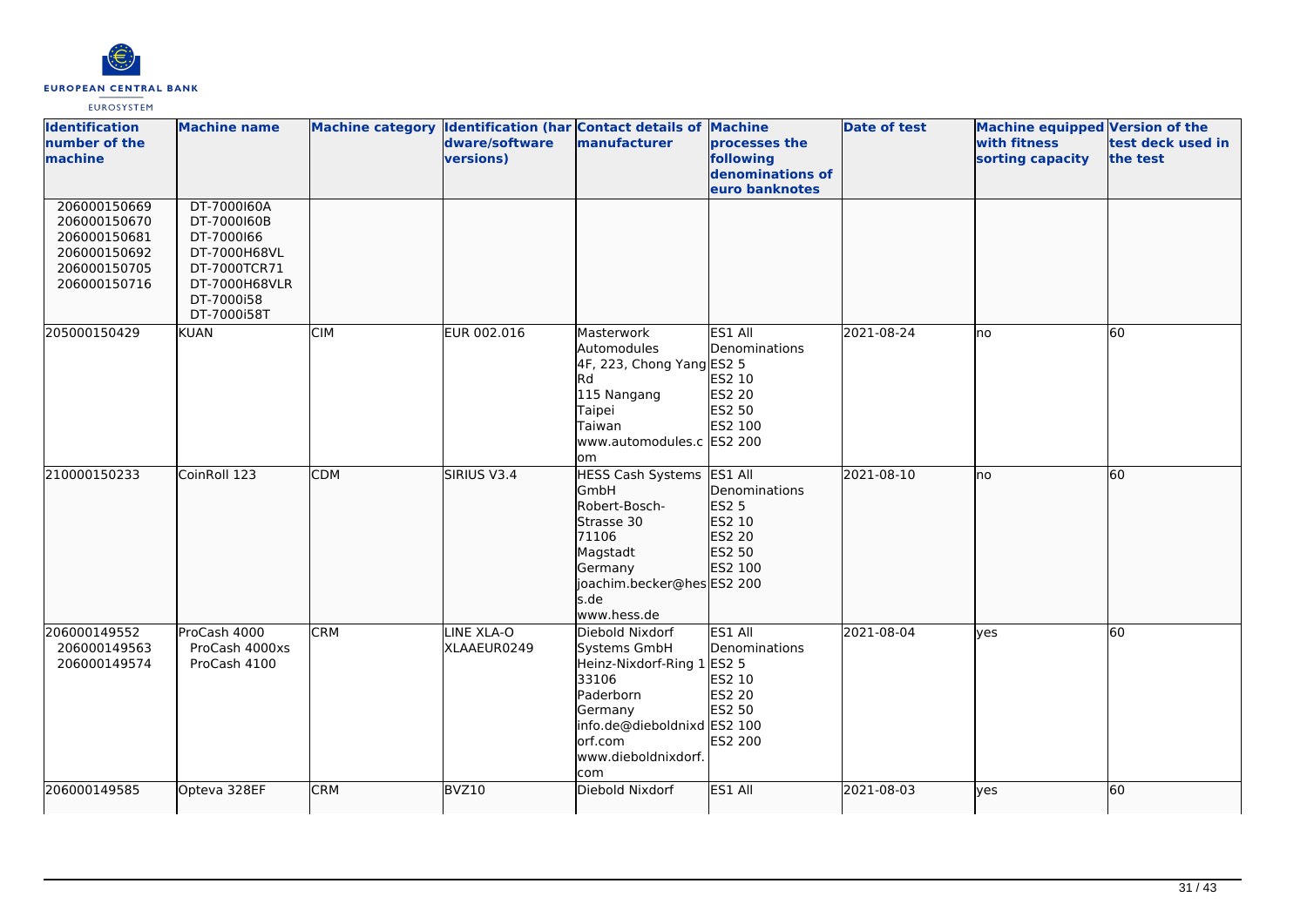| Identification number of the machine | Machine name | Machine category | Identification (hardware/software versions) | Contact details of manufacturer | Machine processes the following denominations of euro banknotes | Date of test | Machine equipped with fitness sorting capacity | Version of the test deck used in the test |
|---|---|---|---|---|---|---|---|---|
| 206000150669<br>206000150670<br>206000150681<br>206000150692<br>206000150705<br>206000150716 | DT-7000I60A<br>DT-7000I60B<br>DT-7000I66<br>DT-7000H68VL<br>DT-7000TCR71<br>DT-7000H68VLR<br>DT-7000i58<br>DT-7000i58T | | | | | | | |
| 205000150429 | KUAN | CIM | EUR 002.016 | Masterwork Automodules<br>4F, 223, Chong Yang Rd<br>115 Nangang<br>Taipei<br>Taiwan<br>www.automodules.com | ES1 All Denominations<br>ES2 5<br>ES2 10<br>ES2 20<br>ES2 50<br>ES2 100<br>ES2 200 | 2021-08-24 | no | 60 |
| 210000150233 | CoinRoll 123 | CDM | SIRIUS V3.4 | HESS Cash Systems GmbH<br>Robert-Bosch-Strasse 30<br>71106<br>Magstadt<br>Germany<br>joachim.becker@hess.de<br>www.hess.de | ES1 All Denominations<br>ES2 5<br>ES2 10<br>ES2 20<br>ES2 50<br>ES2 100<br>ES2 200 | 2021-08-10 | no | 60 |
| 206000149552<br>206000149563<br>206000149574 | ProCash 4000<br>ProCash 4000xs<br>ProCash 4100 | CRM | LINE XLA-O<br>XLAAEUR0249 | Diebold Nixdorf Systems GmbH<br>Heinz-Nixdorf-Ring 1<br>33106<br>Paderborn<br>Germany<br>info.de@dieboldnixdorf.com<br>www.dieboldnixdorf.com | ES1 All Denominations<br>ES2 5<br>ES2 10<br>ES2 20<br>ES2 50<br>ES2 100<br>ES2 200 | 2021-08-04 | yes | 60 |
| 206000149585 | Opteva 328EF | CRM | BVZ10 | Diebold Nixdorf | ES1 All | 2021-08-03 | yes | 60 |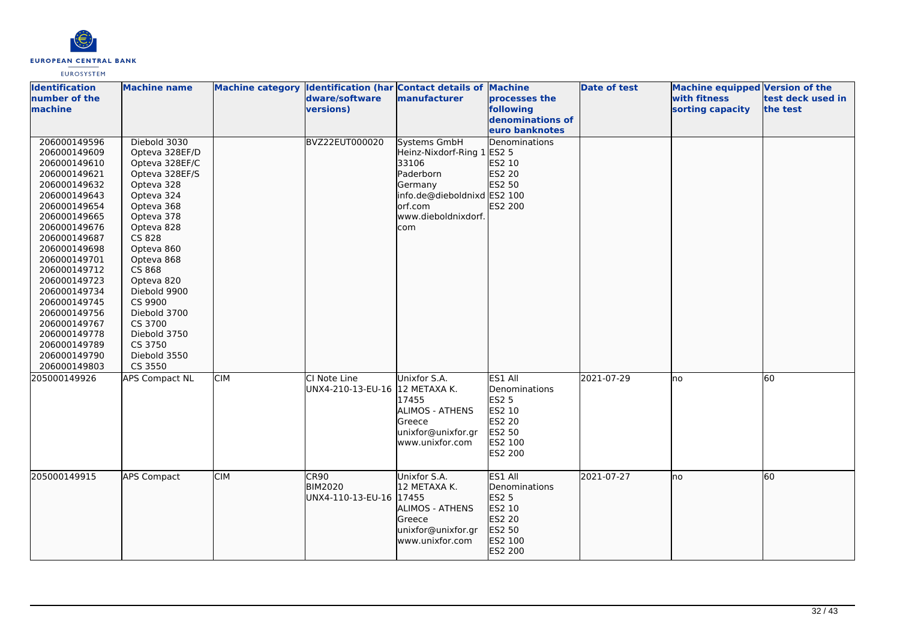| Identification number of the machine | Machine name | Machine category | Identification (hardware/software versions) | Contact details of manufacturer | Machine processes the following denominations of euro banknotes | Date of test | Machine equipped with fitness sorting capacity | Version of the test deck used in the test |
|---|---|---|---|---|---|---|---|---|
| 206000149596<br>206000149609<br>206000149610<br>206000149621<br>206000149632<br>206000149643<br>206000149654<br>206000149665<br>206000149676<br>206000149687<br>206000149698<br>206000149701<br>206000149712<br>206000149723<br>206000149734<br>206000149745<br>206000149756<br>206000149767<br>206000149778<br>206000149789<br>206000149790<br>206000149803 | Diebold 3030<br>Opteva 328EF/D<br>Opteva 328EF/C<br>Opteva 328EF/S<br>Opteva 328<br>Opteva 324<br>Opteva 368<br>Opteva 378<br>Opteva 828<br>CS 828<br>Opteva 860<br>Opteva 868<br>CS 868<br>Opteva 820<br>Diebold 9900<br>CS 9900<br>Diebold 3700<br>CS 3700<br>Diebold 3750<br>CS 3750<br>Diebold 3550<br>CS 3550 | | BVZ22EUT000020 | Systems GmbH<br>Heinz-Nixdorf-Ring 1<br>33106<br>Paderborn<br>Germany<br>info.de@dieboldnixdorf.com<br>www.dieboldnixdorf.com | Denominations<br>ES2 5<br>ES2 10<br>ES2 20<br>ES2 50<br>ES2 100<br>ES2 200 | | | |
| 205000149926 | APS Compact NL | CIM | CI Note Line<br>UNX4-210-13-EU-16 | Unixfor S.A.<br>12 METAXA K.<br>17455<br>ALIMOS - ATHENS<br>Greece<br>unixfor@unixfor.gr<br>www.unixfor.com | ES1 All Denominations<br>ES2 5<br>ES2 10<br>ES2 20<br>ES2 50<br>ES2 100<br>ES2 200 | 2021-07-29 | no | 60 |
| 205000149915 | APS Compact | CIM | CR90<br>BIM2020<br>UNX4-110-13-EU-16 | Unixfor S.A.<br>12 METAXA K.<br>17455<br>ALIMOS - ATHENS<br>Greece<br>unixfor@unixfor.gr<br>www.unixfor.com | ES1 All Denominations<br>ES2 5<br>ES2 10<br>ES2 20<br>ES2 50<br>ES2 100<br>ES2 200 | 2021-07-27 | no | 60 |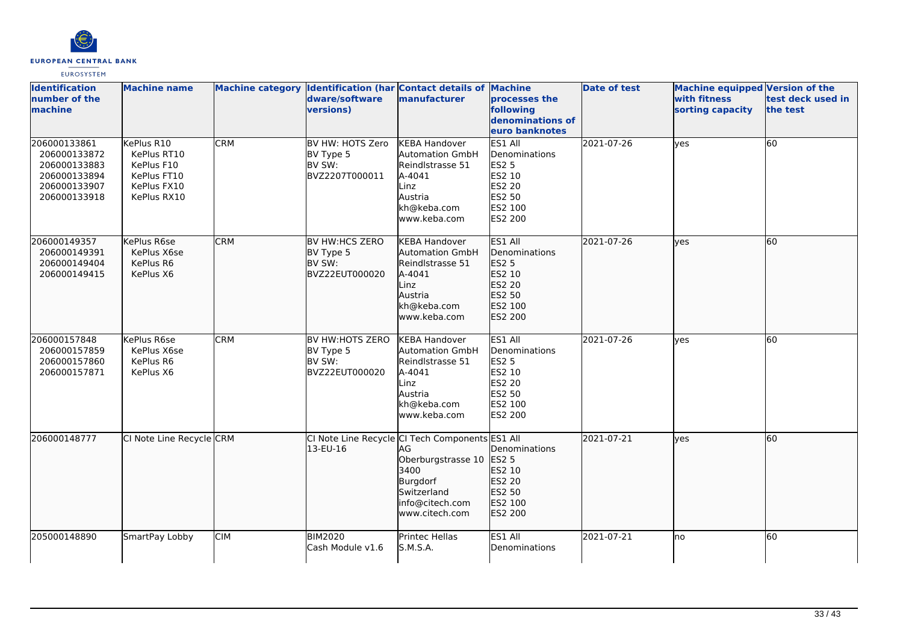| Identification number of the machine | Machine name | Machine category | Identification (hardware/software versions) | Contact details of manufacturer | Machine processes the following denominations of euro banknotes | Date of test | Machine equipped with fitness sorting capacity | Version of the test deck used in the test |
|---|---|---|---|---|---|---|---|---|
| 206000133861<br>206000133872<br>206000133883<br>206000133894<br>206000133907<br>206000133918 | KePlus R10<br>KePlus RT10<br>KePlus F10<br>KePlus FT10<br>KePlus FX10<br>KePlus RX10 | CRM | BV HW: HOTS Zero<br>BV Type 5<br>BV SW:<br>BVZ2207T000011 | KEBA Handover Automation GmbH<br>Reindlstrasse 51<br>A-4041<br>Linz<br>Austria<br>kh@keba.com<br>www.keba.com | ES1 All Denominations<br>ES2 5<br>ES2 10<br>ES2 20<br>ES2 50<br>ES2 100<br>ES2 200 | 2021-07-26 | yes | 60 |
| 206000149357<br>206000149391<br>206000149404<br>206000149415 | KePlus R6se<br>KePlus X6se<br>KePlus R6<br>KePlus X6 | CRM | BV HW:HCS ZERO<br>BV Type 5<br>BV SW:<br>BVZ22EUT000020 | KEBA Handover Automation GmbH<br>Reindlstrasse 51<br>A-4041<br>Linz<br>Austria<br>kh@keba.com<br>www.keba.com | ES1 All Denominations<br>ES2 5<br>ES2 10<br>ES2 20<br>ES2 50<br>ES2 100<br>ES2 200 | 2021-07-26 | yes | 60 |
| 206000157848<br>206000157859<br>206000157860<br>206000157871 | KePlus R6se<br>KePlus X6se<br>KePlus R6<br>KePlus X6 | CRM | BV HW:HOTS ZERO<br>BV Type 5<br>BV SW:<br>BVZ22EUT000020 | KEBA Handover Automation GmbH<br>Reindlstrasse 51<br>A-4041<br>Linz<br>Austria<br>kh@keba.com<br>www.keba.com | ES1 All Denominations<br>ES2 5<br>ES2 10<br>ES2 20<br>ES2 50<br>ES2 100<br>ES2 200 | 2021-07-26 | yes | 60 |
| 206000148777 | CI Note Line Recycle | CRM | CI Note Line Recycle 13-EU-16 | CI Tech Components AG<br>Oberburgstrasse 10<br>3400<br>Burgdorf<br>Switzerland<br>info@citech.com<br>www.citech.com | ES1 All Denominations<br>ES2 5<br>ES2 10<br>ES2 20<br>ES2 50<br>ES2 100<br>ES2 200 | 2021-07-21 | yes | 60 |
| 205000148890 | SmartPay Lobby | CIM | BIM2020<br>Cash Module v1.6 | Printec Hellas S.M.S.A. | ES1 All Denominations | 2021-07-21 | no | 60 |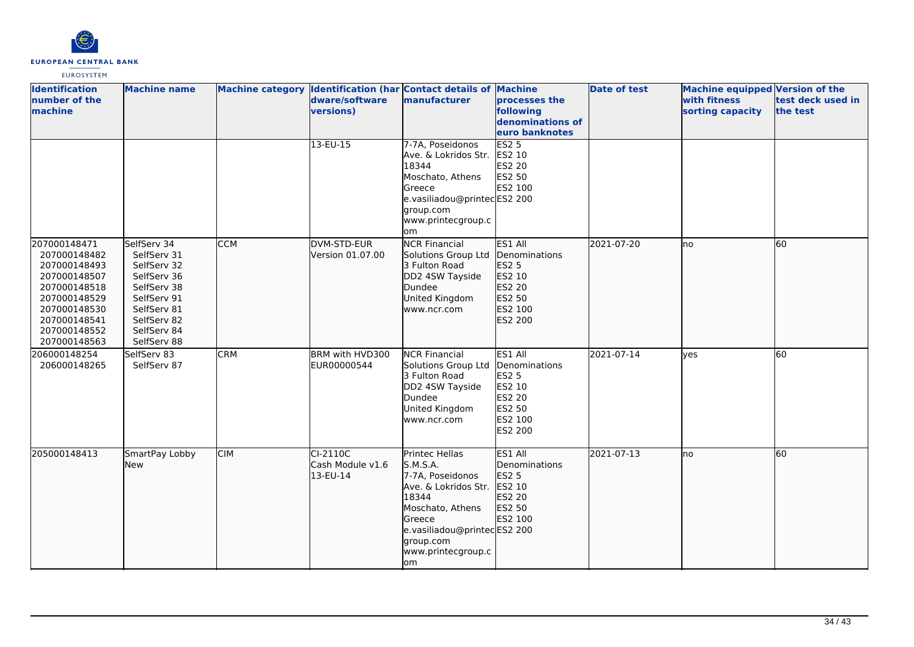| Identification number of the machine | Machine name | Machine category | Identification (hardware/software versions) | Contact details of manufacturer | Machine processes the following denominations of euro banknotes | Date of test | Machine equipped with fitness sorting capacity | Version of the test deck used in the test |
|---|---|---|---|---|---|---|---|---|
| | | | 13-EU-15 | 7-7A, Poseidonos Ave. & Lokridos Str. 18344 Moschato, Athens Greece e.vasiliadou@printecgroup.com www.printecgroup.com | ES2 5 ES2 10 ES2 20 ES2 50 ES2 100 ES2 200 | | | |
| 207000148471 207000148482 207000148493 207000148507 207000148518 207000148529 207000148530 207000148541 207000148552 207000148563 | SelfServ 34 SelfServ 31 SelfServ 32 SelfServ 36 SelfServ 38 SelfServ 91 SelfServ 81 SelfServ 82 SelfServ 84 SelfServ 88 | CCM | DVM-STD-EUR Version 01.07.00 | NCR Financial Solutions Group Ltd 3 Fulton Road DD2 4SW Tayside Dundee United Kingdom www.ncr.com | ES1 All Denominations ES2 5 ES2 10 ES2 20 ES2 50 ES2 100 ES2 200 | 2021-07-20 | no | 60 |
| 206000148254 206000148265 | SelfServ 83 SelfServ 87 | CRM | BRM with HVD300 EUR00000544 | NCR Financial Solutions Group Ltd 3 Fulton Road DD2 4SW Tayside Dundee United Kingdom www.ncr.com | ES1 All Denominations ES2 5 ES2 10 ES2 20 ES2 50 ES2 100 ES2 200 | 2021-07-14 | yes | 60 |
| 205000148413 | SmartPay Lobby New | CIM | CI-2110C Cash Module v1.6 13-EU-14 | Printec Hellas S.M.S.A. 7-7A, Poseidonos Ave. & Lokridos Str. 18344 Moschato, Athens Greece e.vasiliadou@printecgroup.com www.printecgroup.com | ES1 All Denominations ES2 5 ES2 10 ES2 20 ES2 50 ES2 100 ES2 200 | 2021-07-13 | no | 60 |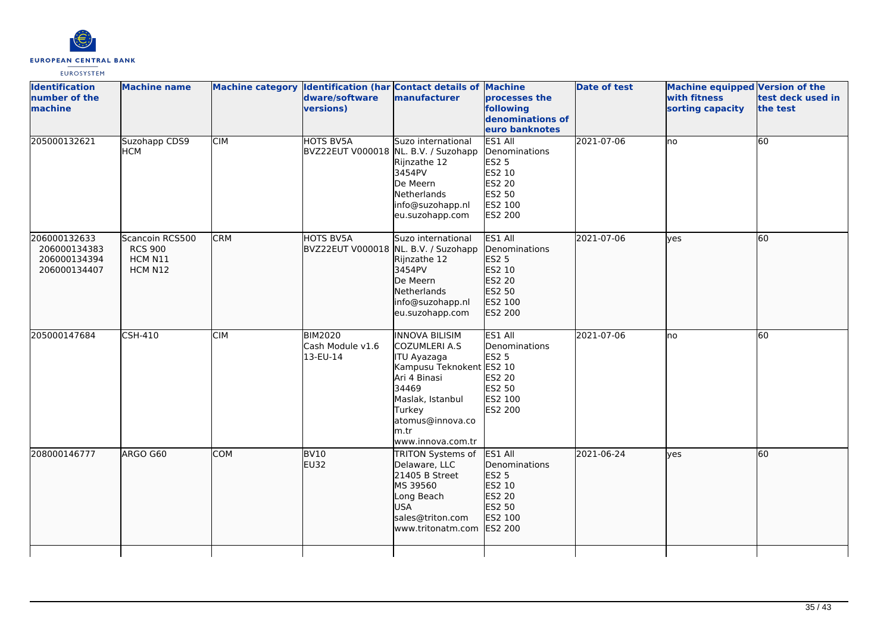| Identification number of the machine | Machine name | Machine category | Identification (hardware/software versions) | Contact details of manufacturer | Machine processes the following denominations of euro banknotes | Date of test | Machine equipped with fitness sorting capacity | Version of the test deck used in the test |
|---|---|---|---|---|---|---|---|---|
| 205000132621 | Suzohapp CDS9 HCM | CIM | HOTS BV5A BVZ22EUT V000018 | Suzo international NL. B.V. / Suzohapp Rijnzathe 12 3454PV De Meern Netherlands info@suzohapp.nl eu.suzohapp.com | ES1 All Denominations ES2 5 ES2 10 ES2 20 ES2 50 ES2 100 ES2 200 | 2021-07-06 | no | 60 |
| 206000132633 206000134383 206000134394 206000134407 | Scancoin RCS500 RCS 900 HCM N11 HCM N12 | CRM | HOTS BV5A BVZ22EUT V000018 | Suzo international NL. B.V. / Suzohapp Rijnzathe 12 3454PV De Meern Netherlands info@suzohapp.nl eu.suzohapp.com | ES1 All Denominations ES2 5 ES2 10 ES2 20 ES2 50 ES2 100 ES2 200 | 2021-07-06 | yes | 60 |
| 205000147684 | CSH-410 | CIM | BIM2020 Cash Module v1.6 13-EU-14 | INNOVA BILISIM COZUMLERI A.S ITU Ayazaga Kampusu Teknokent Ari 4 Binasi 34469 Maslak, Istanbul Turkey atomus@innova.com.tr www.innova.com.tr | ES1 All Denominations ES2 5 ES2 10 ES2 20 ES2 50 ES2 100 ES2 200 | 2021-07-06 | no | 60 |
| 208000146777 | ARGO G60 | COM | BV10 EU32 | TRITON Systems of Delaware, LLC 21405 B Street MS 39560 Long Beach USA sales@triton.com www.tritonatm.com | ES1 All Denominations ES2 5 ES2 10 ES2 20 ES2 50 ES2 100 ES2 200 | 2021-06-24 | yes | 60 |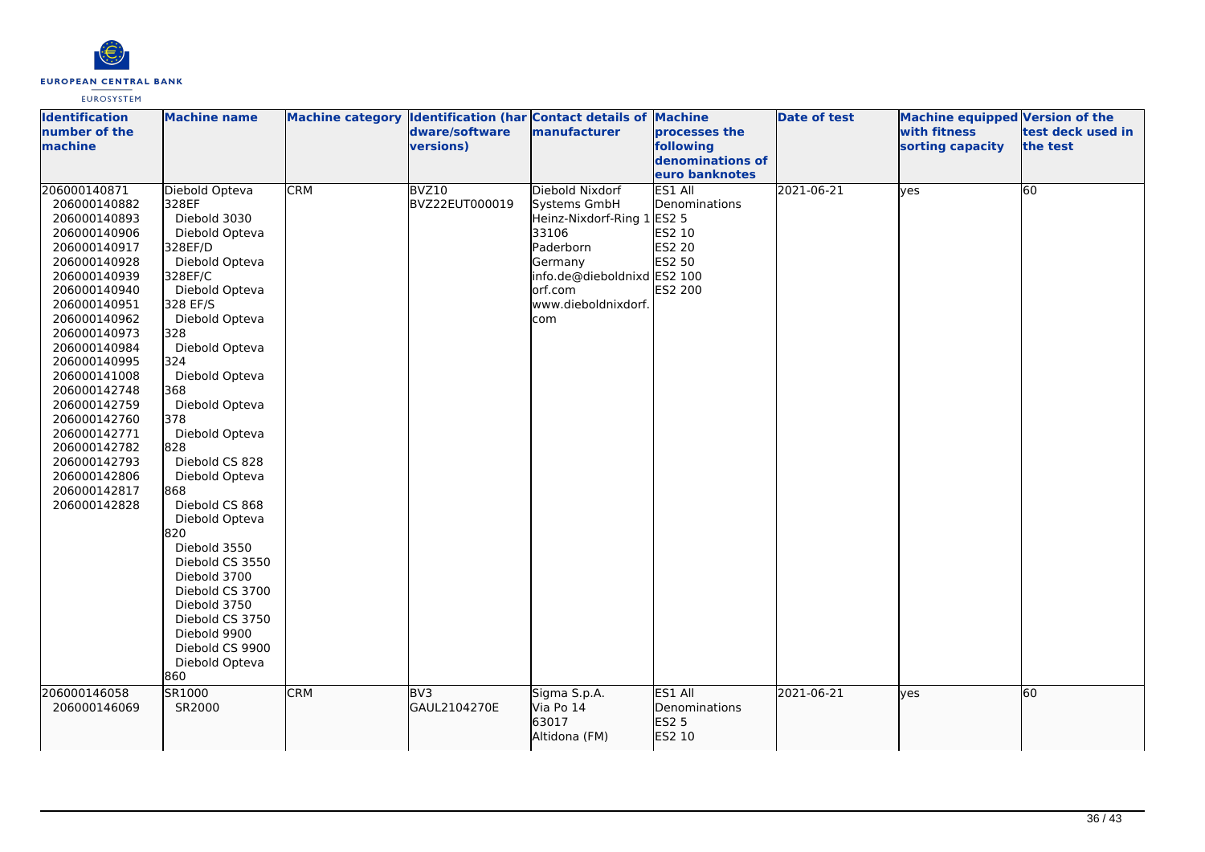| Identification number of the machine | Machine name | Machine category | Identification (hardware/software versions) | Contact details of manufacturer | Machine processes the following denominations of euro banknotes | Date of test | Machine equipped with fitness sorting capacity | Version of the test deck used in the test |
|---|---|---|---|---|---|---|---|---|
| 206000140871<br>206000140882<br>206000140893<br>206000140906<br>206000140917<br>206000140928<br>206000140939<br>206000140940<br>206000140951<br>206000140962<br>206000140973<br>206000140984<br>206000140995<br>206000141008<br>206000142748<br>206000142759<br>206000142760<br>206000142771<br>206000142782<br>206000142793<br>206000142806<br>206000142817<br>206000142828 | Diebold Opteva 328EF<br>Diebold 3030<br>Diebold Opteva 328EF/D<br>Diebold Opteva 328EF/C<br>Diebold Opteva 328 EF/S<br>Diebold Opteva 328<br>Diebold Opteva 324<br>Diebold Opteva 368<br>Diebold Opteva 378<br>Diebold Opteva 828<br>Diebold CS 828<br>Diebold Opteva 868<br>Diebold CS 868<br>Diebold Opteva 820<br>Diebold 3550<br>Diebold CS 3550<br>Diebold 3700<br>Diebold CS 3700<br>Diebold 3750<br>Diebold CS 3750<br>Diebold 9900<br>Diebold CS 9900<br>Diebold Opteva 860 | CRM | BVZ10<br>BVZ22EUT000019 | Diebold Nixdorf Systems GmbH<br>Heinz-Nixdorf-Ring 1<br>33106<br>Paderborn<br>Germany<br>info.de@dieboldnixdorf.com<br>www.dieboldnixdorf.com | ES1 All Denominations<br>ES2 5<br>ES2 10<br>ES2 20<br>ES2 50<br>ES2 100<br>ES2 200 | 2021-06-21 | yes | 60 |
| 206000146058<br>206000146069 | SR1000<br>SR2000 | CRM | BV3<br>GAUL2104270E | Sigma S.p.A.<br>Via Po 14<br>63017<br>Altidona (FM) | ES1 All Denominations<br>ES2 5<br>ES2 10 | 2021-06-21 | yes | 60 |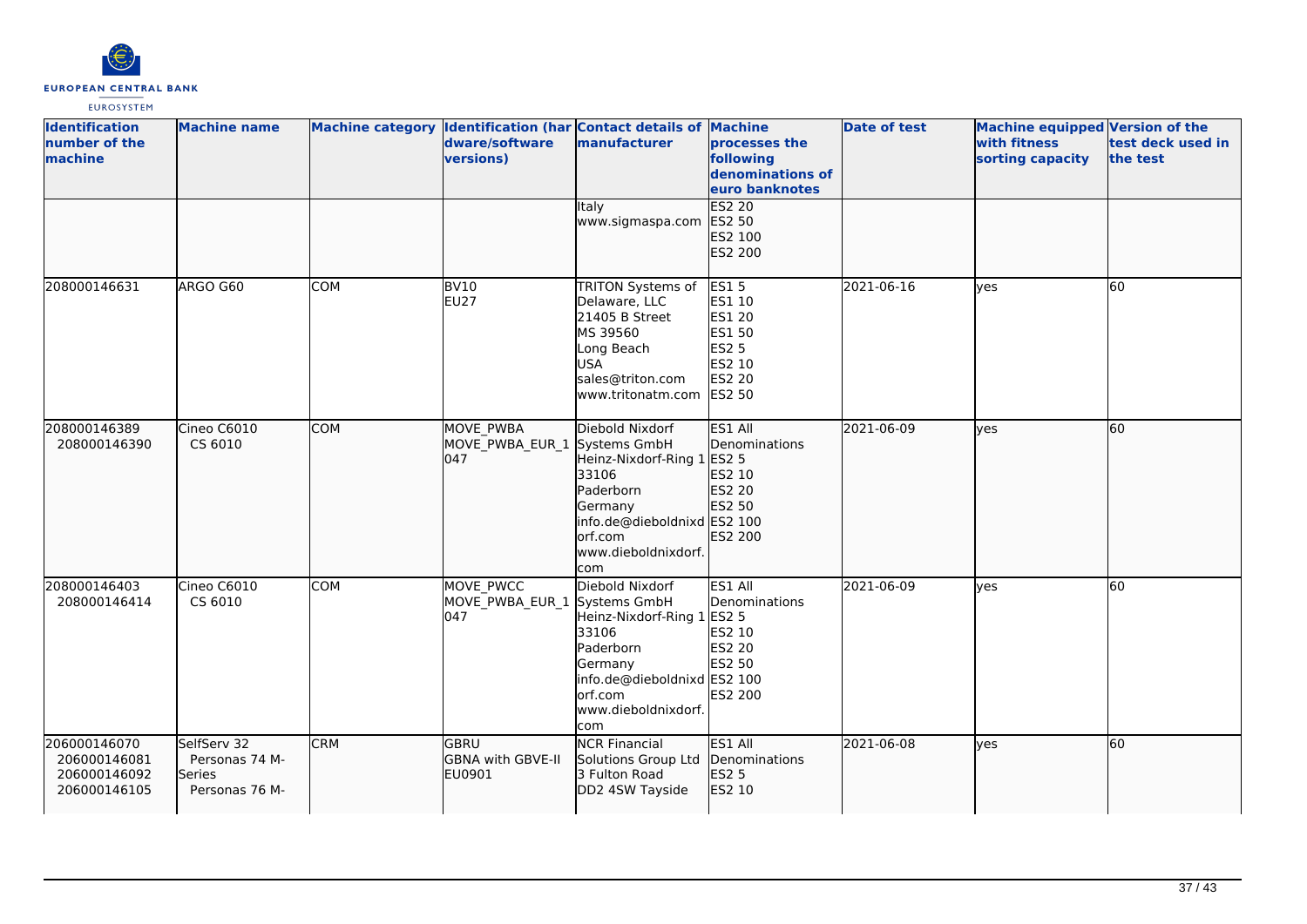| Identification number of the machine | Machine name | Machine category | Identification (hardware/software versions) | Contact details of manufacturer | Machine processes the following denominations of euro banknotes | Date of test | Machine equipped with fitness sorting capacity | Version of the test deck used in the test |
|---|---|---|---|---|---|---|---|---|
| | | | | Italy<br>www.sigmaspa.com | ES2 20<br>ES2 50<br>ES2 100<br>ES2 200 | | | |
| 208000146631 | ARGO G60 | COM | BV10<br>EU27 | TRITON Systems of Delaware, LLC<br>21405 B Street<br>MS 39560<br>Long Beach<br>USA<br>sales@triton.com<br>www.tritonatm.com | ES1 5<br>ES1 10<br>ES1 20<br>ES1 50<br>ES2 5<br>ES2 10<br>ES2 20<br>ES2 50 | 2021-06-16 | yes | 60 |
| 208000146389<br>208000146390 | Cineo C6010<br>CS 6010 | COM | MOVE_PWBA<br>MOVE_PWBA_EUR_1047 | Diebold Nixdorf Systems GmbH<br>Heinz-Nixdorf-Ring 1<br>33106<br>Paderborn<br>Germany<br>info.de@dieboldnixdorf.com<br>www.dieboldnixdorf.com | ES1 All Denominations<br>ES2 5<br>ES2 10<br>ES2 20<br>ES2 50<br>ES2 100<br>ES2 200 | 2021-06-09 | yes | 60 |
| 208000146403<br>208000146414 | Cineo C6010<br>CS 6010 | COM | MOVE_PWCC<br>MOVE_PWBA_EUR_1047 | Diebold Nixdorf Systems GmbH<br>Heinz-Nixdorf-Ring 1<br>33106<br>Paderborn<br>Germany<br>info.de@dieboldnixdorf.com<br>www.dieboldnixdorf.com | ES1 All Denominations<br>ES2 5<br>ES2 10<br>ES2 20<br>ES2 50<br>ES2 100<br>ES2 200 | 2021-06-09 | yes | 60 |
| 206000146070<br>206000146081<br>206000146092<br>206000146105 | SelfServ 32<br>Personas 74 M-Series<br>Personas 76 M- | CRM | GBRU<br>GBNA with GBVE-II<br>EU0901 | NCR Financial Solutions Group Ltd<br>3 Fulton Road<br>DD2 4SW Tayside | ES1 All Denominations<br>ES2 5<br>ES2 10 | 2021-06-08 | yes | 60 |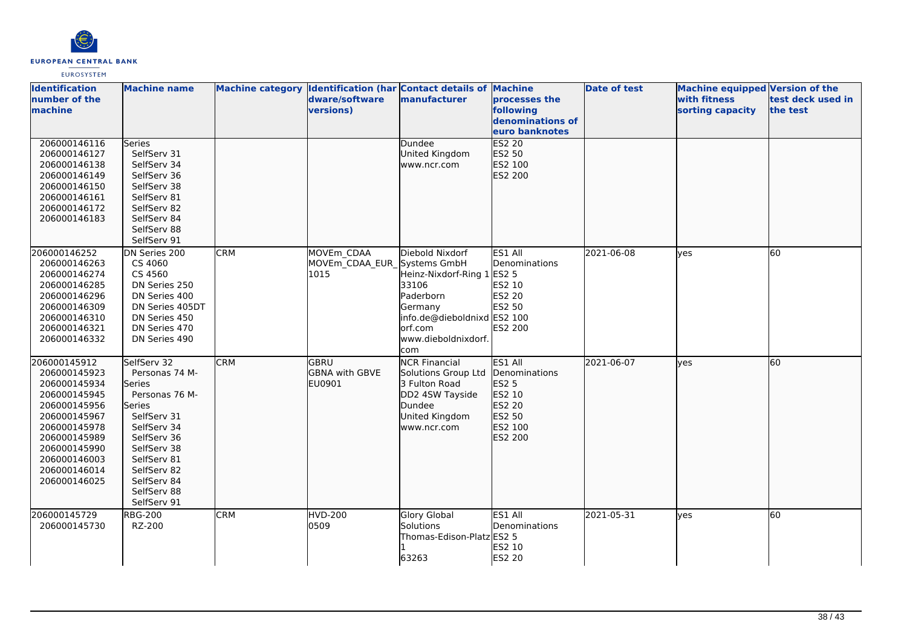| Identification number of the machine | Machine name | Machine category | Identification (hardware/software versions) | Contact details of manufacturer | Machine processes the following denominations of euro banknotes | Date of test | Machine equipped with fitness sorting capacity | Version of the test deck used in the test |
|---|---|---|---|---|---|---|---|---|
| 206000146116<br>206000146127<br>206000146138<br>206000146149<br>206000146150<br>206000146161<br>206000146172<br>206000146183 | Series<br>SelfServ 31<br>SelfServ 34<br>SelfServ 36<br>SelfServ 38<br>SelfServ 81<br>SelfServ 82<br>SelfServ 84<br>SelfServ 88<br>SelfServ 91 | | | Dundee<br>United Kingdom<br>www.ncr.com | ES2 20<br>ES2 50<br>ES2 100<br>ES2 200 | | | |
| 206000146252<br>206000146263<br>206000146274<br>206000146285<br>206000146296<br>206000146309<br>206000146310<br>206000146321<br>206000146332 | DN Series 200<br>CS 4060<br>CS 4560<br>DN Series 250<br>DN Series 400<br>DN Series 405DT<br>DN Series 450<br>DN Series 470<br>DN Series 490 | CRM | MOVEm_CDAA<br>MOVEm_CDAA_EUR_1015 | Diebold Nixdorf Systems GmbH<br>Heinz-Nixdorf-Ring 1<br>33106<br>Paderborn<br>Germany<br>info.de@dieboldnixdorf.com<br>www.dieboldnixdorf.com | ES1 All Denominations<br>ES2 5<br>ES2 10<br>ES2 20<br>ES2 50<br>ES2 100<br>ES2 200 | 2021-06-08 | yes | 60 |
| 206000145912<br>206000145923<br>206000145934<br>206000145945<br>206000145956<br>206000145967<br>206000145978<br>206000145989<br>206000145990<br>206000146003<br>206000146014<br>206000146025 | SelfServ 32<br>Personas 74 M-Series<br>Personas 76 M-Series<br>SelfServ 31<br>SelfServ 34<br>SelfServ 36<br>SelfServ 38<br>SelfServ 81<br>SelfServ 82<br>SelfServ 84<br>SelfServ 88<br>SelfServ 91 | CRM | GBRU<br>GBNA with GBVE<br>EU0901 | NCR Financial Solutions Group Ltd<br>3 Fulton Road<br>DD2 4SW Tayside<br>Dundee<br>United Kingdom<br>www.ncr.com | ES1 All Denominations<br>ES2 5<br>ES2 10<br>ES2 20<br>ES2 50<br>ES2 100<br>ES2 200 | 2021-06-07 | yes | 60 |
| 206000145729<br>206000145730 | RBG-200<br>RZ-200 | CRM | HVD-200<br>0509 | Glory Global Solutions<br>Thomas-Edison-Platz 1<br>63263 | ES1 All Denominations<br>ES2 5<br>ES2 10<br>ES2 20 | 2021-05-31 | yes | 60 |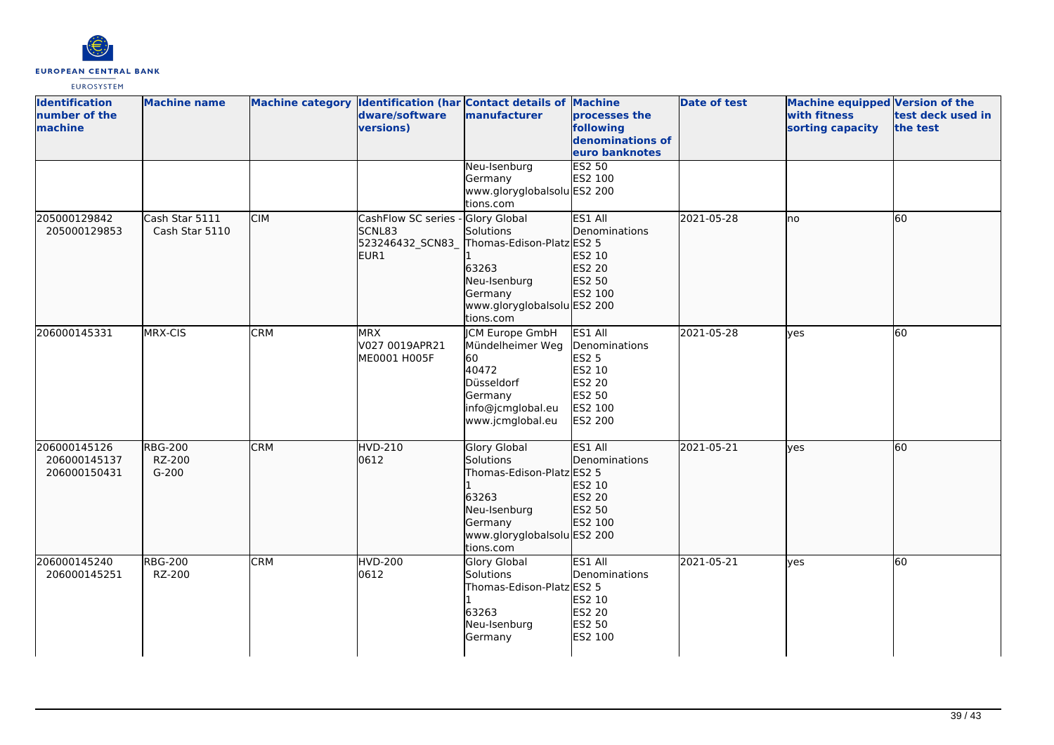| Identification number of the machine | Machine name | Machine category | Identification (hardware/software versions) | Contact details of manufacturer | Machine processes the following denominations of euro banknotes | Date of test | Machine equipped with fitness sorting capacity | Version of the test deck used in the test |
|---|---|---|---|---|---|---|---|---|
| | | | | Neu-Isenburg Germany www.gloryglobalsolutions.com | ES2 50 ES2 100 ES2 200 | | | |
| 205000129842 205000129853 | Cash Star 5111 Cash Star 5110 | CIM | CashFlow SC series - SCNL83 523246432_SCN83_EUR1 | Glory Global Solutions Thomas-Edison-Platz 1 63263 Neu-Isenburg Germany www.gloryglobalsolutions.com | ES1 All Denominations ES2 5 ES2 10 ES2 20 ES2 50 ES2 100 ES2 200 | 2021-05-28 | no | 60 |
| 206000145331 | MRX-CIS | CRM | MRX V027 0019APR21 ME0001 H005F | JCM Europe GmbH Mündelheimer Weg 60 40472 Düsseldorf Germany info@jcmglobal.eu www.jcmglobal.eu | ES1 All Denominations ES2 5 ES2 10 ES2 20 ES2 50 ES2 100 ES2 200 | 2021-05-28 | yes | 60 |
| 206000145126 206000145137 206000150431 | RBG-200 RZ-200 G-200 | CRM | HVD-210 0612 | Glory Global Solutions Thomas-Edison-Platz 1 63263 Neu-Isenburg Germany www.gloryglobalsolutions.com | ES1 All Denominations ES2 5 ES2 10 ES2 20 ES2 50 ES2 100 ES2 200 | 2021-05-21 | yes | 60 |
| 206000145240 206000145251 | RBG-200 RZ-200 | CRM | HVD-200 0612 | Glory Global Solutions Thomas-Edison-Platz 1 63263 Neu-Isenburg Germany | ES1 All Denominations ES2 5 ES2 10 ES2 20 ES2 50 ES2 100 | 2021-05-21 | yes | 60 |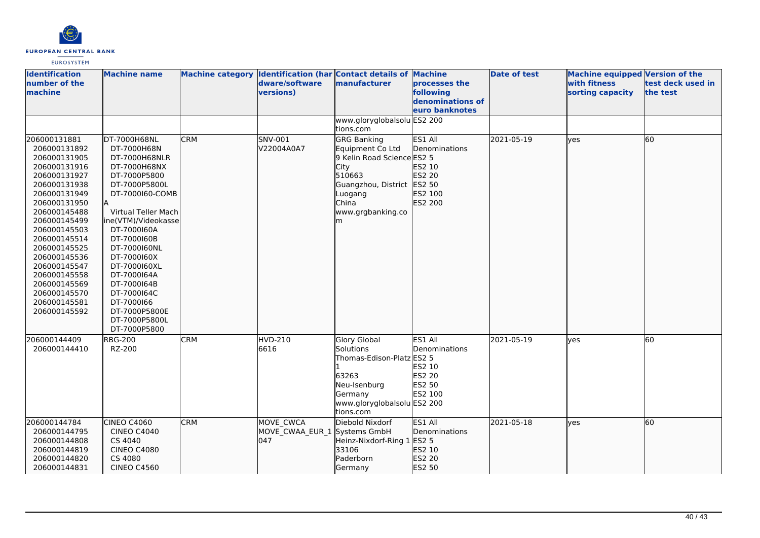| Identification number of the machine | Machine name | Machine category | Identification (hardware/software versions) | Contact details of manufacturer | Machine processes the following denominations of euro banknotes | Date of test | Machine equipped with fitness sorting capacity | Version of the test deck used in the test |
|---|---|---|---|---|---|---|---|---|
| | | | | www.gloryglobalsolutions.com | ES2 200 | | | |
| 206000131881<br>206000131892<br>206000131905<br>206000131916<br>206000131927<br>206000131938<br>206000131949<br>206000131950<br>206000145488<br>206000145499<br>206000145503<br>206000145514<br>206000145525<br>206000145536<br>206000145547<br>206000145558<br>206000145569<br>206000145570<br>206000145581<br>206000145592 | DT-7000H68NL<br>DT-7000H68N<br>DT-7000H68NLR<br>DT-7000H68NX<br>DT-7000P5800<br>DT-7000P5800L<br>DT-7000I60-COMBA<br>Virtual Teller Machine(VTM)/Videokasse<br>DT-7000I60A<br>DT-7000I60B<br>DT-7000I60NL<br>DT-7000I60X<br>DT-7000I60XL<br>DT-7000I64A<br>DT-7000I64B<br>DT-7000I64C<br>DT-7000I66<br>DT-7000P5800E<br>DT-7000P5800L<br>DT-7000P5800 | CRM | SNV-001<br>V22004A0A7 | GRG Banking Equipment Co Ltd<br>9 Kelin Road Science City<br>510663<br>Guangzhou, District Luogang<br>China<br>www.grgbanking.com | ES1 All Denominations<br>ES2 5<br>ES2 10<br>ES2 20<br>ES2 50<br>ES2 100<br>ES2 200 | 2021-05-19 | yes | 60 |
| 206000144409<br>206000144410 | RBG-200<br>RZ-200 | CRM | HVD-210<br>6616 | Glory Global Solutions<br>Thomas-Edison-Platz 1<br>63263<br>Neu-Isenburg<br>Germany<br>www.gloryglobalsolutions.com | ES1 All Denominations<br>ES2 5<br>ES2 10<br>ES2 20<br>ES2 50<br>ES2 100<br>ES2 200 | 2021-05-19 | yes | 60 |
| 206000144784<br>206000144795<br>206000144808<br>206000144819<br>206000144820<br>206000144831 | CINEO C4060<br>CINEO C4040<br>CS 4040<br>CINEO C4080<br>CS 4080<br>CINEO C4560 | CRM | MOVE_CWCA<br>MOVE_CWAA_EUR_1047 | Diebold Nixdorf Systems GmbH<br>Heinz-Nixdorf-Ring 1<br>33106<br>Paderborn<br>Germany | ES1 All Denominations<br>ES2 5<br>ES2 10<br>ES2 20<br>ES2 50 | 2021-05-18 | yes | 60 |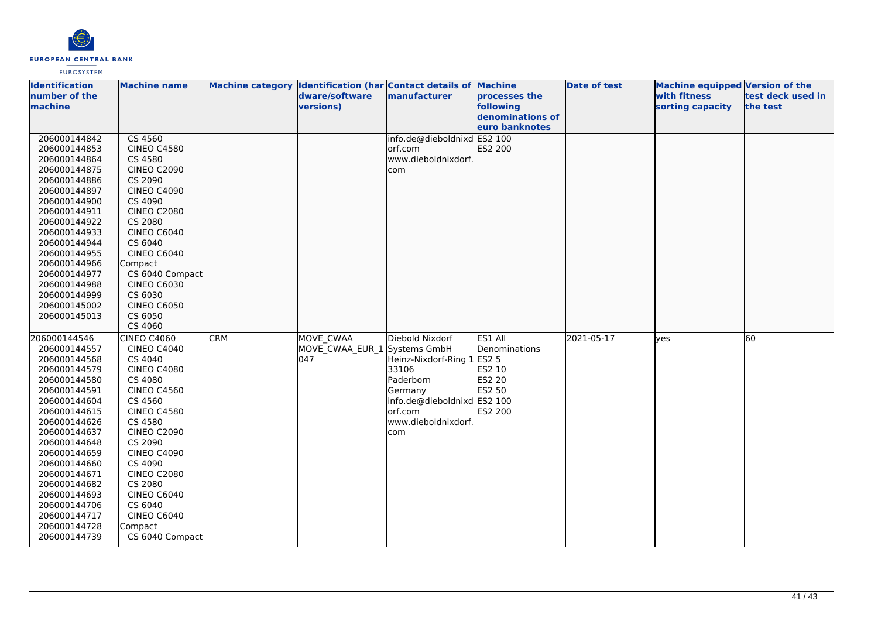| Identification number of the machine | Machine name | Machine category | Identification (hardware/software versions) | Contact details of manufacturer | Machine processes the following denominations of euro banknotes | Date of test | Machine equipped with fitness sorting capacity | Version of the test deck used in the test |
|---|---|---|---|---|---|---|---|---|
| 206000144842<br>206000144853<br>206000144864<br>206000144875<br>206000144886<br>206000144897<br>206000144900<br>206000144911<br>206000144922<br>206000144933<br>206000144944<br>206000144955<br>206000144966<br>206000144977<br>206000144988<br>206000144999<br>206000145002<br>206000145013 | CS 4560<br>CINEO C4580<br>CS 4580<br>CINEO C2090<br>CS 2090<br>CINEO C4090<br>CS 4090<br>CINEO C2080<br>CS 2080<br>CINEO C6040<br>CS 6040<br>CINEO C6040 Compact<br>CS 6040 Compact<br>CINEO C6030<br>CS 6030<br>CINEO C6050<br>CS 6050<br>CS 4060 | | | info.de@dieboldnixdorf.com<br>www.dieboldnixdorf.com | ES2 100<br>ES2 200 | | | |
| 206000144546<br>206000144557<br>206000144568<br>206000144579<br>206000144580<br>206000144591<br>206000144604<br>206000144615<br>206000144626<br>206000144637<br>206000144648<br>206000144659<br>206000144660<br>206000144671<br>206000144682<br>206000144693<br>206000144706<br>206000144717<br>206000144728<br>206000144739 | CINEO C4060<br>CINEO C4040<br>CS 4040<br>CINEO C4080<br>CS 4080<br>CINEO C4560<br>CS 4560<br>CINEO C4580<br>CS 4580<br>CINEO C2090<br>CS 2090<br>CINEO C4090<br>CS 4090<br>CINEO C2080<br>CS 2080<br>CINEO C6040<br>CS 6040<br>CINEO C6040 Compact<br>CS 6040 Compact | CRM | MOVE_CWAA<br>MOVE_CWAA_EUR_1047 | Diebold Nixdorf Systems GmbH<br>Heinz-Nixdorf-Ring 1<br>33106<br>Paderborn<br>Germany<br>info.de@dieboldnixdorf.com<br>www.dieboldnixdorf.com | ES1 All Denominations<br>ES2 5<br>ES2 10<br>ES2 20<br>ES2 50<br>ES2 100<br>ES2 200 | 2021-05-17 | yes | 60 |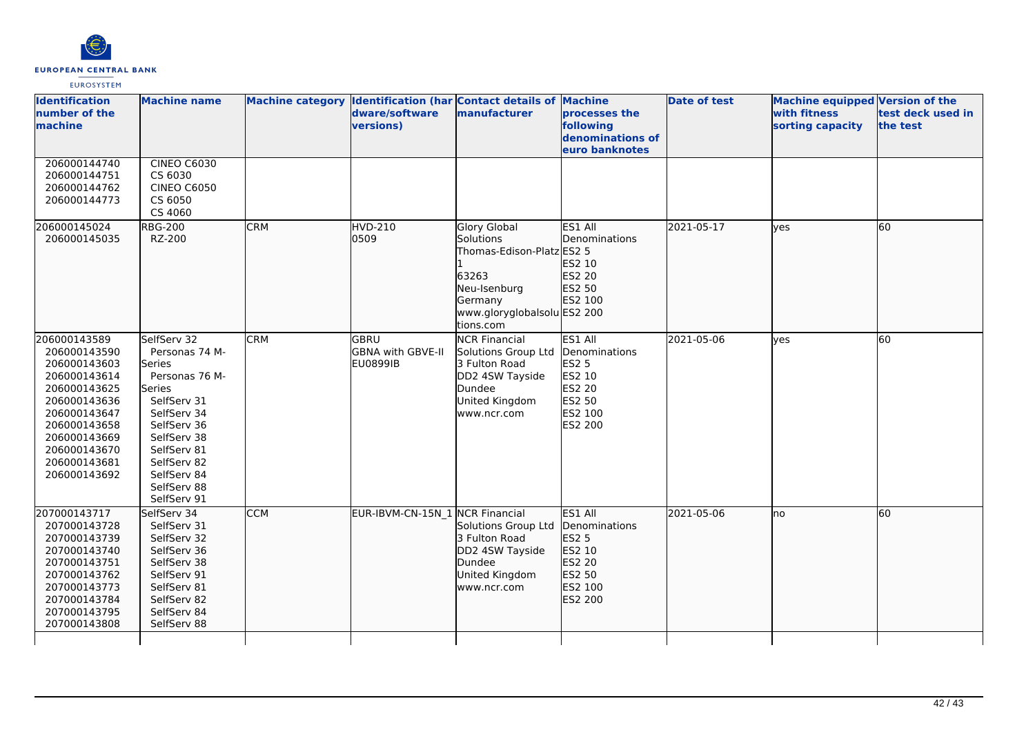| Identification number of the machine | Machine name | Machine category | Identification (hardware/software versions) | Contact details of manufacturer | Machine processes the following denominations of euro banknotes | Date of test | Machine equipped with fitness sorting capacity | Version of the test deck used in the test |
|---|---|---|---|---|---|---|---|---|
| 206000144740<br>206000144751<br>206000144762<br>206000144773 | CINEO C6030<br>CS 6030<br>CINEO C6050<br>CS 6050<br>CS 4060 | | | | | | | |
| 206000145024<br>206000145035 | RBG-200<br>RZ-200 | CRM | HVD-210<br>0509 | Glory Global Solutions<br>Thomas-Edison-Platz 1<br>63263<br>Neu-Isenburg<br>Germany<br>www.gloryglobalsolutions.com | ES1 All Denominations<br>ES2 5<br>ES2 10<br>ES2 20<br>ES2 50<br>ES2 100<br>ES2 200 | 2021-05-17 | yes | 60 |
| 206000143589<br>206000143590<br>206000143603<br>206000143614<br>206000143625<br>206000143636<br>206000143647<br>206000143658<br>206000143669<br>206000143670<br>206000143681<br>206000143692 | SelfServ 32<br>Personas 74 M-Series<br>Personas 76 M-Series<br>SelfServ 31<br>SelfServ 34<br>SelfServ 36<br>SelfServ 38<br>SelfServ 81<br>SelfServ 82<br>SelfServ 84<br>SelfServ 88<br>SelfServ 91 | CRM | GBRU<br>GBNA with GBVE-II<br>EU0899IB | NCR Financial Solutions Group Ltd<br>3 Fulton Road<br>DD2 4SW Tayside<br>Dundee<br>United Kingdom<br>www.ncr.com | ES1 All Denominations<br>ES2 5<br>ES2 10<br>ES2 20<br>ES2 50<br>ES2 100<br>ES2 200 | 2021-05-06 | yes | 60 |
| 207000143717<br>207000143728<br>207000143739<br>207000143740<br>207000143751<br>207000143762<br>207000143773<br>207000143784<br>207000143795<br>207000143808 | SelfServ 34<br>SelfServ 31<br>SelfServ 32<br>SelfServ 36<br>SelfServ 38<br>SelfServ 91<br>SelfServ 81<br>SelfServ 82<br>SelfServ 84<br>SelfServ 88 | CCM | EUR-IBVM-CN-15N_1 | NCR Financial Solutions Group Ltd<br>3 Fulton Road<br>DD2 4SW Tayside<br>Dundee<br>United Kingdom<br>www.ncr.com | ES1 All Denominations<br>ES2 5<br>ES2 10<br>ES2 20<br>ES2 50<br>ES2 100<br>ES2 200 | 2021-05-06 | no | 60 |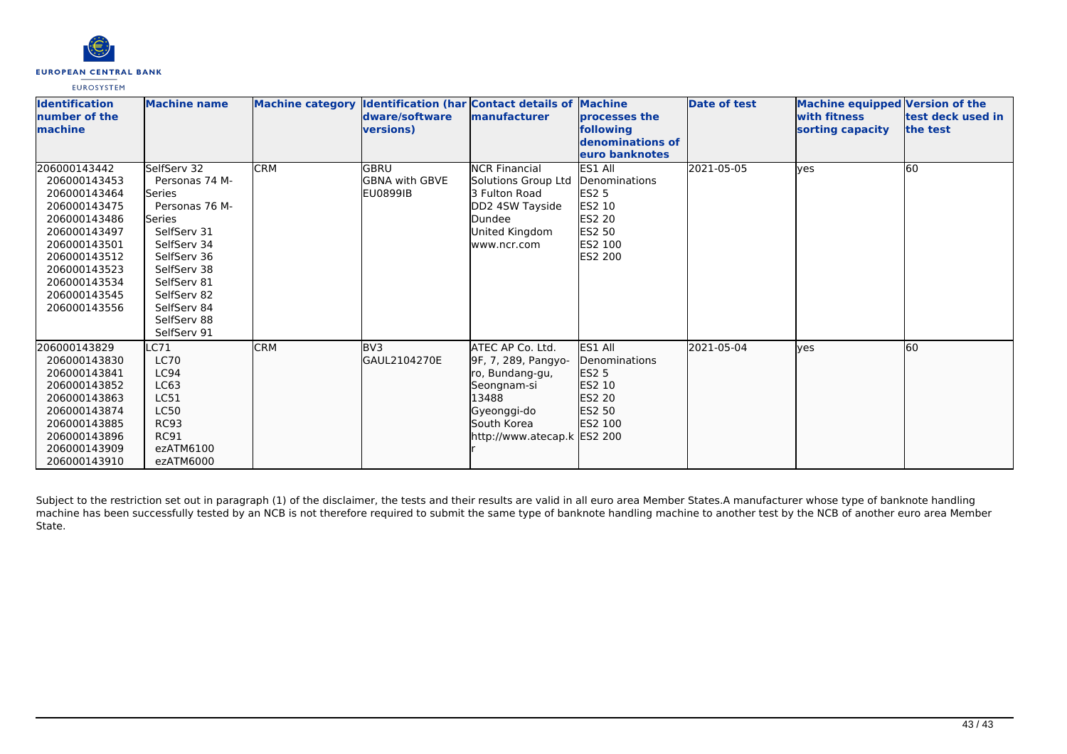| Identification number of the machine | Machine name | Machine category | Identification (hardware/software versions) | Contact details of manufacturer | Machine processes the following denominations of euro banknotes | Date of test | Machine equipped with fitness sorting capacity | Version of the test deck used in the test |
| --- | --- | --- | --- | --- | --- | --- | --- | --- |
| 206000143442 206000143453 206000143464 206000143475 206000143486 206000143497 206000143501 206000143512 206000143523 206000143534 206000143545 206000143556 | SelfServ 32 Personas 74 M-Series Personas 76 M-Series SelfServ 31 SelfServ 34 SelfServ 36 SelfServ 38 SelfServ 81 SelfServ 82 SelfServ 84 SelfServ 88 SelfServ 91 | CRM | GBRU GBNA with GBVE EU0899IB | NCR Financial Solutions Group Ltd 3 Fulton Road DD2 4SW Tayside Dundee United Kingdom www.ncr.com | ES1 All Denominations ES2 5 ES2 10 ES2 20 ES2 50 ES2 100 ES2 200 | 2021-05-05 | yes | 60 |
| 206000143829 206000143830 206000143841 206000143852 206000143863 206000143874 206000143885 206000143896 206000143909 206000143910 | LC71 LC70 LC94 LC63 LC51 LC50 RC93 RC91 ezATM6100 ezATM6000 | CRM | BV3 GAUL2104270E | ATEC AP Co. Ltd. 9F, 7, 289, Pangyo-ro, Bundang-gu, Seongnam-si 13488 Gyeonggi-do South Korea http://www.atecap.kr | ES1 All Denominations ES2 5 ES2 10 ES2 20 ES2 50 ES2 100 ES2 200 | 2021-05-04 | yes | 60 |

Subject to the restriction set out in paragraph (1) of the disclaimer, the tests and their results are valid in all euro area Member States.A manufacturer whose type of banknote handling machine has been successfully tested by an NCB is not therefore required to submit the same type of banknote handling machine to another test by the NCB of another euro area Member State.